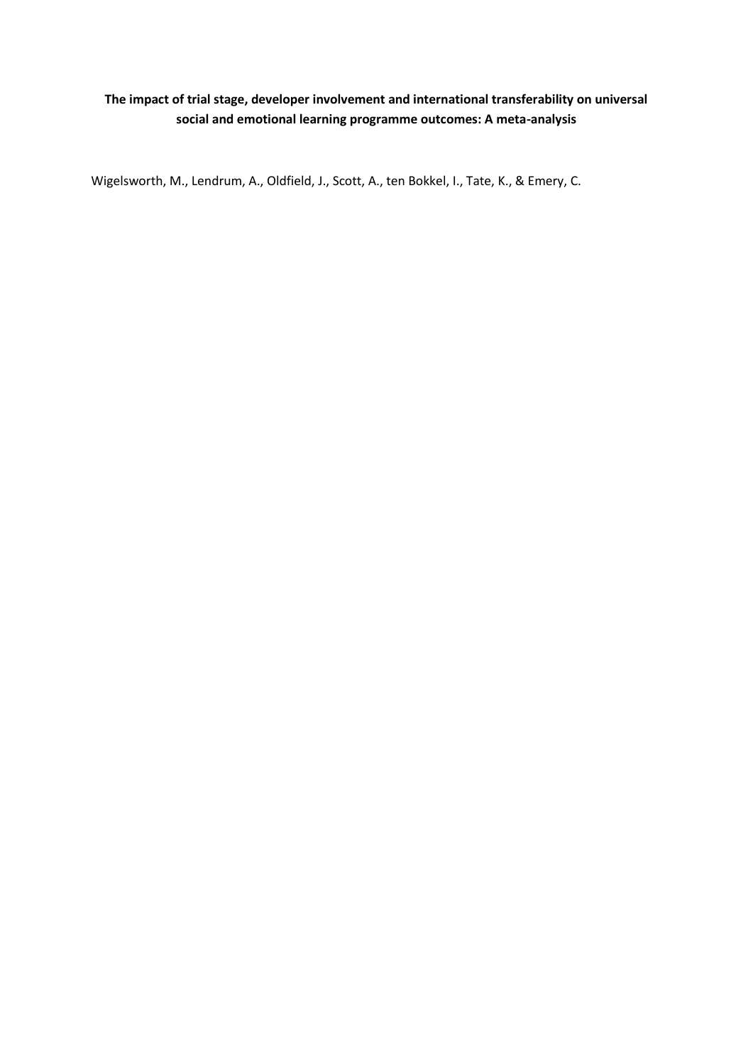# The impact of trial stage, developer involvement and international transferability on universal social and emotional learning programme outcomes: A meta-analysis

Wigelsworth, M., Lendrum, A., Oldfield, J., Scott, A., ten Bokkel, I., Tate, K., & Emery, C.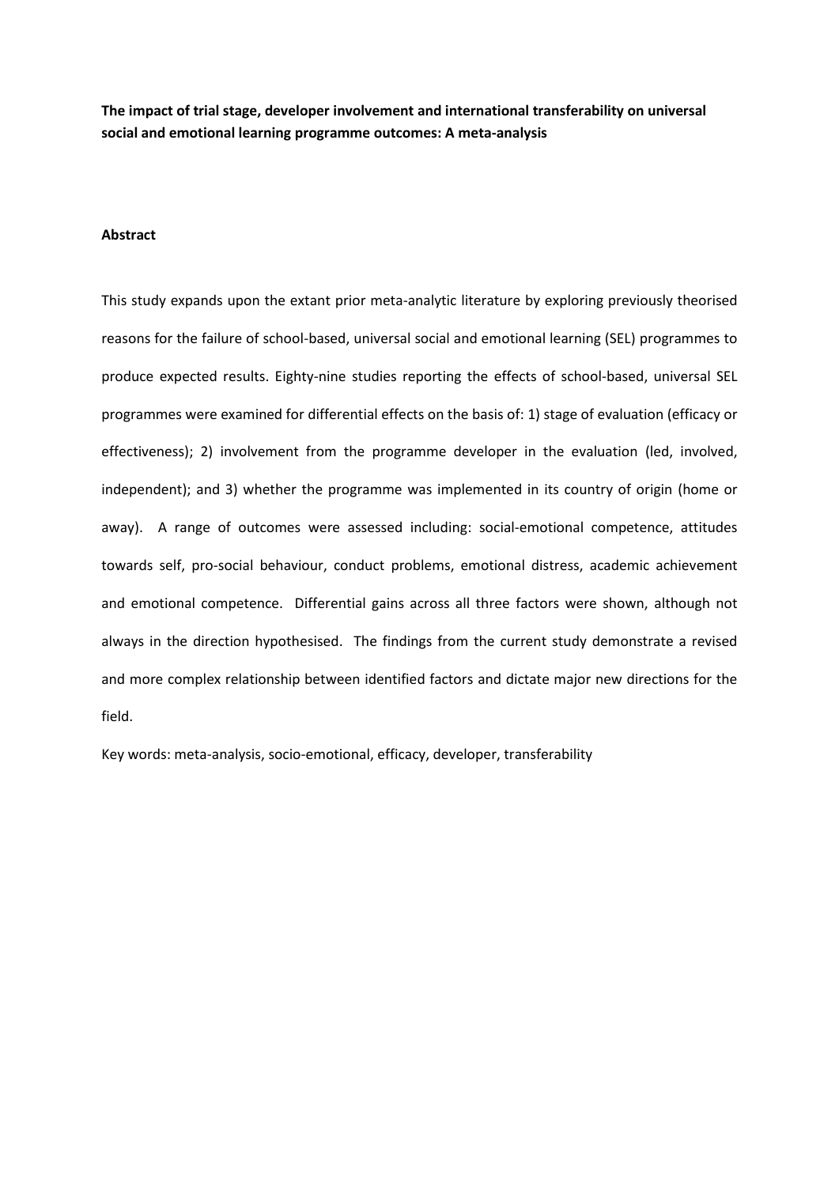**The impact of trial stage, developer involvement and international transferability on universal social and emotional learning programme outcomes: A meta-analysis**

**Abstract**

This study expands upon the extant prior meta-analytic literature by exploring previously theorised reasons for the failure of school-based, universal social and emotional learning (SEL) programmes to produce expected results. Eighty-nine studies reporting the effects of school-based, universal SEL programmes were examined for differential effects on the basis of: 1) stage of evaluation (efficacy or effectiveness); 2) involvement from the programme developer in the evaluation (led, involved, independent); and 3) whether the programme was implemented in its country of origin (home or away). A range of outcomes were assessed including: social-emotional competence, attitudes towards self, pro-social behaviour, conduct problems, emotional distress, academic achievement and emotional competence. Differential gains across all three factors were shown, although not always in the direction hypothesised. The findings from the current study demonstrate a revised and more complex relationship between identified factors and dictate major new directions for the field.

Key words: meta-analysis, socio-emotional, efficacy, developer, transferability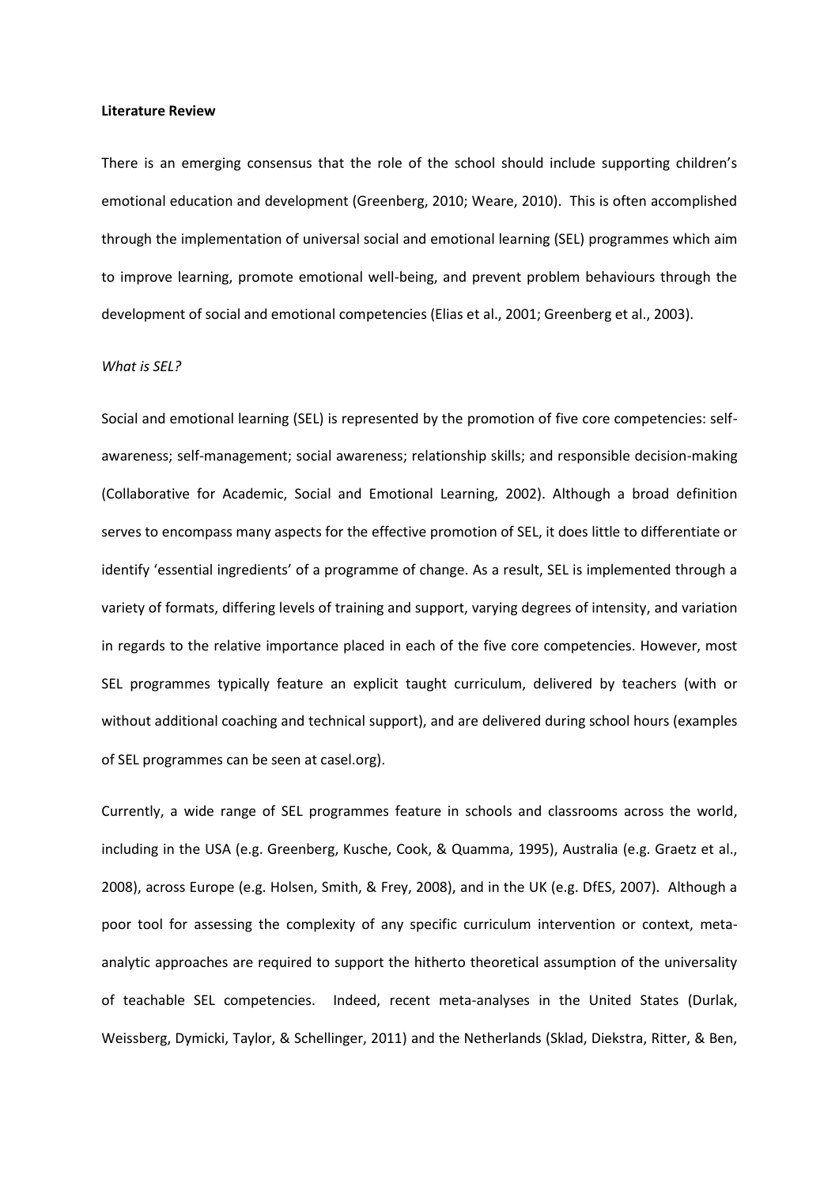**Literature Review**

There is an emerging consensus that the role of the school should include supporting children's emotional education and development (Greenberg, 2010; Weare, 2010). This is often accomplished through the implementation of universal social and emotional learning (SEL) programmes which aim to improve learning, promote emotional well-being, and prevent problem behaviours through the development of social and emotional competencies (Elias et al., 2001; Greenberg et al., 2003).

*What is SEL?*

Social and emotional learning (SEL) is represented by the promotion of five core competencies: self-awareness; self-management; social awareness; relationship skills; and responsible decision-making (Collaborative for Academic, Social and Emotional Learning, 2002). Although a broad definition serves to encompass many aspects for the effective promotion of SEL, it does little to differentiate or identify 'essential ingredients' of a programme of change. As a result, SEL is implemented through a variety of formats, differing levels of training and support, varying degrees of intensity, and variation in regards to the relative importance placed in each of the five core competencies. However, most SEL programmes typically feature an explicit taught curriculum, delivered by teachers (with or without additional coaching and technical support), and are delivered during school hours (examples of SEL programmes can be seen at casel.org).

Currently, a wide range of SEL programmes feature in schools and classrooms across the world, including in the USA (e.g. Greenberg, Kusche, Cook, & Quamma, 1995), Australia (e.g. Graetz et al., 2008), across Europe (e.g. Holsen, Smith, & Frey, 2008), and in the UK (e.g. DfES, 2007). Although a poor tool for assessing the complexity of any specific curriculum intervention or context, meta-analytic approaches are required to support the hitherto theoretical assumption of the universality of teachable SEL competencies. Indeed, recent meta-analyses in the United States (Durlak, Weissberg, Dymicki, Taylor, & Schellinger, 2011) and the Netherlands (Sklad, Diekstra, Ritter, & Ben,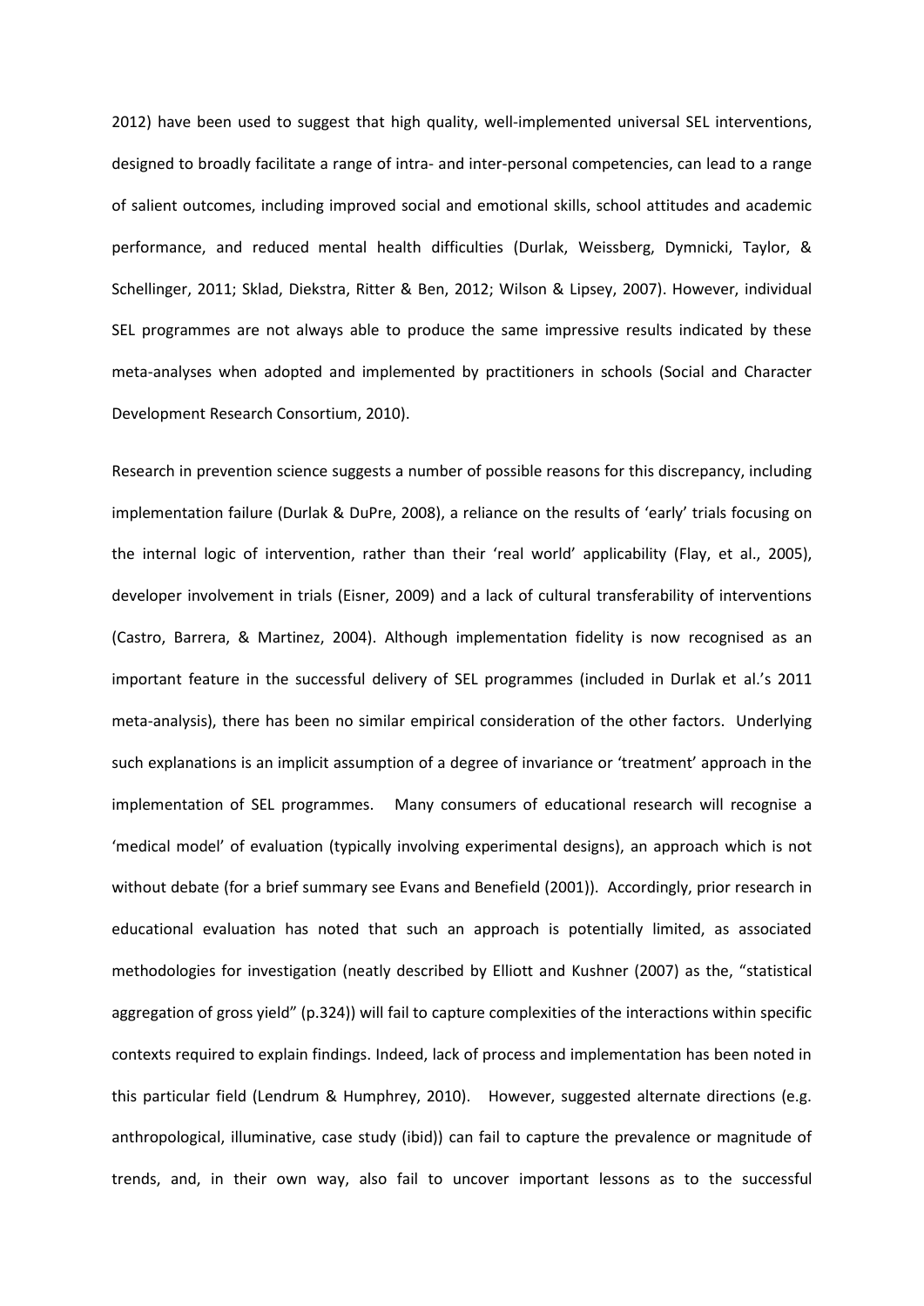2012) have been used to suggest that high quality, well-implemented universal SEL interventions, designed to broadly facilitate a range of intra- and inter-personal competencies, can lead to a range of salient outcomes, including improved social and emotional skills, school attitudes and academic performance, and reduced mental health difficulties (Durlak, Weissberg, Dymnicki, Taylor, & Schellinger, 2011; Sklad, Diekstra, Ritter & Ben, 2012; Wilson & Lipsey, 2007). However, individual SEL programmes are not always able to produce the same impressive results indicated by these meta-analyses when adopted and implemented by practitioners in schools (Social and Character Development Research Consortium, 2010).

Research in prevention science suggests a number of possible reasons for this discrepancy, including implementation failure (Durlak & DuPre, 2008), a reliance on the results of 'early' trials focusing on the internal logic of intervention, rather than their 'real world' applicability (Flay, et al., 2005), developer involvement in trials (Eisner, 2009) and a lack of cultural transferability of interventions (Castro, Barrera, & Martinez, 2004). Although implementation fidelity is now recognised as an important feature in the successful delivery of SEL programmes (included in Durlak et al.'s 2011 meta-analysis), there has been no similar empirical consideration of the other factors. Underlying such explanations is an implicit assumption of a degree of invariance or 'treatment' approach in the implementation of SEL programmes. Many consumers of educational research will recognise a 'medical model' of evaluation (typically involving experimental designs), an approach which is not without debate (for a brief summary see Evans and Benefield (2001)). Accordingly, prior research in educational evaluation has noted that such an approach is potentially limited, as associated methodologies for investigation (neatly described by Elliott and Kushner (2007) as the, "statistical aggregation of gross yield" (p.324)) will fail to capture complexities of the interactions within specific contexts required to explain findings. Indeed, lack of process and implementation has been noted in this particular field (Lendrum & Humphrey, 2010). However, suggested alternate directions (e.g. anthropological, illuminative, case study (ibid)) can fail to capture the prevalence or magnitude of trends, and, in their own way, also fail to uncover important lessons as to the successful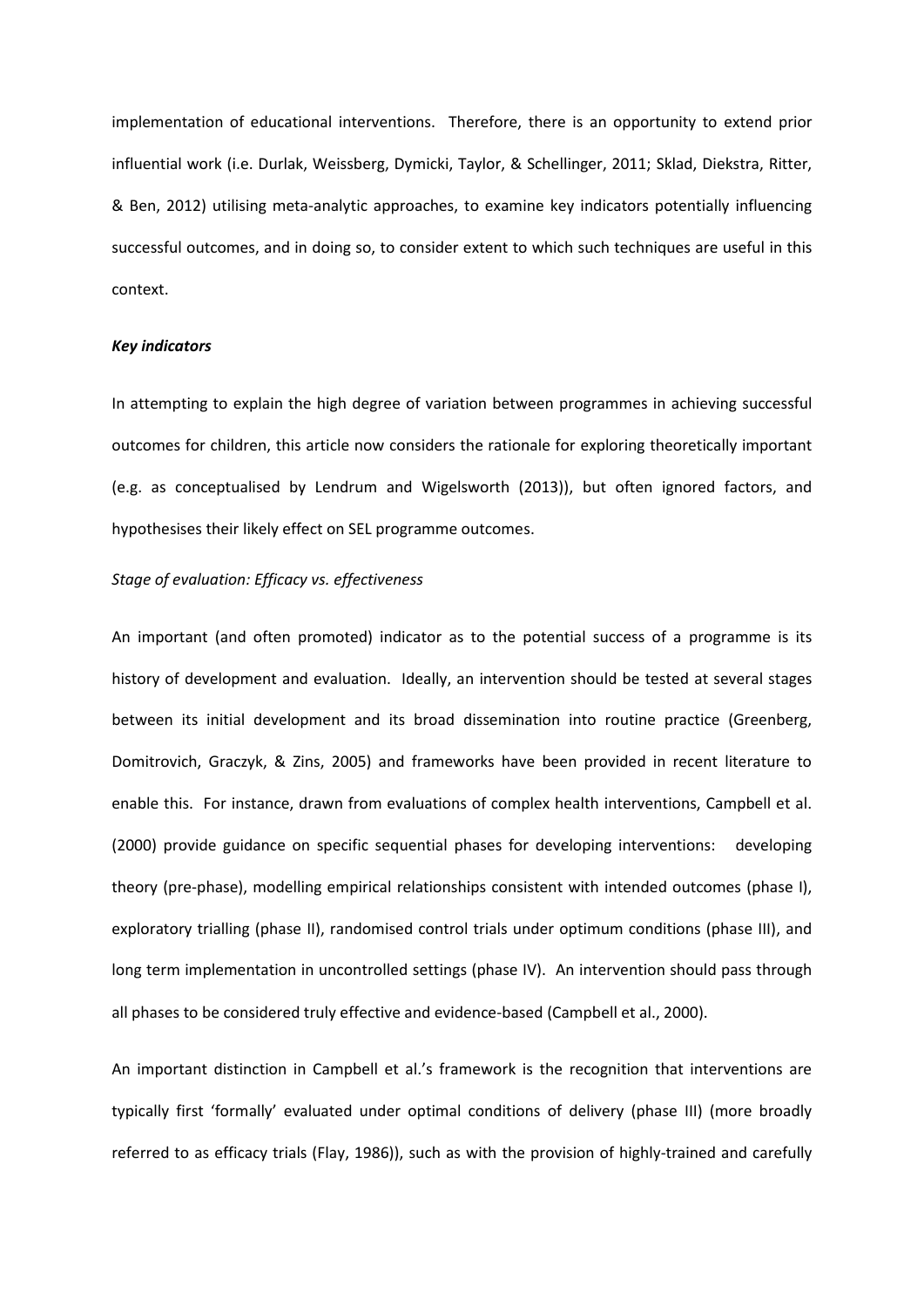implementation of educational interventions. Therefore, there is an opportunity to extend prior influential work (i.e. Durlak, Weissberg, Dymicki, Taylor, & Schellinger, 2011; Sklad, Diekstra, Ritter, & Ben, 2012) utilising meta-analytic approaches, to examine key indicators potentially influencing successful outcomes, and in doing so, to consider extent to which such techniques are useful in this context.

### ***Key indicators***

In attempting to explain the high degree of variation between programmes in achieving successful outcomes for children, this article now considers the rationale for exploring theoretically important (e.g. as conceptualised by Lendrum and Wigelsworth (2013)), but often ignored factors, and hypothesises their likely effect on SEL programme outcomes.

#### *Stage of evaluation: Efficacy vs. effectiveness*

An important (and often promoted) indicator as to the potential success of a programme is its history of development and evaluation. Ideally, an intervention should be tested at several stages between its initial development and its broad dissemination into routine practice (Greenberg, Domitrovich, Graczyk, & Zins, 2005) and frameworks have been provided in recent literature to enable this. For instance, drawn from evaluations of complex health interventions, Campbell et al. (2000) provide guidance on specific sequential phases for developing interventions: developing theory (pre-phase), modelling empirical relationships consistent with intended outcomes (phase I), exploratory trialling (phase II), randomised control trials under optimum conditions (phase III), and long term implementation in uncontrolled settings (phase IV). An intervention should pass through all phases to be considered truly effective and evidence-based (Campbell et al., 2000).

An important distinction in Campbell et al.'s framework is the recognition that interventions are typically first 'formally' evaluated under optimal conditions of delivery (phase III) (more broadly referred to as efficacy trials (Flay, 1986)), such as with the provision of highly-trained and carefully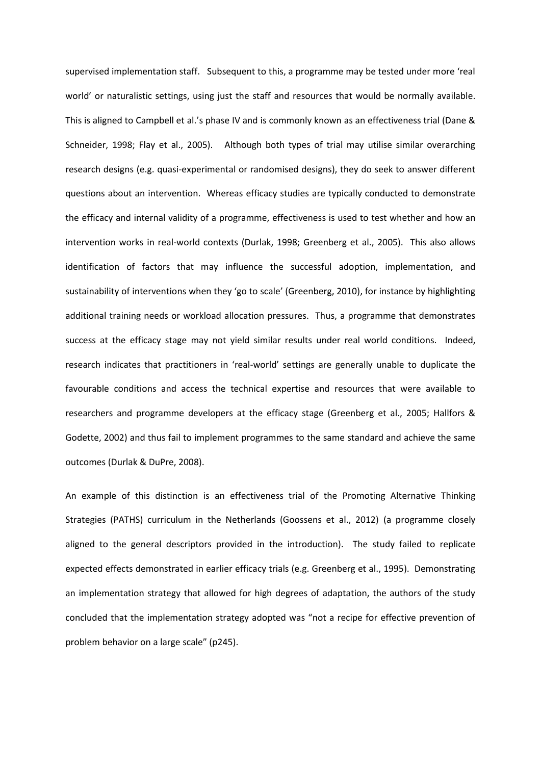supervised implementation staff. Subsequent to this, a programme may be tested under more 'real world' or naturalistic settings, using just the staff and resources that would be normally available. This is aligned to Campbell et al.'s phase IV and is commonly known as an effectiveness trial (Dane & Schneider, 1998; Flay et al., 2005). Although both types of trial may utilise similar overarching research designs (e.g. quasi-experimental or randomised designs), they do seek to answer different questions about an intervention. Whereas efficacy studies are typically conducted to demonstrate the efficacy and internal validity of a programme, effectiveness is used to test whether and how an intervention works in real-world contexts (Durlak, 1998; Greenberg et al., 2005). This also allows identification of factors that may influence the successful adoption, implementation, and sustainability of interventions when they 'go to scale' (Greenberg, 2010), for instance by highlighting additional training needs or workload allocation pressures. Thus, a programme that demonstrates success at the efficacy stage may not yield similar results under real world conditions. Indeed, research indicates that practitioners in 'real-world' settings are generally unable to duplicate the favourable conditions and access the technical expertise and resources that were available to researchers and programme developers at the efficacy stage (Greenberg et al., 2005; Hallfors & Godette, 2002) and thus fail to implement programmes to the same standard and achieve the same outcomes (Durlak & DuPre, 2008).

An example of this distinction is an effectiveness trial of the Promoting Alternative Thinking Strategies (PATHS) curriculum in the Netherlands (Goossens et al., 2012) (a programme closely aligned to the general descriptors provided in the introduction). The study failed to replicate expected effects demonstrated in earlier efficacy trials (e.g. Greenberg et al., 1995). Demonstrating an implementation strategy that allowed for high degrees of adaptation, the authors of the study concluded that the implementation strategy adopted was "not a recipe for effective prevention of problem behavior on a large scale" (p245).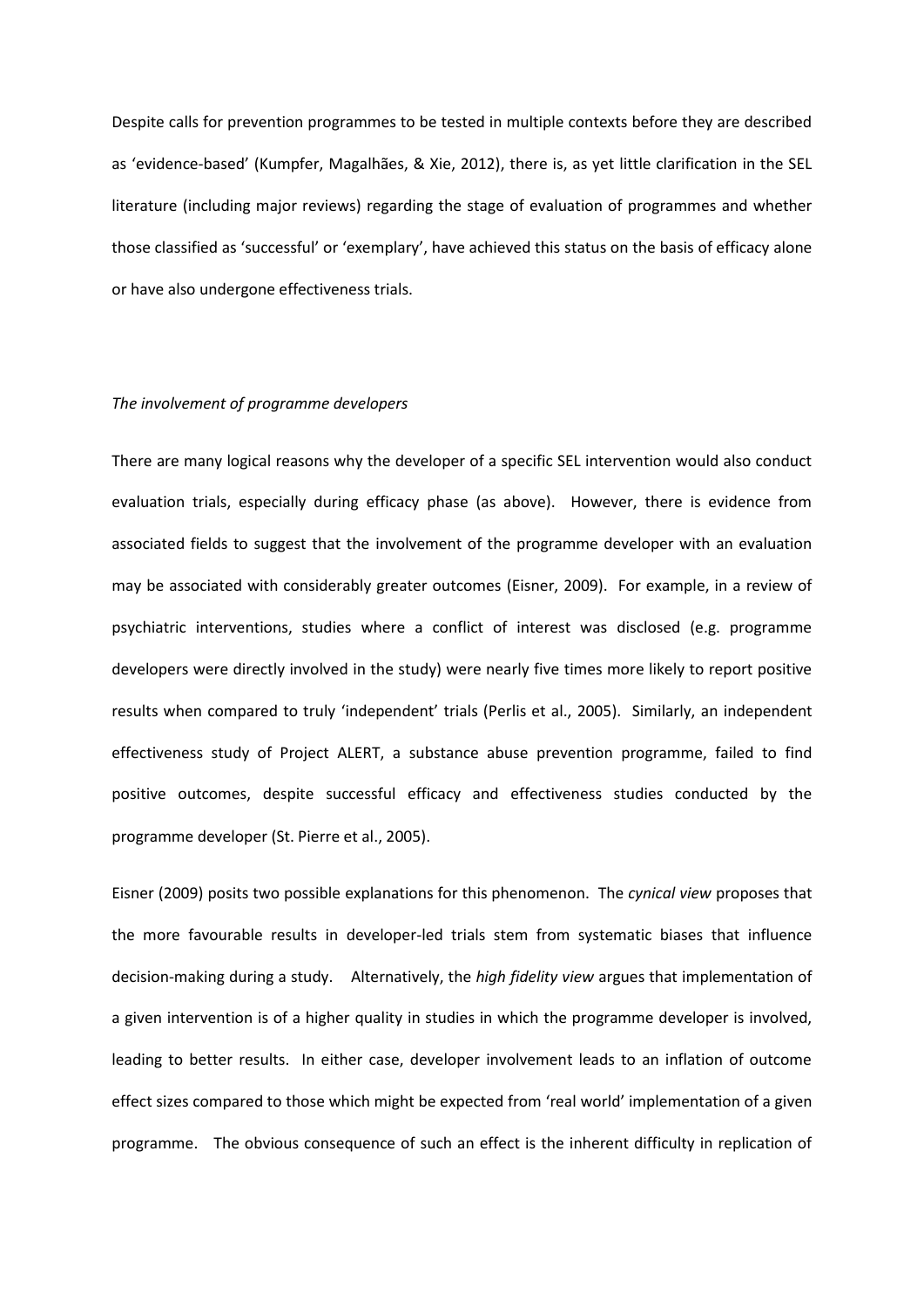Despite calls for prevention programmes to be tested in multiple contexts before they are described as 'evidence-based' (Kumpfer, Magalhães, & Xie, 2012), there is, as yet little clarification in the SEL literature (including major reviews) regarding the stage of evaluation of programmes and whether those classified as 'successful' or 'exemplary', have achieved this status on the basis of efficacy alone or have also undergone effectiveness trials.

### *The involvement of programme developers*

There are many logical reasons why the developer of a specific SEL intervention would also conduct evaluation trials, especially during efficacy phase (as above). However, there is evidence from associated fields to suggest that the involvement of the programme developer with an evaluation may be associated with considerably greater outcomes (Eisner, 2009). For example, in a review of psychiatric interventions, studies where a conflict of interest was disclosed (e.g. programme developers were directly involved in the study) were nearly five times more likely to report positive results when compared to truly 'independent' trials (Perlis et al., 2005). Similarly, an independent effectiveness study of Project ALERT, a substance abuse prevention programme, failed to find positive outcomes, despite successful efficacy and effectiveness studies conducted by the programme developer (St. Pierre et al., 2005).

Eisner (2009) posits two possible explanations for this phenomenon. The *cynical view* proposes that the more favourable results in developer-led trials stem from systematic biases that influence decision-making during a study. Alternatively, the *high fidelity view* argues that implementation of a given intervention is of a higher quality in studies in which the programme developer is involved, leading to better results. In either case, developer involvement leads to an inflation of outcome effect sizes compared to those which might be expected from 'real world' implementation of a given programme. The obvious consequence of such an effect is the inherent difficulty in replication of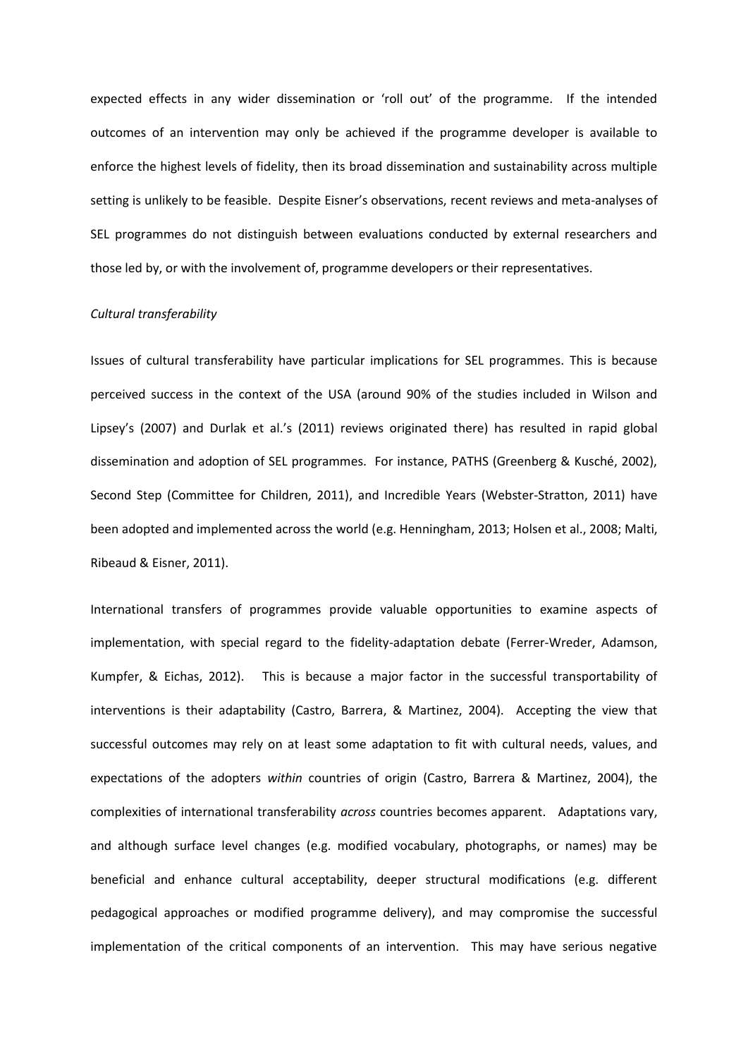expected effects in any wider dissemination or 'roll out' of the programme. If the intended outcomes of an intervention may only be achieved if the programme developer is available to enforce the highest levels of fidelity, then its broad dissemination and sustainability across multiple setting is unlikely to be feasible. Despite Eisner's observations, recent reviews and meta-analyses of SEL programmes do not distinguish between evaluations conducted by external researchers and those led by, or with the involvement of, programme developers or their representatives.

*Cultural transferability*

Issues of cultural transferability have particular implications for SEL programmes. This is because perceived success in the context of the USA (around 90% of the studies included in Wilson and Lipsey's (2007) and Durlak et al.'s (2011) reviews originated there) has resulted in rapid global dissemination and adoption of SEL programmes. For instance, PATHS (Greenberg & Kusché, 2002), Second Step (Committee for Children, 2011), and Incredible Years (Webster-Stratton, 2011) have been adopted and implemented across the world (e.g. Henningham, 2013; Holsen et al., 2008; Malti, Ribeaud & Eisner, 2011).

International transfers of programmes provide valuable opportunities to examine aspects of implementation, with special regard to the fidelity-adaptation debate (Ferrer-Wreder, Adamson, Kumpfer, & Eichas, 2012). This is because a major factor in the successful transportability of interventions is their adaptability (Castro, Barrera, & Martinez, 2004). Accepting the view that successful outcomes may rely on at least some adaptation to fit with cultural needs, values, and expectations of the adopters *within* countries of origin (Castro, Barrera & Martinez, 2004), the complexities of international transferability *across* countries becomes apparent. Adaptations vary, and although surface level changes (e.g. modified vocabulary, photographs, or names) may be beneficial and enhance cultural acceptability, deeper structural modifications (e.g. different pedagogical approaches or modified programme delivery), and may compromise the successful implementation of the critical components of an intervention. This may have serious negative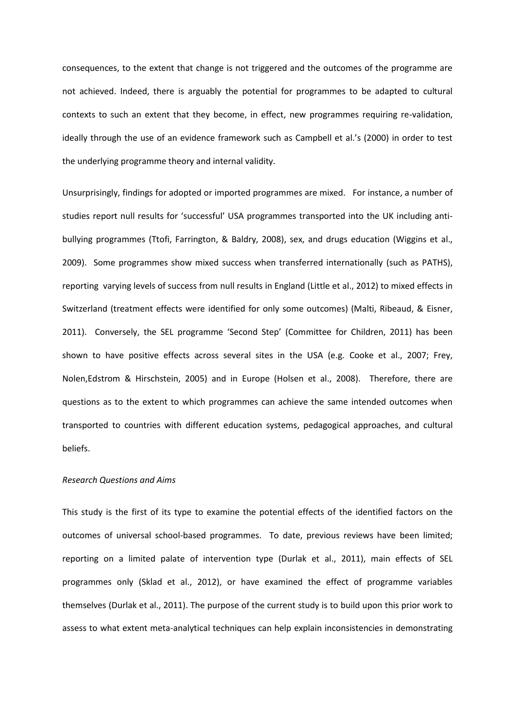consequences, to the extent that change is not triggered and the outcomes of the programme are not achieved. Indeed, there is arguably the potential for programmes to be adapted to cultural contexts to such an extent that they become, in effect, new programmes requiring re-validation, ideally through the use of an evidence framework such as Campbell et al.'s (2000) in order to test the underlying programme theory and internal validity.

Unsurprisingly, findings for adopted or imported programmes are mixed. For instance, a number of studies report null results for 'successful' USA programmes transported into the UK including anti-bullying programmes (Ttofi, Farrington, & Baldry, 2008), sex, and drugs education (Wiggins et al., 2009). Some programmes show mixed success when transferred internationally (such as PATHS), reporting varying levels of success from null results in England (Little et al., 2012) to mixed effects in Switzerland (treatment effects were identified for only some outcomes) (Malti, Ribeaud, & Eisner, 2011). Conversely, the SEL programme 'Second Step' (Committee for Children, 2011) has been shown to have positive effects across several sites in the USA (e.g. Cooke et al., 2007; Frey, Nolen,Edstrom & Hirschstein, 2005) and in Europe (Holsen et al., 2008). Therefore, there are questions as to the extent to which programmes can achieve the same intended outcomes when transported to countries with different education systems, pedagogical approaches, and cultural beliefs.

*Research Questions and Aims*

This study is the first of its type to examine the potential effects of the identified factors on the outcomes of universal school-based programmes. To date, previous reviews have been limited; reporting on a limited palate of intervention type (Durlak et al., 2011), main effects of SEL programmes only (Sklad et al., 2012), or have examined the effect of programme variables themselves (Durlak et al., 2011). The purpose of the current study is to build upon this prior work to assess to what extent meta-analytical techniques can help explain inconsistencies in demonstrating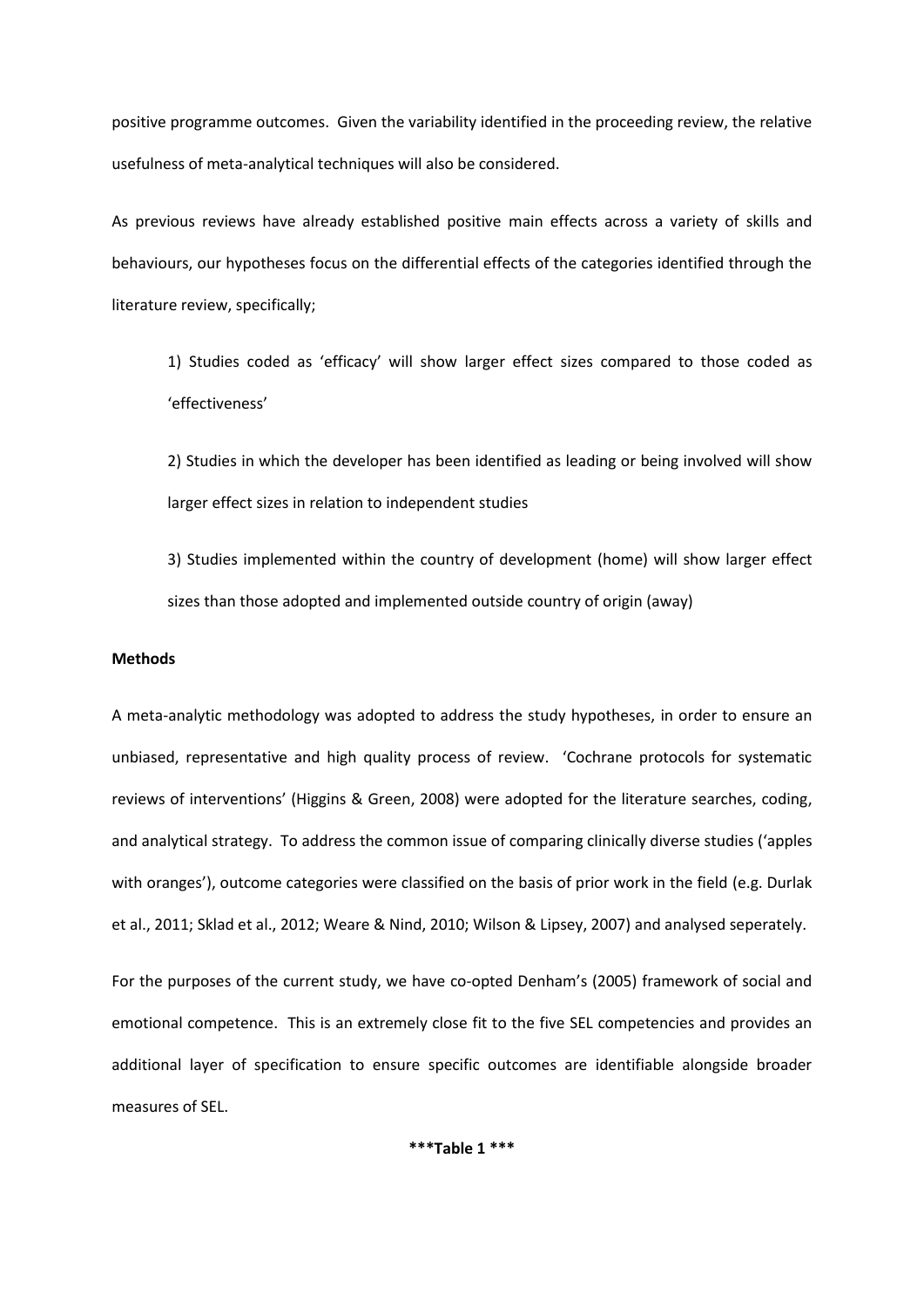positive programme outcomes. Given the variability identified in the proceeding review, the relative usefulness of meta-analytical techniques will also be considered.

As previous reviews have already established positive main effects across a variety of skills and behaviours, our hypotheses focus on the differential effects of the categories identified through the literature review, specifically;

1) Studies coded as 'efficacy' will show larger effect sizes compared to those coded as 'effectiveness'

2) Studies in which the developer has been identified as leading or being involved will show larger effect sizes in relation to independent studies

3) Studies implemented within the country of development (home) will show larger effect sizes than those adopted and implemented outside country of origin (away)

**Methods**

A meta-analytic methodology was adopted to address the study hypotheses, in order to ensure an unbiased, representative and high quality process of review. 'Cochrane protocols for systematic reviews of interventions' (Higgins & Green, 2008) were adopted for the literature searches, coding, and analytical strategy. To address the common issue of comparing clinically diverse studies ('apples with oranges'), outcome categories were classified on the basis of prior work in the field (e.g. Durlak et al., 2011; Sklad et al., 2012; Weare & Nind, 2010; Wilson & Lipsey, 2007) and analysed seperately.

For the purposes of the current study, we have co-opted Denham's (2005) framework of social and emotional competence. This is an extremely close fit to the five SEL competencies and provides an additional layer of specification to ensure specific outcomes are identifiable alongside broader measures of SEL.

**\*\*\*Table 1 \*\*\***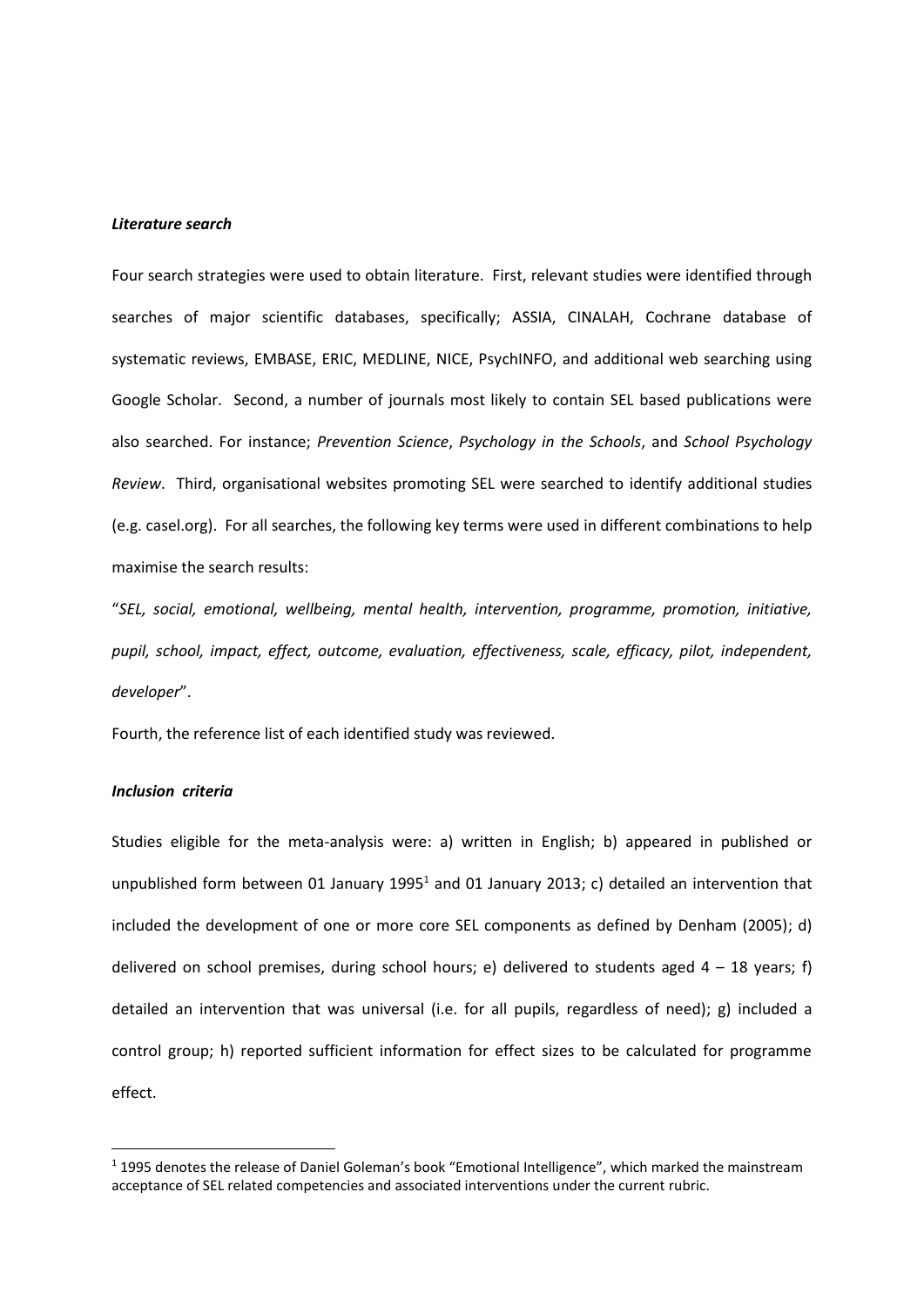***Literature search***

Four search strategies were used to obtain literature. First, relevant studies were identified through searches of major scientific databases, specifically; ASSIA, CINALAH, Cochrane database of systematic reviews, EMBASE, ERIC, MEDLINE, NICE, PsychINFO, and additional web searching using Google Scholar. Second, a number of journals most likely to contain SEL based publications were also searched. For instance; *Prevention Science*, *Psychology in the Schools*, and *School Psychology Review*. Third, organisational websites promoting SEL were searched to identify additional studies (e.g. casel.org). For all searches, the following key terms were used in different combinations to help maximise the search results:

"*SEL, social, emotional, wellbeing, mental health, intervention, programme, promotion, initiative, pupil, school, impact, effect, outcome, evaluation, effectiveness, scale, efficacy, pilot, independent, developer*".

Fourth, the reference list of each identified study was reviewed.

***Inclusion criteria***

Studies eligible for the meta-analysis were: a) written in English; b) appeared in published or unpublished form between 01 January 1995[1] and 01 January 2013; c) detailed an intervention that included the development of one or more core SEL components as defined by Denham (2005); d) delivered on school premises, during school hours; e) delivered to students aged 4 – 18 years; f) detailed an intervention that was universal (i.e. for all pupils, regardless of need); g) included a control group; h) reported sufficient information for effect sizes to be calculated for programme effect.

[1] 1995 denotes the release of Daniel Goleman's book "Emotional Intelligence", which marked the mainstream acceptance of SEL related competencies and associated interventions under the current rubric.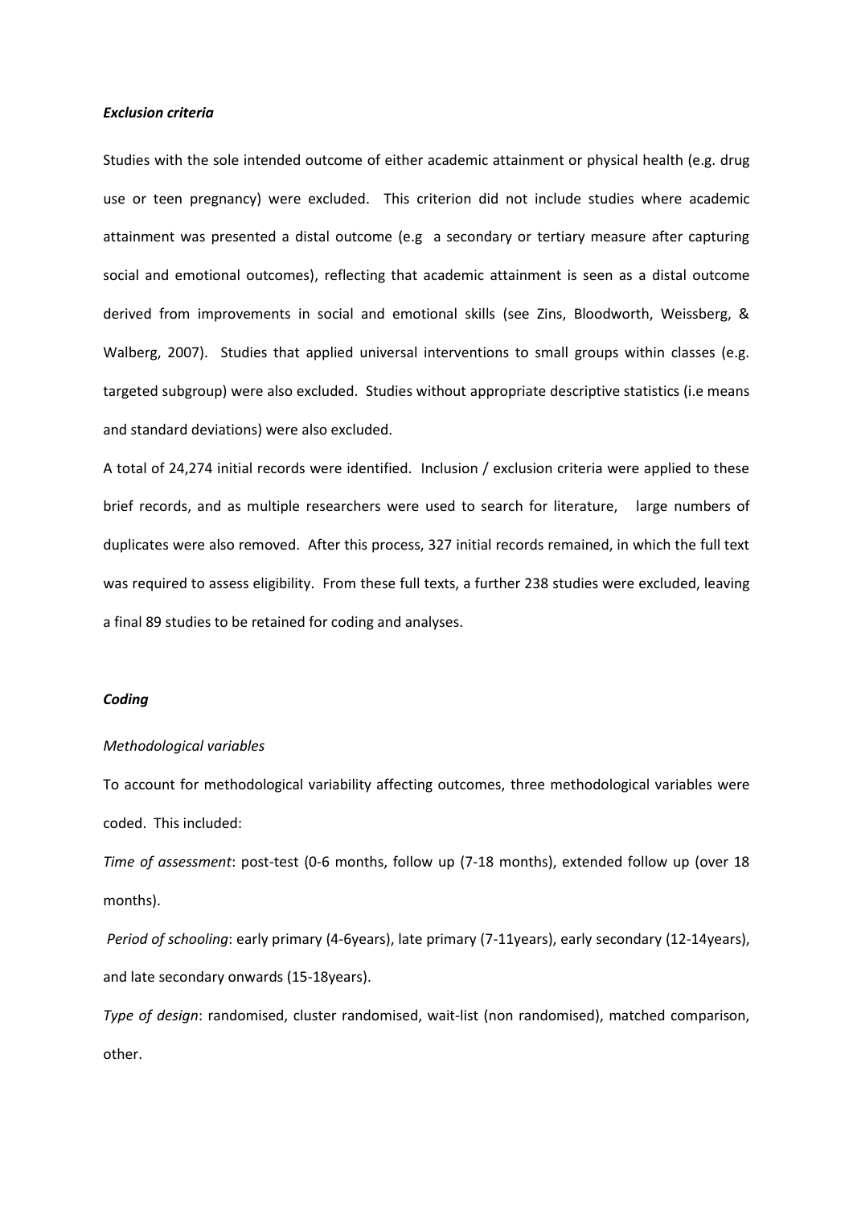***Exclusion criteria***

Studies with the sole intended outcome of either academic attainment or physical health (e.g. drug use or teen pregnancy) were excluded. This criterion did not include studies where academic attainment was presented a distal outcome (e.g a secondary or tertiary measure after capturing social and emotional outcomes), reflecting that academic attainment is seen as a distal outcome derived from improvements in social and emotional skills (see Zins, Bloodworth, Weissberg, & Walberg, 2007). Studies that applied universal interventions to small groups within classes (e.g. targeted subgroup) were also excluded. Studies without appropriate descriptive statistics (i.e means and standard deviations) were also excluded.

A total of 24,274 initial records were identified. Inclusion / exclusion criteria were applied to these brief records, and as multiple researchers were used to search for literature, large numbers of duplicates were also removed. After this process, 327 initial records remained, in which the full text was required to assess eligibility. From these full texts, a further 238 studies were excluded, leaving a final 89 studies to be retained for coding and analyses.

***Coding***

*Methodological variables*

To account for methodological variability affecting outcomes, three methodological variables were coded. This included:

*Time of assessment*: post-test (0-6 months, follow up (7-18 months), extended follow up (over 18 months).

*Period of schooling*: early primary (4-6years), late primary (7-11years), early secondary (12-14years), and late secondary onwards (15-18years).

*Type of design*: randomised, cluster randomised, wait-list (non randomised), matched comparison, other.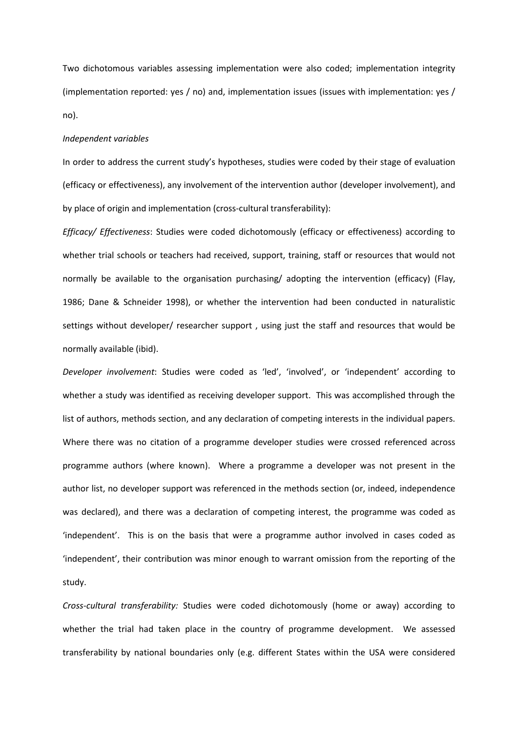Two dichotomous variables assessing implementation were also coded; implementation integrity (implementation reported: yes / no) and, implementation issues (issues with implementation: yes / no).

*Independent variables*

In order to address the current study's hypotheses, studies were coded by their stage of evaluation (efficacy or effectiveness), any involvement of the intervention author (developer involvement), and by place of origin and implementation (cross-cultural transferability):

*Efficacy/ Effectiveness*: Studies were coded dichotomously (efficacy or effectiveness) according to whether trial schools or teachers had received, support, training, staff or resources that would not normally be available to the organisation purchasing/ adopting the intervention (efficacy) (Flay, 1986; Dane & Schneider 1998), or whether the intervention had been conducted in naturalistic settings without developer/ researcher support , using just the staff and resources that would be normally available (ibid).

*Developer involvement*: Studies were coded as 'led', 'involved', or 'independent' according to whether a study was identified as receiving developer support. This was accomplished through the list of authors, methods section, and any declaration of competing interests in the individual papers. Where there was no citation of a programme developer studies were crossed referenced across programme authors (where known). Where a programme a developer was not present in the author list, no developer support was referenced in the methods section (or, indeed, independence was declared), and there was a declaration of competing interest, the programme was coded as 'independent'. This is on the basis that were a programme author involved in cases coded as 'independent', their contribution was minor enough to warrant omission from the reporting of the study.

*Cross-cultural transferability:* Studies were coded dichotomously (home or away) according to whether the trial had taken place in the country of programme development. We assessed transferability by national boundaries only (e.g. different States within the USA were considered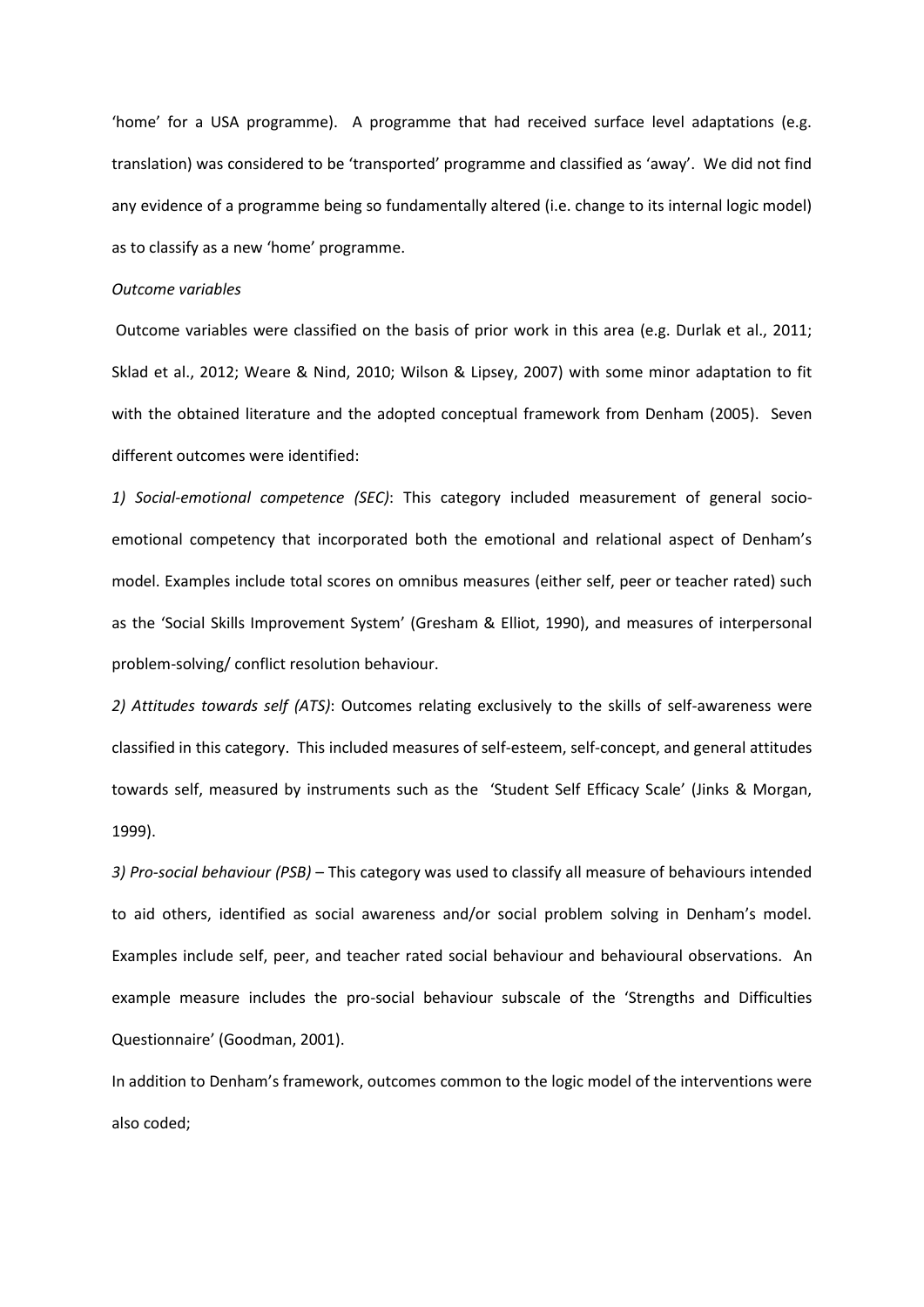'home' for a USA programme). A programme that had received surface level adaptations (e.g. translation) was considered to be 'transported' programme and classified as 'away'. We did not find any evidence of a programme being so fundamentally altered (i.e. change to its internal logic model) as to classify as a new 'home' programme.

*Outcome variables*

Outcome variables were classified on the basis of prior work in this area (e.g. Durlak et al., 2011; Sklad et al., 2012; Weare & Nind, 2010; Wilson & Lipsey, 2007) with some minor adaptation to fit with the obtained literature and the adopted conceptual framework from Denham (2005). Seven different outcomes were identified:

*1) Social-emotional competence (SEC)*: This category included measurement of general socio-emotional competency that incorporated both the emotional and relational aspect of Denham's model. Examples include total scores on omnibus measures (either self, peer or teacher rated) such as the 'Social Skills Improvement System' (Gresham & Elliot, 1990), and measures of interpersonal problem-solving/ conflict resolution behaviour.

*2) Attitudes towards self (ATS)*: Outcomes relating exclusively to the skills of self-awareness were classified in this category. This included measures of self-esteem, self-concept, and general attitudes towards self, measured by instruments such as the 'Student Self Efficacy Scale' (Jinks & Morgan, 1999).

*3) Pro-social behaviour (PSB)* – This category was used to classify all measure of behaviours intended to aid others, identified as social awareness and/or social problem solving in Denham's model. Examples include self, peer, and teacher rated social behaviour and behavioural observations. An example measure includes the pro-social behaviour subscale of the 'Strengths and Difficulties Questionnaire' (Goodman, 2001).

In addition to Denham's framework, outcomes common to the logic model of the interventions were also coded;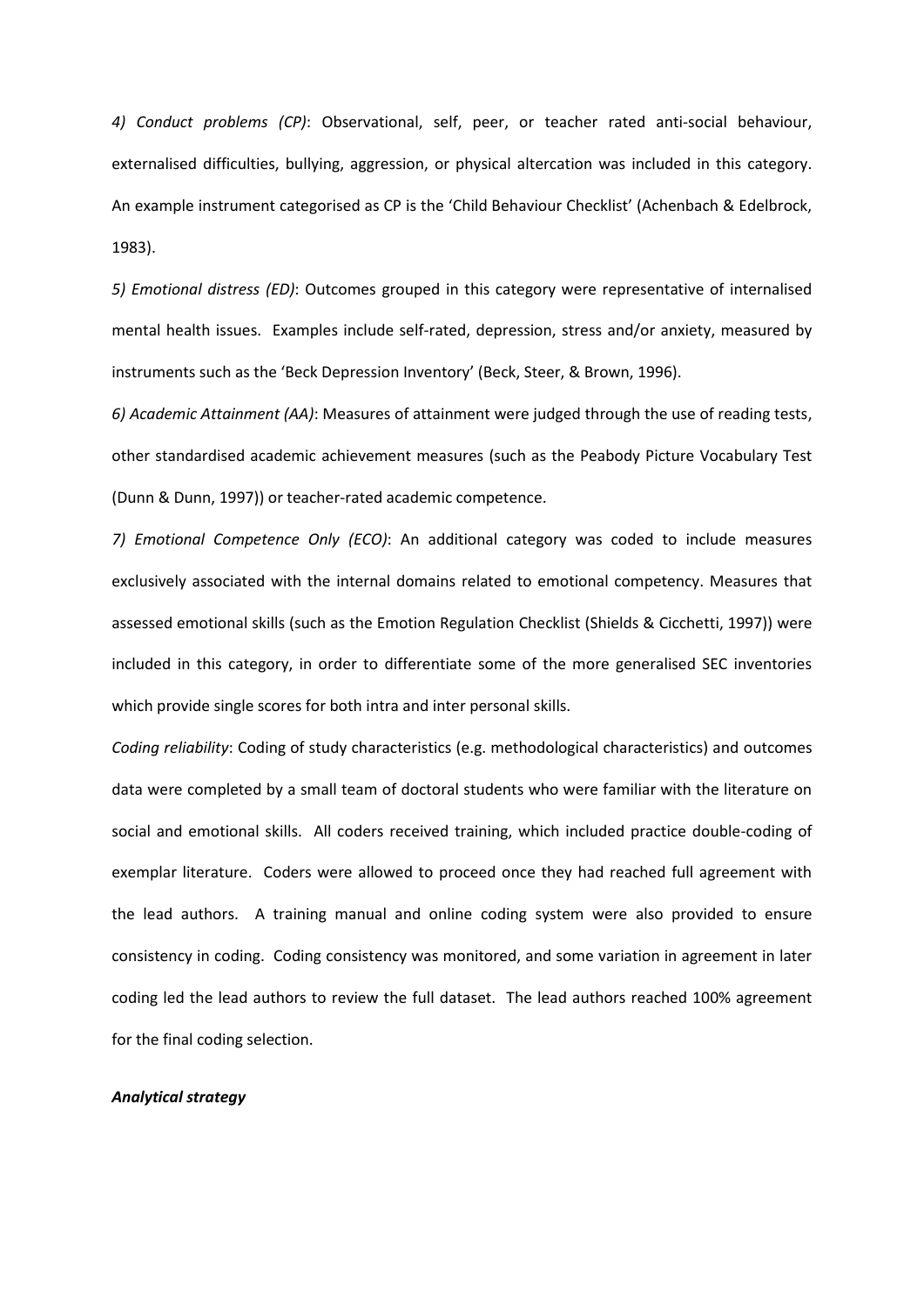*4) Conduct problems (CP)*: Observational, self, peer, or teacher rated anti-social behaviour, externalised difficulties, bullying, aggression, or physical altercation was included in this category. An example instrument categorised as CP is the 'Child Behaviour Checklist' (Achenbach & Edelbrock, 1983).

*5) Emotional distress (ED)*: Outcomes grouped in this category were representative of internalised mental health issues. Examples include self-rated, depression, stress and/or anxiety, measured by instruments such as the 'Beck Depression Inventory' (Beck, Steer, & Brown, 1996).

*6) Academic Attainment (AA)*: Measures of attainment were judged through the use of reading tests, other standardised academic achievement measures (such as the Peabody Picture Vocabulary Test (Dunn & Dunn, 1997)) or teacher-rated academic competence.

*7) Emotional Competence Only (ECO)*: An additional category was coded to include measures exclusively associated with the internal domains related to emotional competency. Measures that assessed emotional skills (such as the Emotion Regulation Checklist (Shields & Cicchetti, 1997)) were included in this category, in order to differentiate some of the more generalised SEC inventories which provide single scores for both intra and inter personal skills.

*Coding reliability*: Coding of study characteristics (e.g. methodological characteristics) and outcomes data were completed by a small team of doctoral students who were familiar with the literature on social and emotional skills. All coders received training, which included practice double-coding of exemplar literature. Coders were allowed to proceed once they had reached full agreement with the lead authors. A training manual and online coding system were also provided to ensure consistency in coding. Coding consistency was monitored, and some variation in agreement in later coding led the lead authors to review the full dataset. The lead authors reached 100% agreement for the final coding selection.

***Analytical strategy***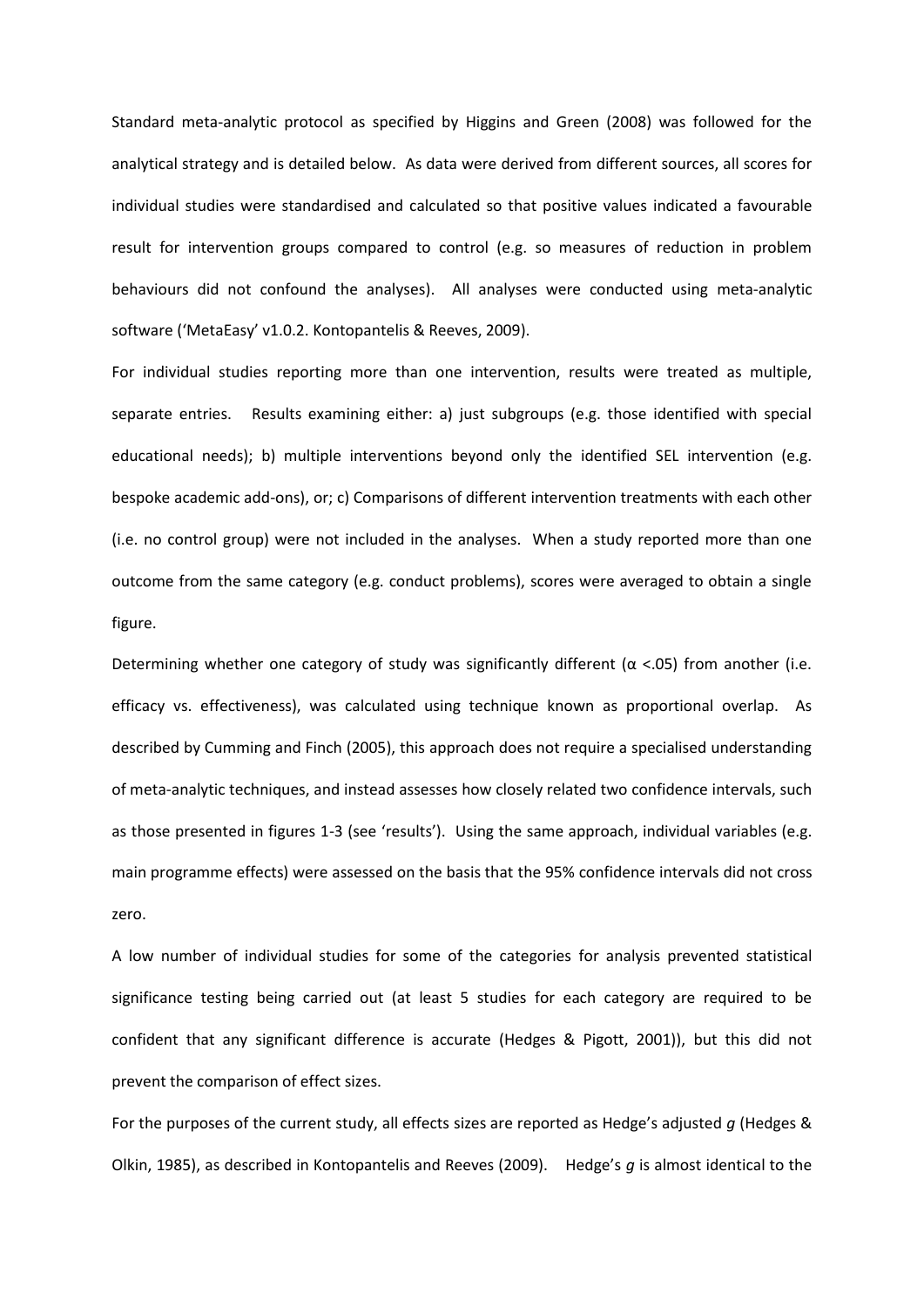Standard meta-analytic protocol as specified by Higgins and Green (2008) was followed for the analytical strategy and is detailed below. As data were derived from different sources, all scores for individual studies were standardised and calculated so that positive values indicated a favourable result for intervention groups compared to control (e.g. so measures of reduction in problem behaviours did not confound the analyses). All analyses were conducted using meta-analytic software ('MetaEasy' v1.0.2. Kontopantelis & Reeves, 2009).

For individual studies reporting more than one intervention, results were treated as multiple, separate entries. Results examining either: a) just subgroups (e.g. those identified with special educational needs); b) multiple interventions beyond only the identified SEL intervention (e.g. bespoke academic add-ons), or; c) Comparisons of different intervention treatments with each other (i.e. no control group) were not included in the analyses. When a study reported more than one outcome from the same category (e.g. conduct problems), scores were averaged to obtain a single figure.

Determining whether one category of study was significantly different ($\alpha$ <.05) from another (i.e. efficacy vs. effectiveness), was calculated using technique known as proportional overlap. As described by Cumming and Finch (2005), this approach does not require a specialised understanding of meta-analytic techniques, and instead assesses how closely related two confidence intervals, such as those presented in figures 1-3 (see 'results'). Using the same approach, individual variables (e.g. main programme effects) were assessed on the basis that the 95% confidence intervals did not cross zero.

A low number of individual studies for some of the categories for analysis prevented statistical significance testing being carried out (at least 5 studies for each category are required to be confident that any significant difference is accurate (Hedges & Pigott, 2001)), but this did not prevent the comparison of effect sizes.

For the purposes of the current study, all effects sizes are reported as Hedge's adjusted *g* (Hedges & Olkin, 1985), as described in Kontopantelis and Reeves (2009). Hedge's *g* is almost identical to the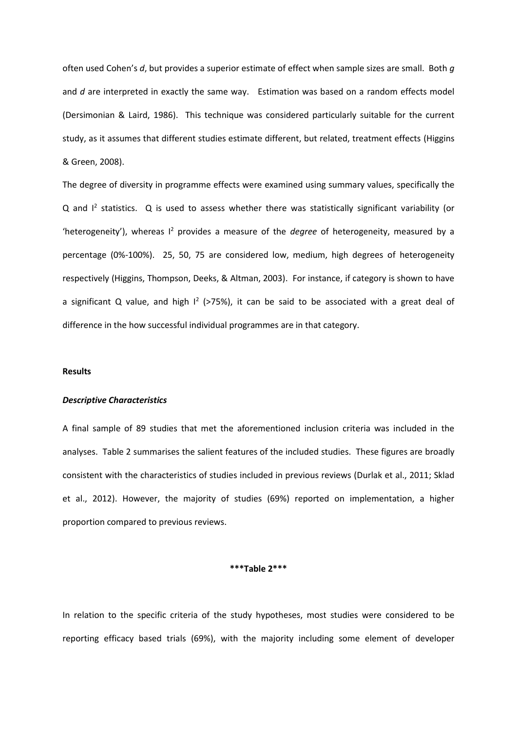often used Cohen's *d*, but provides a superior estimate of effect when sample sizes are small. Both *g* and *d* are interpreted in exactly the same way. Estimation was based on a random effects model (Dersimonian & Laird, 1986). This technique was considered particularly suitable for the current study, as it assumes that different studies estimate different, but related, treatment effects (Higgins & Green, 2008).

The degree of diversity in programme effects were examined using summary values, specifically the Q and $I^2$ statistics. Q is used to assess whether there was statistically significant variability (or 'heterogeneity'), whereas $I^2$ provides a measure of the *degree* of heterogeneity, measured by a percentage (0%-100%). 25, 50, 75 are considered low, medium, high degrees of heterogeneity respectively (Higgins, Thompson, Deeks, & Altman, 2003). For instance, if category is shown to have a significant Q value, and high $I^2$ (>75%), it can be said to be associated with a great deal of difference in the how successful individual programmes are in that category.

**Results**

***Descriptive Characteristics***

A final sample of 89 studies that met the aforementioned inclusion criteria was included in the analyses. Table 2 summarises the salient features of the included studies. These figures are broadly consistent with the characteristics of studies included in previous reviews (Durlak et al., 2011; Sklad et al., 2012). However, the majority of studies (69%) reported on implementation, a higher proportion compared to previous reviews.

**\*\*\*Table 2\*\*\***

In relation to the specific criteria of the study hypotheses, most studies were considered to be reporting efficacy based trials (69%), with the majority including some element of developer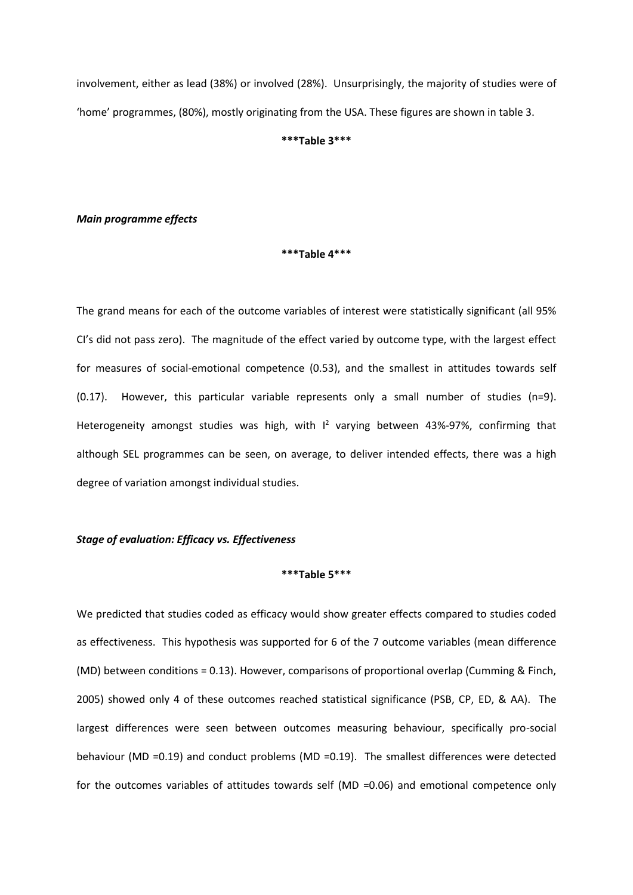involvement, either as lead (38%) or involved (28%). Unsurprisingly, the majority of studies were of 'home' programmes, (80%), mostly originating from the USA. These figures are shown in table 3.

**\*\*\*Table 3\*\*\***

***Main programme effects***

**\*\*\*Table 4\*\*\***

The grand means for each of the outcome variables of interest were statistically significant (all 95% CI's did not pass zero). The magnitude of the effect varied by outcome type, with the largest effect for measures of social-emotional competence (0.53), and the smallest in attitudes towards self (0.17). However, this particular variable represents only a small number of studies (n=9). Heterogeneity amongst studies was high, with $I^2$ varying between 43%-97%, confirming that although SEL programmes can be seen, on average, to deliver intended effects, there was a high degree of variation amongst individual studies.

***Stage of evaluation: Efficacy vs. Effectiveness***

**\*\*\*Table 5\*\*\***

We predicted that studies coded as efficacy would show greater effects compared to studies coded as effectiveness. This hypothesis was supported for 6 of the 7 outcome variables (mean difference (MD) between conditions = 0.13). However, comparisons of proportional overlap (Cumming & Finch, 2005) showed only 4 of these outcomes reached statistical significance (PSB, CP, ED, & AA). The largest differences were seen between outcomes measuring behaviour, specifically pro-social behaviour (MD =0.19) and conduct problems (MD =0.19). The smallest differences were detected for the outcomes variables of attitudes towards self (MD =0.06) and emotional competence only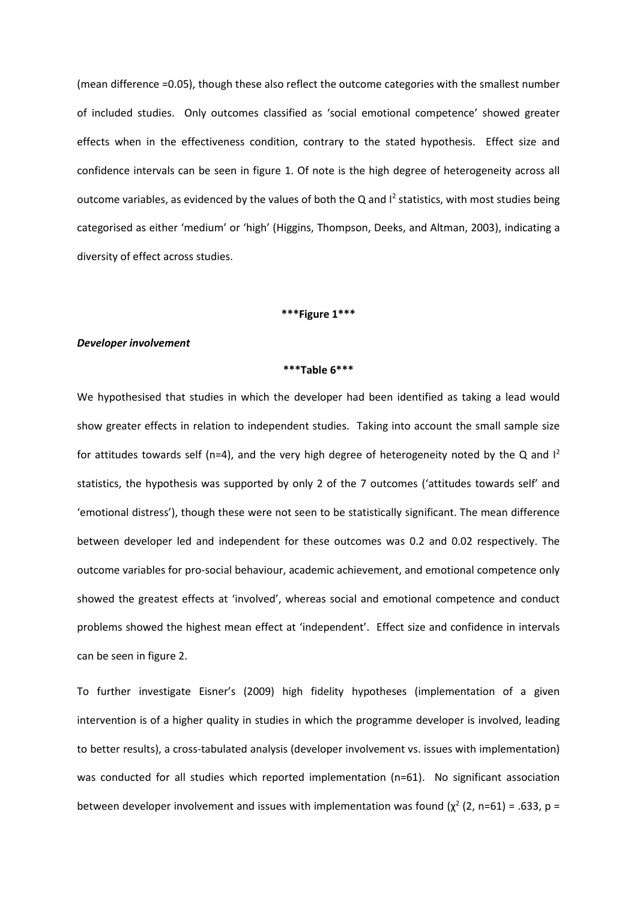(mean difference =0.05), though these also reflect the outcome categories with the smallest number of included studies. Only outcomes classified as 'social emotional competence' showed greater effects when in the effectiveness condition, contrary to the stated hypothesis. Effect size and confidence intervals can be seen in figure 1. Of note is the high degree of heterogeneity across all outcome variables, as evidenced by the values of both the Q and $I^2$ statistics, with most studies being categorised as either 'medium' or 'high' (Higgins, Thompson, Deeks, and Altman, 2003), indicating a diversity of effect across studies.

**\*\*\*Figure 1\*\*\***

***Developer involvement***

**\*\*\*Table 6\*\*\***

We hypothesised that studies in which the developer had been identified as taking a lead would show greater effects in relation to independent studies. Taking into account the small sample size for attitudes towards self (n=4), and the very high degree of heterogeneity noted by the Q and $I^2$ statistics, the hypothesis was supported by only 2 of the 7 outcomes ('attitudes towards self' and 'emotional distress'), though these were not seen to be statistically significant. The mean difference between developer led and independent for these outcomes was 0.2 and 0.02 respectively. The outcome variables for pro-social behaviour, academic achievement, and emotional competence only showed the greatest effects at 'involved', whereas social and emotional competence and conduct problems showed the highest mean effect at 'independent'. Effect size and confidence in intervals can be seen in figure 2.

To further investigate Eisner's (2009) high fidelity hypotheses (implementation of a given intervention is of a higher quality in studies in which the programme developer is involved, leading to better results), a cross-tabulated analysis (developer involvement vs. issues with implementation) was conducted for all studies which reported implementation (n=61). No significant association between developer involvement and issues with implementation was found ($\chi^2$ (2, n=61) = .633, p =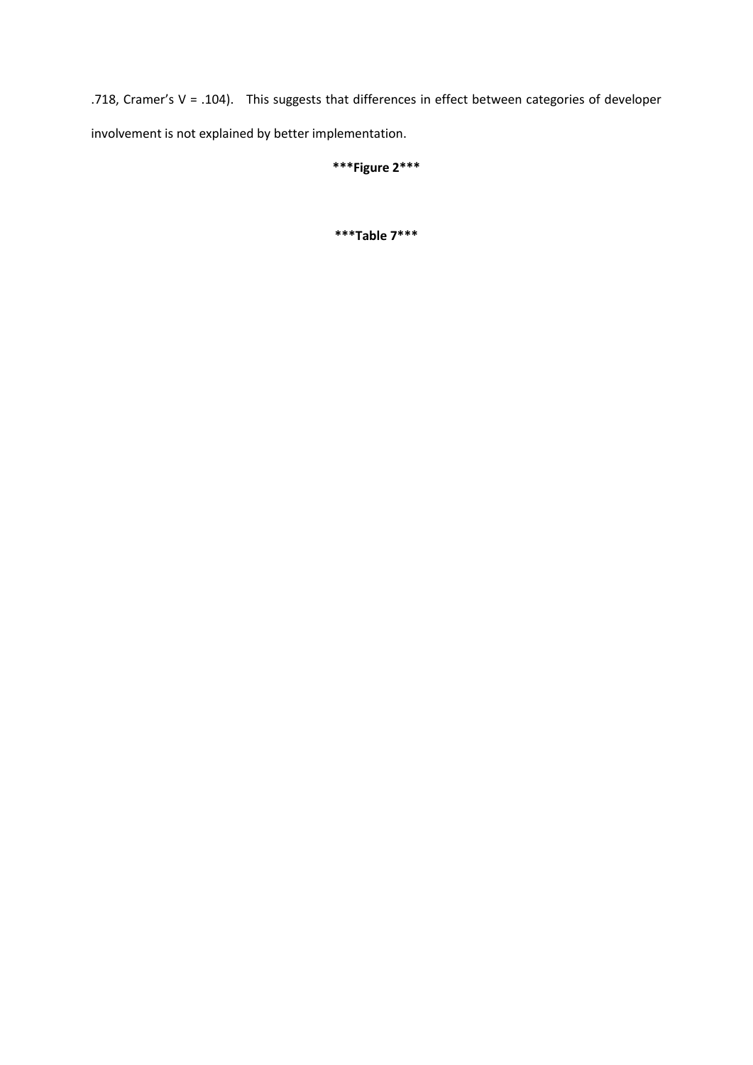.718, Cramer's V = .104). This suggests that differences in effect between categories of developer involvement is not explained by better implementation.

**\*\*\*Figure 2\*\*\***

**\*\*\*Table 7\*\*\***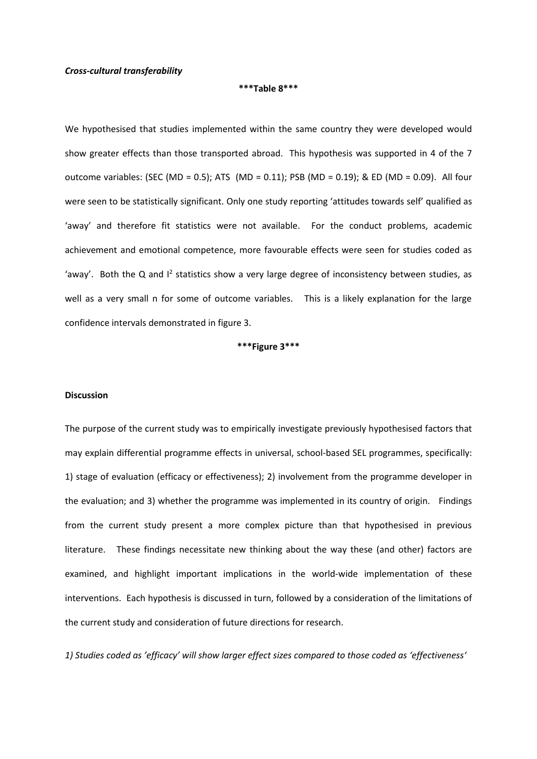*Cross-cultural transferability*

***Table 8***

We hypothesised that studies implemented within the same country they were developed would show greater effects than those transported abroad. This hypothesis was supported in 4 of the 7 outcome variables: (SEC (MD = 0.5); ATS (MD = 0.11); PSB (MD = 0.19); & ED (MD = 0.09). All four were seen to be statistically significant. Only one study reporting 'attitudes towards self' qualified as 'away' and therefore fit statistics were not available. For the conduct problems, academic achievement and emotional competence, more favourable effects were seen for studies coded as 'away'. Both the Q and $I^2$ statistics show a very large degree of inconsistency between studies, as well as a very small n for some of outcome variables. This is a likely explanation for the large confidence intervals demonstrated in figure 3.

***Figure 3***

**Discussion**

The purpose of the current study was to empirically investigate previously hypothesised factors that may explain differential programme effects in universal, school-based SEL programmes, specifically: 1) stage of evaluation (efficacy or effectiveness); 2) involvement from the programme developer in the evaluation; and 3) whether the programme was implemented in its country of origin. Findings from the current study present a more complex picture than that hypothesised in previous literature. These findings necessitate new thinking about the way these (and other) factors are examined, and highlight important implications in the world-wide implementation of these interventions. Each hypothesis is discussed in turn, followed by a consideration of the limitations of the current study and consideration of future directions for research.

*1) Studies coded as 'efficacy' will show larger effect sizes compared to those coded as 'effectiveness'*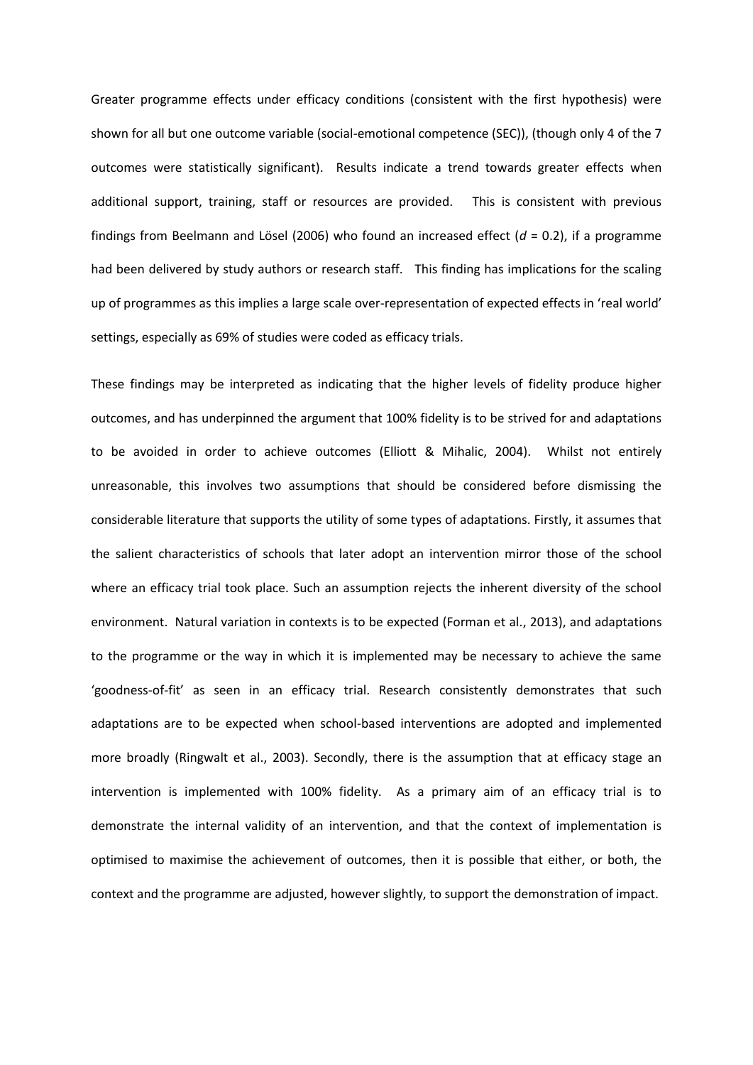Greater programme effects under efficacy conditions (consistent with the first hypothesis) were shown for all but one outcome variable (social-emotional competence (SEC)), (though only 4 of the 7 outcomes were statistically significant). Results indicate a trend towards greater effects when additional support, training, staff or resources are provided. This is consistent with previous findings from Beelmann and Lösel (2006) who found an increased effect ($d$ = 0.2), if a programme had been delivered by study authors or research staff. This finding has implications for the scaling up of programmes as this implies a large scale over-representation of expected effects in 'real world' settings, especially as 69% of studies were coded as efficacy trials.

These findings may be interpreted as indicating that the higher levels of fidelity produce higher outcomes, and has underpinned the argument that 100% fidelity is to be strived for and adaptations to be avoided in order to achieve outcomes (Elliott & Mihalic, 2004). Whilst not entirely unreasonable, this involves two assumptions that should be considered before dismissing the considerable literature that supports the utility of some types of adaptations. Firstly, it assumes that the salient characteristics of schools that later adopt an intervention mirror those of the school where an efficacy trial took place. Such an assumption rejects the inherent diversity of the school environment. Natural variation in contexts is to be expected (Forman et al., 2013), and adaptations to the programme or the way in which it is implemented may be necessary to achieve the same 'goodness-of-fit' as seen in an efficacy trial. Research consistently demonstrates that such adaptations are to be expected when school-based interventions are adopted and implemented more broadly (Ringwalt et al., 2003). Secondly, there is the assumption that at efficacy stage an intervention is implemented with 100% fidelity. As a primary aim of an efficacy trial is to demonstrate the internal validity of an intervention, and that the context of implementation is optimised to maximise the achievement of outcomes, then it is possible that either, or both, the context and the programme are adjusted, however slightly, to support the demonstration of impact.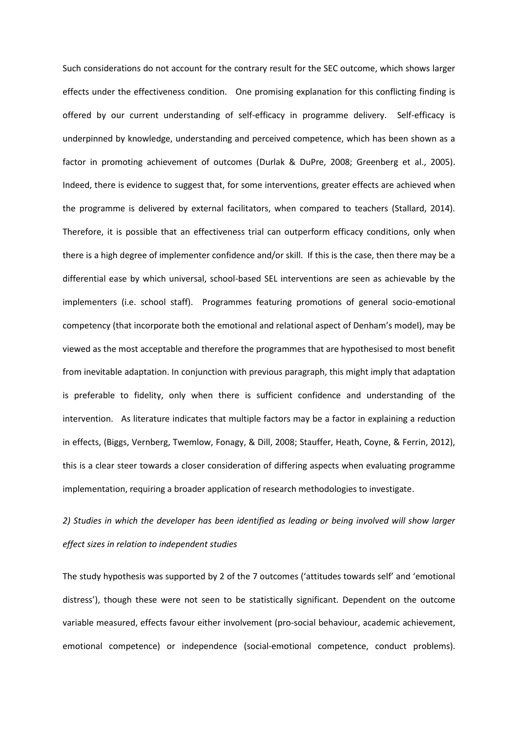Such considerations do not account for the contrary result for the SEC outcome, which shows larger effects under the effectiveness condition. One promising explanation for this conflicting finding is offered by our current understanding of self-efficacy in programme delivery. Self-efficacy is underpinned by knowledge, understanding and perceived competence, which has been shown as a factor in promoting achievement of outcomes (Durlak & DuPre, 2008; Greenberg et al., 2005). Indeed, there is evidence to suggest that, for some interventions, greater effects are achieved when the programme is delivered by external facilitators, when compared to teachers (Stallard, 2014). Therefore, it is possible that an effectiveness trial can outperform efficacy conditions, only when there is a high degree of implementer confidence and/or skill. If this is the case, then there may be a differential ease by which universal, school-based SEL interventions are seen as achievable by the implementers (i.e. school staff). Programmes featuring promotions of general socio-emotional competency (that incorporate both the emotional and relational aspect of Denham's model), may be viewed as the most acceptable and therefore the programmes that are hypothesised to most benefit from inevitable adaptation. In conjunction with previous paragraph, this might imply that adaptation is preferable to fidelity, only when there is sufficient confidence and understanding of the intervention. As literature indicates that multiple factors may be a factor in explaining a reduction in effects, (Biggs, Vernberg, Twemlow, Fonagy, & Dill, 2008; Stauffer, Heath, Coyne, & Ferrin, 2012), this is a clear steer towards a closer consideration of differing aspects when evaluating programme implementation, requiring a broader application of research methodologies to investigate.

*2) Studies in which the developer has been identified as leading or being involved will show larger effect sizes in relation to independent studies*

The study hypothesis was supported by 2 of the 7 outcomes ('attitudes towards self' and 'emotional distress'), though these were not seen to be statistically significant. Dependent on the outcome variable measured, effects favour either involvement (pro-social behaviour, academic achievement, emotional competence) or independence (social-emotional competence, conduct problems).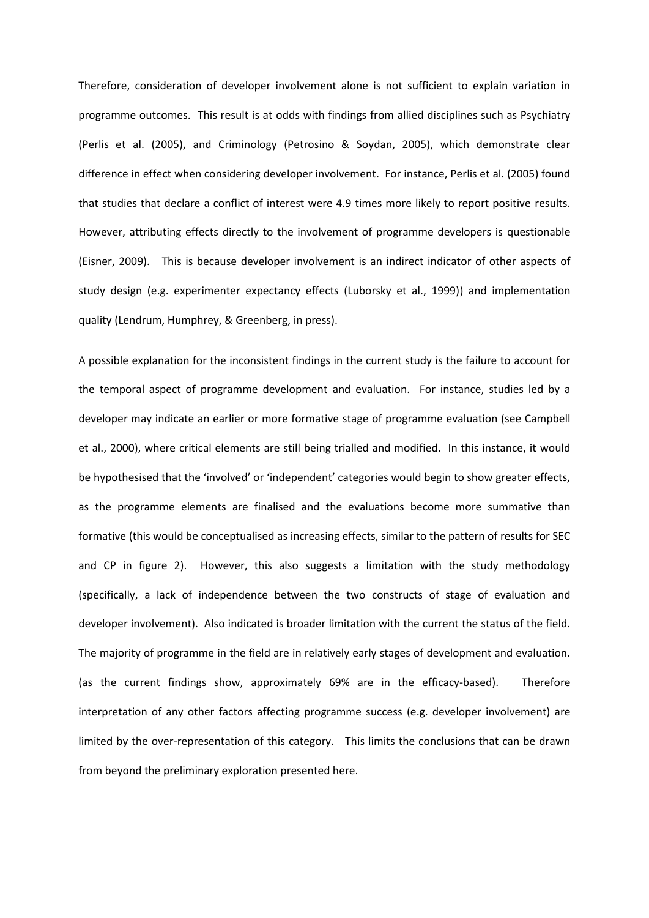Therefore, consideration of developer involvement alone is not sufficient to explain variation in programme outcomes. This result is at odds with findings from allied disciplines such as Psychiatry (Perlis et al. (2005), and Criminology (Petrosino & Soydan, 2005), which demonstrate clear difference in effect when considering developer involvement. For instance, Perlis et al. (2005) found that studies that declare a conflict of interest were 4.9 times more likely to report positive results. However, attributing effects directly to the involvement of programme developers is questionable (Eisner, 2009). This is because developer involvement is an indirect indicator of other aspects of study design (e.g. experimenter expectancy effects (Luborsky et al., 1999)) and implementation quality (Lendrum, Humphrey, & Greenberg, in press).

A possible explanation for the inconsistent findings in the current study is the failure to account for the temporal aspect of programme development and evaluation. For instance, studies led by a developer may indicate an earlier or more formative stage of programme evaluation (see Campbell et al., 2000), where critical elements are still being trialled and modified. In this instance, it would be hypothesised that the 'involved' or 'independent' categories would begin to show greater effects, as the programme elements are finalised and the evaluations become more summative than formative (this would be conceptualised as increasing effects, similar to the pattern of results for SEC and CP in figure 2). However, this also suggests a limitation with the study methodology (specifically, a lack of independence between the two constructs of stage of evaluation and developer involvement). Also indicated is broader limitation with the current the status of the field. The majority of programme in the field are in relatively early stages of development and evaluation. (as the current findings show, approximately 69% are in the efficacy-based). Therefore interpretation of any other factors affecting programme success (e.g. developer involvement) are limited by the over-representation of this category. This limits the conclusions that can be drawn from beyond the preliminary exploration presented here.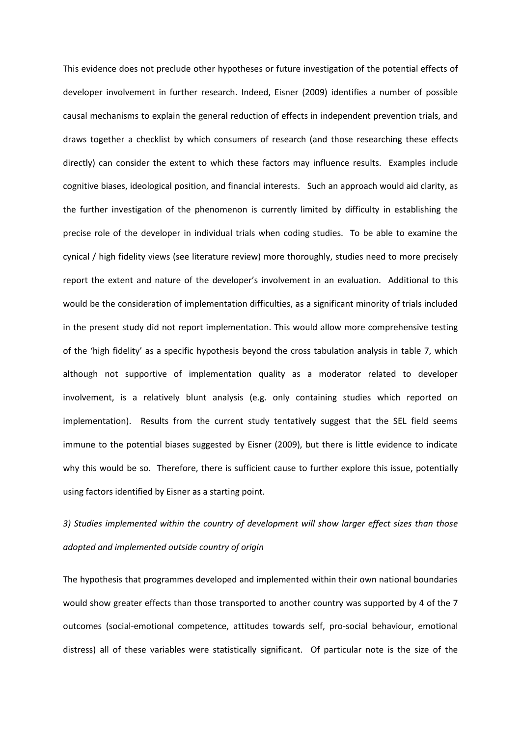This evidence does not preclude other hypotheses or future investigation of the potential effects of developer involvement in further research. Indeed, Eisner (2009) identifies a number of possible causal mechanisms to explain the general reduction of effects in independent prevention trials, and draws together a checklist by which consumers of research (and those researching these effects directly) can consider the extent to which these factors may influence results. Examples include cognitive biases, ideological position, and financial interests. Such an approach would aid clarity, as the further investigation of the phenomenon is currently limited by difficulty in establishing the precise role of the developer in individual trials when coding studies. To be able to examine the cynical / high fidelity views (see literature review) more thoroughly, studies need to more precisely report the extent and nature of the developer's involvement in an evaluation. Additional to this would be the consideration of implementation difficulties, as a significant minority of trials included in the present study did not report implementation. This would allow more comprehensive testing of the 'high fidelity' as a specific hypothesis beyond the cross tabulation analysis in table 7, which although not supportive of implementation quality as a moderator related to developer involvement, is a relatively blunt analysis (e.g. only containing studies which reported on implementation). Results from the current study tentatively suggest that the SEL field seems immune to the potential biases suggested by Eisner (2009), but there is little evidence to indicate why this would be so. Therefore, there is sufficient cause to further explore this issue, potentially using factors identified by Eisner as a starting point.

*3) Studies implemented within the country of development will show larger effect sizes than those adopted and implemented outside country of origin*

The hypothesis that programmes developed and implemented within their own national boundaries would show greater effects than those transported to another country was supported by 4 of the 7 outcomes (social-emotional competence, attitudes towards self, pro-social behaviour, emotional distress) all of these variables were statistically significant. Of particular note is the size of the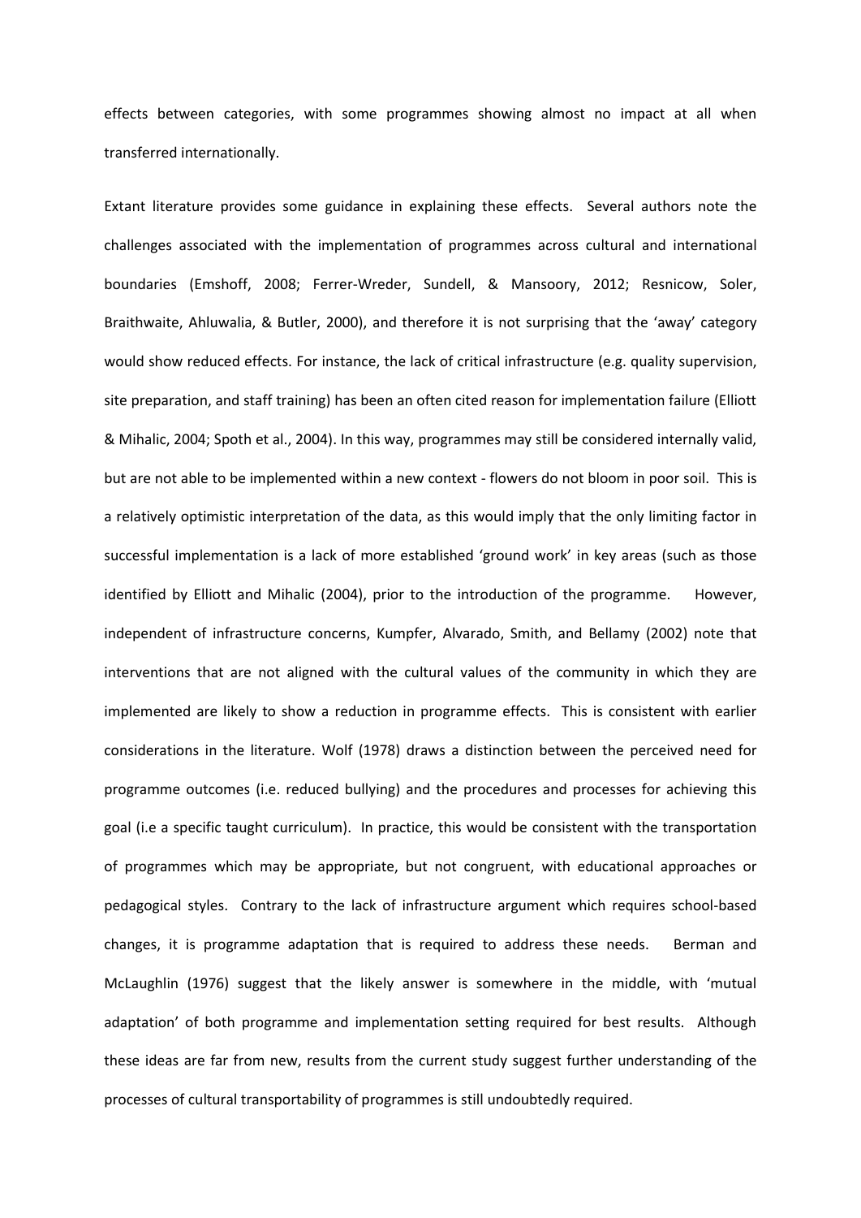effects between categories, with some programmes showing almost no impact at all when transferred internationally.

Extant literature provides some guidance in explaining these effects. Several authors note the challenges associated with the implementation of programmes across cultural and international boundaries (Emshoff, 2008; Ferrer-Wreder, Sundell, & Mansoory, 2012; Resnicow, Soler, Braithwaite, Ahluwalia, & Butler, 2000), and therefore it is not surprising that the 'away' category would show reduced effects. For instance, the lack of critical infrastructure (e.g. quality supervision, site preparation, and staff training) has been an often cited reason for implementation failure (Elliott & Mihalic, 2004; Spoth et al., 2004). In this way, programmes may still be considered internally valid, but are not able to be implemented within a new context - flowers do not bloom in poor soil. This is a relatively optimistic interpretation of the data, as this would imply that the only limiting factor in successful implementation is a lack of more established 'ground work' in key areas (such as those identified by Elliott and Mihalic (2004), prior to the introduction of the programme. However, independent of infrastructure concerns, Kumpfer, Alvarado, Smith, and Bellamy (2002) note that interventions that are not aligned with the cultural values of the community in which they are implemented are likely to show a reduction in programme effects. This is consistent with earlier considerations in the literature. Wolf (1978) draws a distinction between the perceived need for programme outcomes (i.e. reduced bullying) and the procedures and processes for achieving this goal (i.e a specific taught curriculum). In practice, this would be consistent with the transportation of programmes which may be appropriate, but not congruent, with educational approaches or pedagogical styles. Contrary to the lack of infrastructure argument which requires school-based changes, it is programme adaptation that is required to address these needs. Berman and McLaughlin (1976) suggest that the likely answer is somewhere in the middle, with 'mutual adaptation' of both programme and implementation setting required for best results. Although these ideas are far from new, results from the current study suggest further understanding of the processes of cultural transportability of programmes is still undoubtedly required.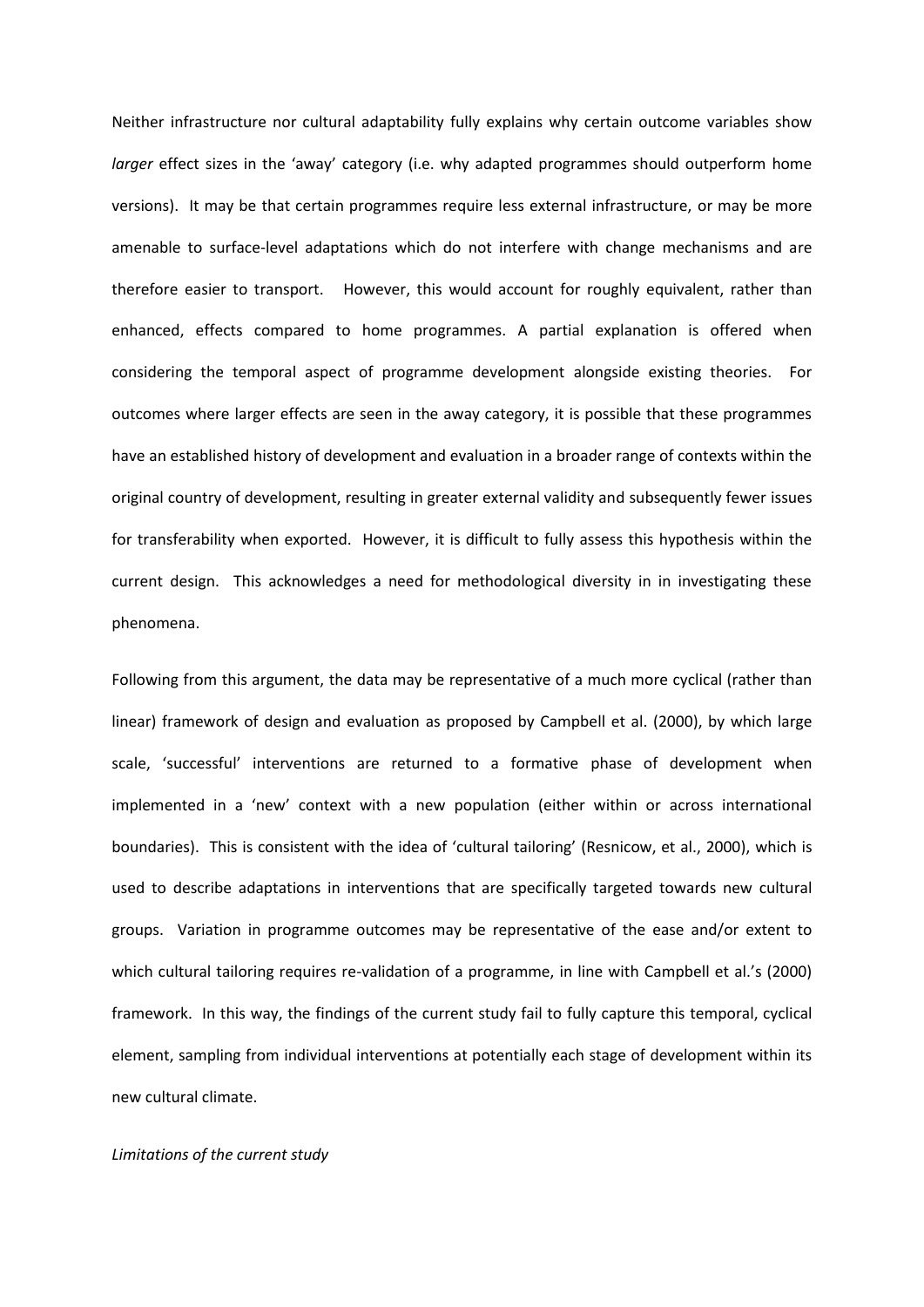Neither infrastructure nor cultural adaptability fully explains why certain outcome variables show *larger* effect sizes in the 'away' category (i.e. why adapted programmes should outperform home versions). It may be that certain programmes require less external infrastructure, or may be more amenable to surface-level adaptations which do not interfere with change mechanisms and are therefore easier to transport. However, this would account for roughly equivalent, rather than enhanced, effects compared to home programmes. A partial explanation is offered when considering the temporal aspect of programme development alongside existing theories. For outcomes where larger effects are seen in the away category, it is possible that these programmes have an established history of development and evaluation in a broader range of contexts within the original country of development, resulting in greater external validity and subsequently fewer issues for transferability when exported. However, it is difficult to fully assess this hypothesis within the current design. This acknowledges a need for methodological diversity in in investigating these phenomena.

Following from this argument, the data may be representative of a much more cyclical (rather than linear) framework of design and evaluation as proposed by Campbell et al. (2000), by which large scale, 'successful' interventions are returned to a formative phase of development when implemented in a 'new' context with a new population (either within or across international boundaries). This is consistent with the idea of 'cultural tailoring' (Resnicow, et al., 2000), which is used to describe adaptations in interventions that are specifically targeted towards new cultural groups. Variation in programme outcomes may be representative of the ease and/or extent to which cultural tailoring requires re-validation of a programme, in line with Campbell et al.'s (2000) framework. In this way, the findings of the current study fail to fully capture this temporal, cyclical element, sampling from individual interventions at potentially each stage of development within its new cultural climate.

*Limitations of the current study*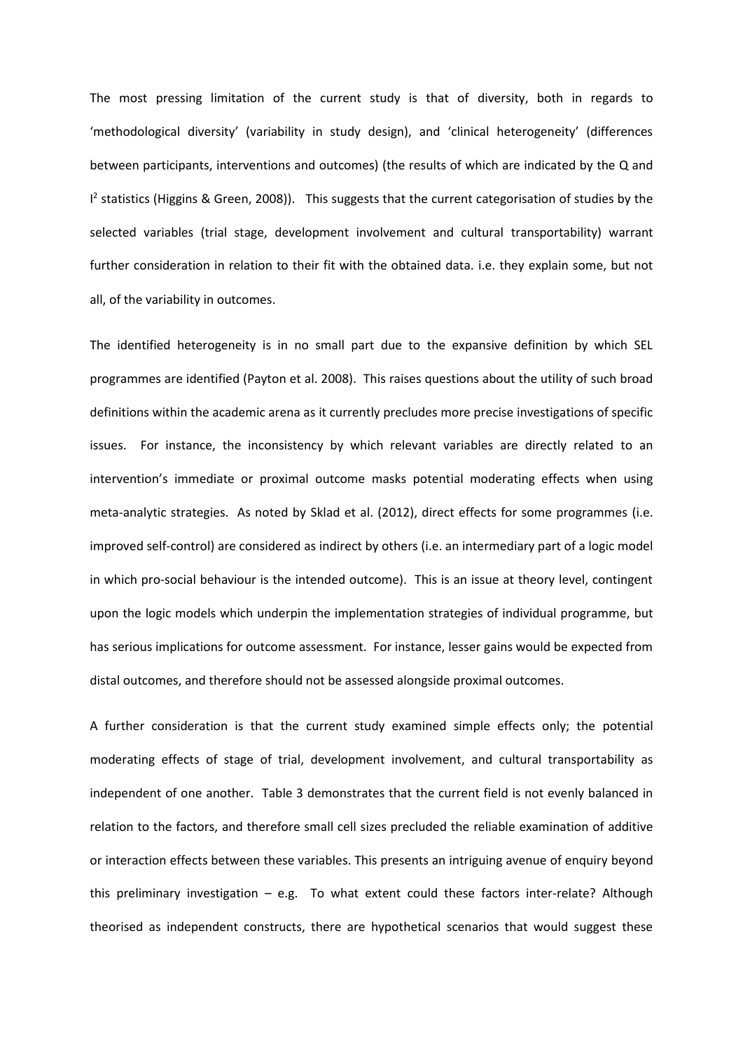The most pressing limitation of the current study is that of diversity, both in regards to 'methodological diversity' (variability in study design), and 'clinical heterogeneity' (differences between participants, interventions and outcomes) (the results of which are indicated by the Q and $I^2$ statistics (Higgins & Green, 2008)). This suggests that the current categorisation of studies by the selected variables (trial stage, development involvement and cultural transportability) warrant further consideration in relation to their fit with the obtained data. i.e. they explain some, but not all, of the variability in outcomes.

The identified heterogeneity is in no small part due to the expansive definition by which SEL programmes are identified (Payton et al. 2008). This raises questions about the utility of such broad definitions within the academic arena as it currently precludes more precise investigations of specific issues. For instance, the inconsistency by which relevant variables are directly related to an intervention's immediate or proximal outcome masks potential moderating effects when using meta-analytic strategies. As noted by Sklad et al. (2012), direct effects for some programmes (i.e. improved self-control) are considered as indirect by others (i.e. an intermediary part of a logic model in which pro-social behaviour is the intended outcome). This is an issue at theory level, contingent upon the logic models which underpin the implementation strategies of individual programme, but has serious implications for outcome assessment. For instance, lesser gains would be expected from distal outcomes, and therefore should not be assessed alongside proximal outcomes.

A further consideration is that the current study examined simple effects only; the potential moderating effects of stage of trial, development involvement, and cultural transportability as independent of one another. Table 3 demonstrates that the current field is not evenly balanced in relation to the factors, and therefore small cell sizes precluded the reliable examination of additive or interaction effects between these variables. This presents an intriguing avenue of enquiry beyond this preliminary investigation – e.g. To what extent could these factors inter-relate? Although theorised as independent constructs, there are hypothetical scenarios that would suggest these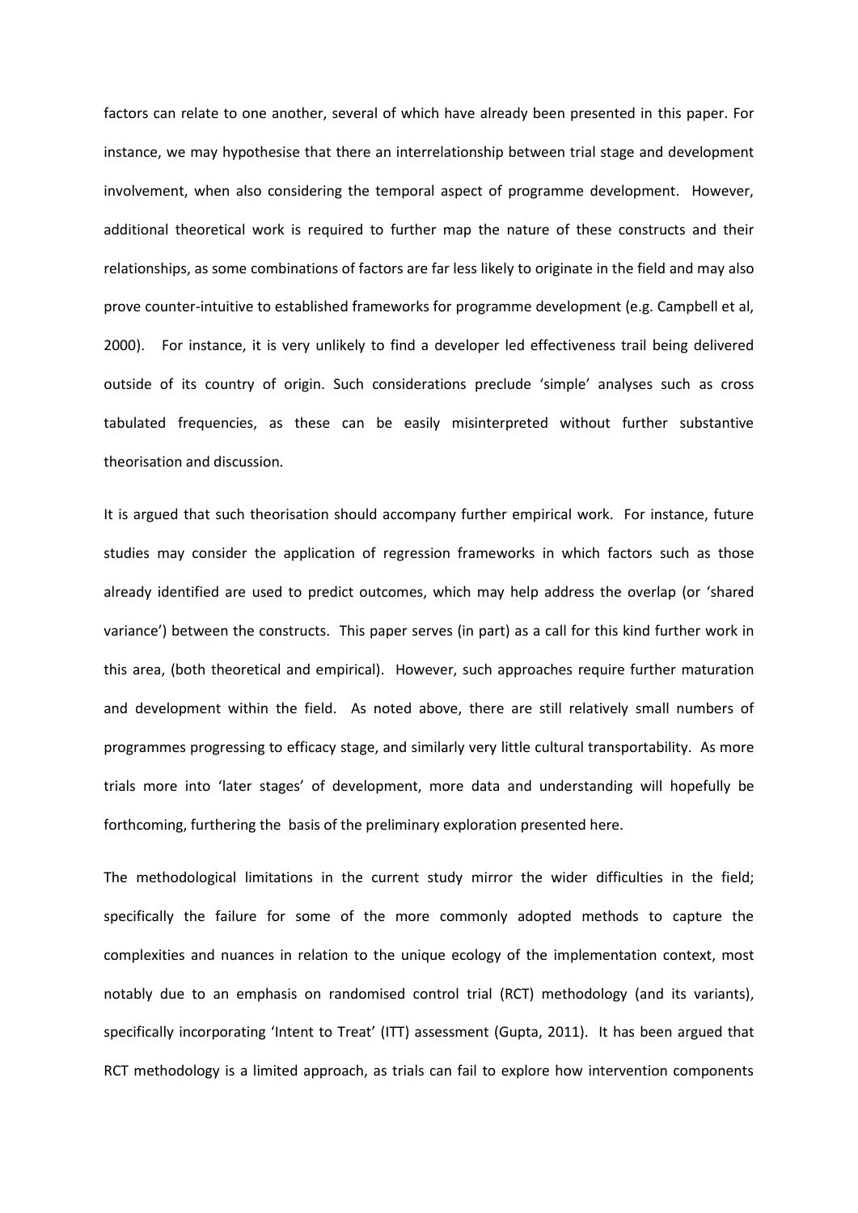factors can relate to one another, several of which have already been presented in this paper. For instance, we may hypothesise that there an interrelationship between trial stage and development involvement, when also considering the temporal aspect of programme development. However, additional theoretical work is required to further map the nature of these constructs and their relationships, as some combinations of factors are far less likely to originate in the field and may also prove counter-intuitive to established frameworks for programme development (e.g. Campbell et al, 2000). For instance, it is very unlikely to find a developer led effectiveness trail being delivered outside of its country of origin. Such considerations preclude 'simple' analyses such as cross tabulated frequencies, as these can be easily misinterpreted without further substantive theorisation and discussion.

It is argued that such theorisation should accompany further empirical work. For instance, future studies may consider the application of regression frameworks in which factors such as those already identified are used to predict outcomes, which may help address the overlap (or 'shared variance') between the constructs. This paper serves (in part) as a call for this kind further work in this area, (both theoretical and empirical). However, such approaches require further maturation and development within the field. As noted above, there are still relatively small numbers of programmes progressing to efficacy stage, and similarly very little cultural transportability. As more trials more into 'later stages' of development, more data and understanding will hopefully be forthcoming, furthering the basis of the preliminary exploration presented here.

The methodological limitations in the current study mirror the wider difficulties in the field; specifically the failure for some of the more commonly adopted methods to capture the complexities and nuances in relation to the unique ecology of the implementation context, most notably due to an emphasis on randomised control trial (RCT) methodology (and its variants), specifically incorporating 'Intent to Treat' (ITT) assessment (Gupta, 2011). It has been argued that RCT methodology is a limited approach, as trials can fail to explore how intervention components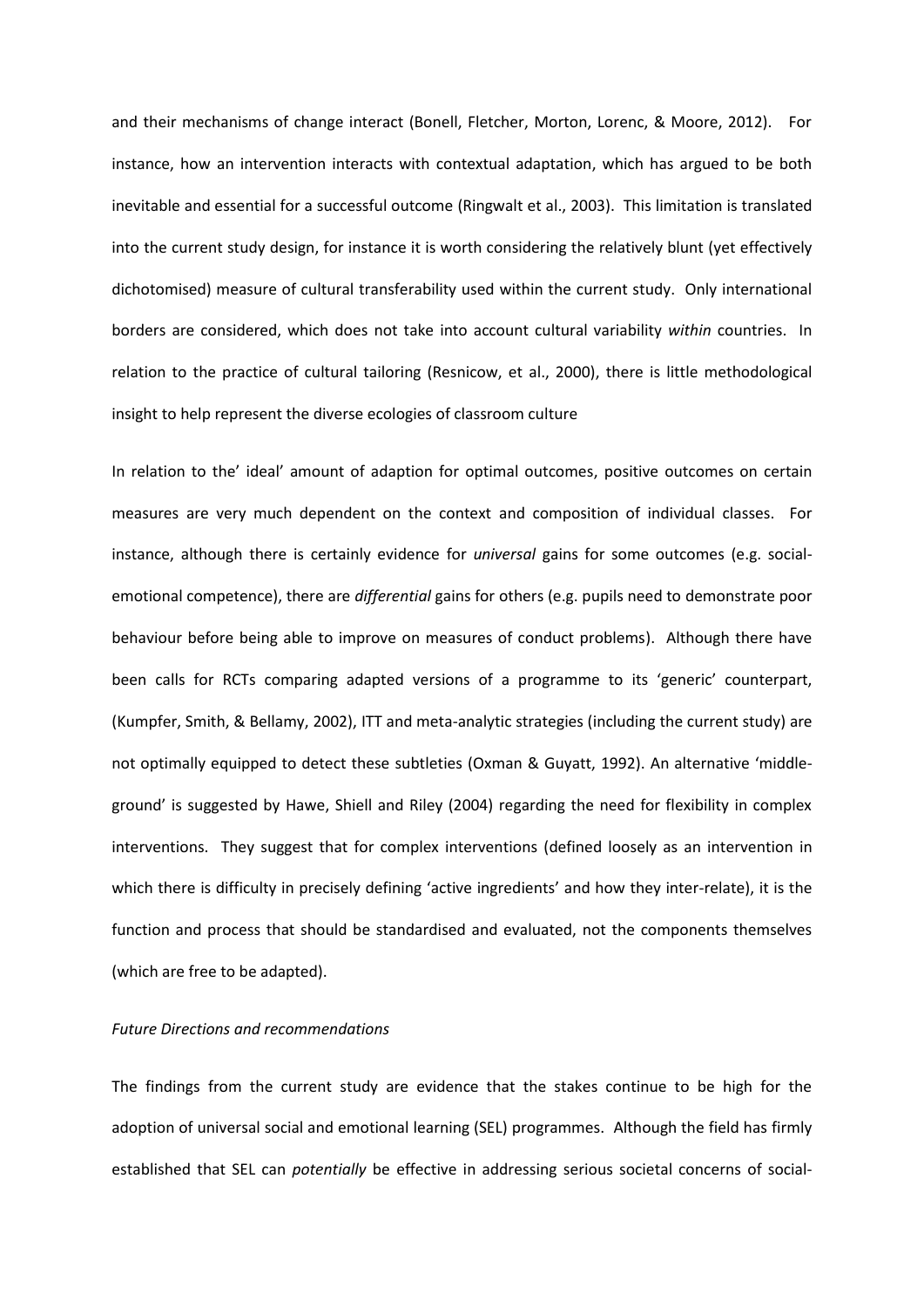and their mechanisms of change interact (Bonell, Fletcher, Morton, Lorenc, & Moore, 2012). For instance, how an intervention interacts with contextual adaptation, which has argued to be both inevitable and essential for a successful outcome (Ringwalt et al., 2003). This limitation is translated into the current study design, for instance it is worth considering the relatively blunt (yet effectively dichotomised) measure of cultural transferability used within the current study. Only international borders are considered, which does not take into account cultural variability *within* countries. In relation to the practice of cultural tailoring (Resnicow, et al., 2000), there is little methodological insight to help represent the diverse ecologies of classroom culture

In relation to the' ideal' amount of adaption for optimal outcomes, positive outcomes on certain measures are very much dependent on the context and composition of individual classes. For instance, although there is certainly evidence for *universal* gains for some outcomes (e.g. social-emotional competence), there are *differential* gains for others (e.g. pupils need to demonstrate poor behaviour before being able to improve on measures of conduct problems). Although there have been calls for RCTs comparing adapted versions of a programme to its 'generic' counterpart, (Kumpfer, Smith, & Bellamy, 2002), ITT and meta-analytic strategies (including the current study) are not optimally equipped to detect these subtleties (Oxman & Guyatt, 1992). An alternative 'middle-ground' is suggested by Hawe, Shiell and Riley (2004) regarding the need for flexibility in complex interventions. They suggest that for complex interventions (defined loosely as an intervention in which there is difficulty in precisely defining 'active ingredients' and how they inter-relate), it is the function and process that should be standardised and evaluated, not the components themselves (which are free to be adapted).

*Future Directions and recommendations*

The findings from the current study are evidence that the stakes continue to be high for the adoption of universal social and emotional learning (SEL) programmes. Although the field has firmly established that SEL can *potentially* be effective in addressing serious societal concerns of social-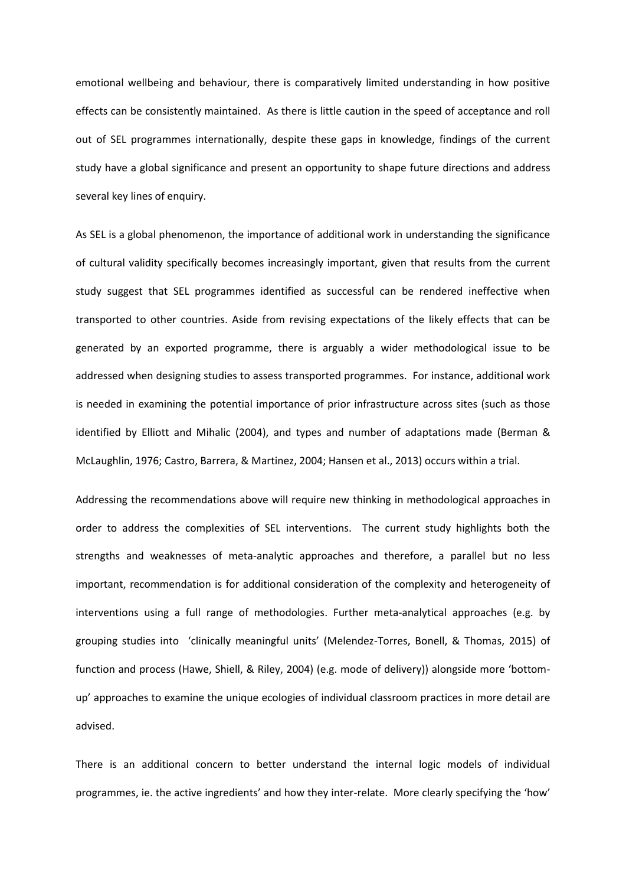emotional wellbeing and behaviour, there is comparatively limited understanding in how positive effects can be consistently maintained. As there is little caution in the speed of acceptance and roll out of SEL programmes internationally, despite these gaps in knowledge, findings of the current study have a global significance and present an opportunity to shape future directions and address several key lines of enquiry.

As SEL is a global phenomenon, the importance of additional work in understanding the significance of cultural validity specifically becomes increasingly important, given that results from the current study suggest that SEL programmes identified as successful can be rendered ineffective when transported to other countries. Aside from revising expectations of the likely effects that can be generated by an exported programme, there is arguably a wider methodological issue to be addressed when designing studies to assess transported programmes. For instance, additional work is needed in examining the potential importance of prior infrastructure across sites (such as those identified by Elliott and Mihalic (2004), and types and number of adaptations made (Berman & McLaughlin, 1976; Castro, Barrera, & Martinez, 2004; Hansen et al., 2013) occurs within a trial.

Addressing the recommendations above will require new thinking in methodological approaches in order to address the complexities of SEL interventions. The current study highlights both the strengths and weaknesses of meta-analytic approaches and therefore, a parallel but no less important, recommendation is for additional consideration of the complexity and heterogeneity of interventions using a full range of methodologies. Further meta-analytical approaches (e.g. by grouping studies into 'clinically meaningful units' (Melendez-Torres, Bonell, & Thomas, 2015) of function and process (Hawe, Shiell, & Riley, 2004) (e.g. mode of delivery)) alongside more 'bottom-up' approaches to examine the unique ecologies of individual classroom practices in more detail are advised.

There is an additional concern to better understand the internal logic models of individual programmes, ie. the active ingredients' and how they inter-relate. More clearly specifying the 'how'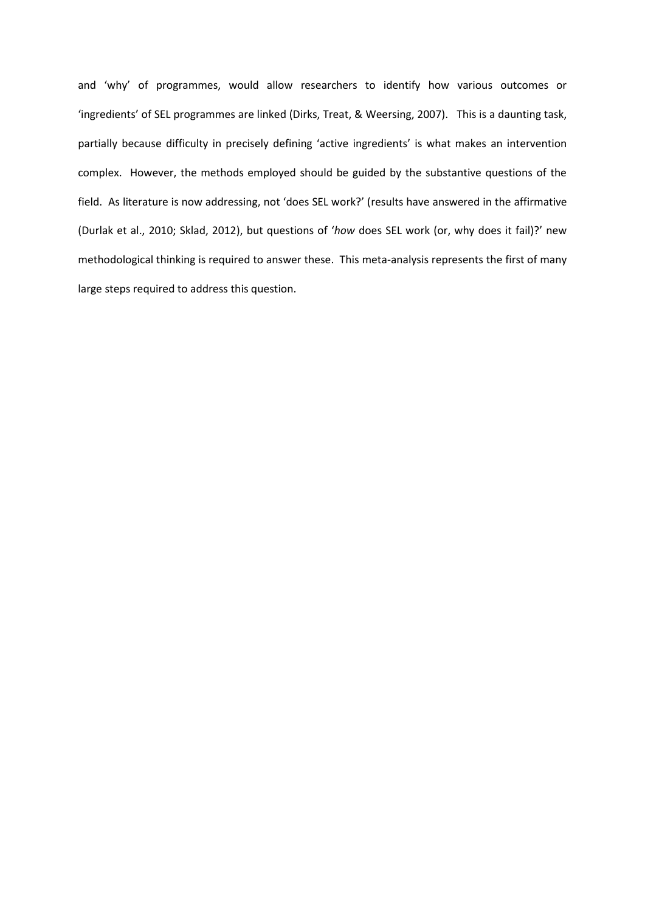and 'why' of programmes, would allow researchers to identify how various outcomes or 'ingredients' of SEL programmes are linked (Dirks, Treat, & Weersing, 2007). This is a daunting task, partially because difficulty in precisely defining 'active ingredients' is what makes an intervention complex. However, the methods employed should be guided by the substantive questions of the field. As literature is now addressing, not 'does SEL work?' (results have answered in the affirmative (Durlak et al., 2010; Sklad, 2012), but questions of '*how* does SEL work (or, why does it fail)?' new methodological thinking is required to answer these. This meta-analysis represents the first of many large steps required to address this question.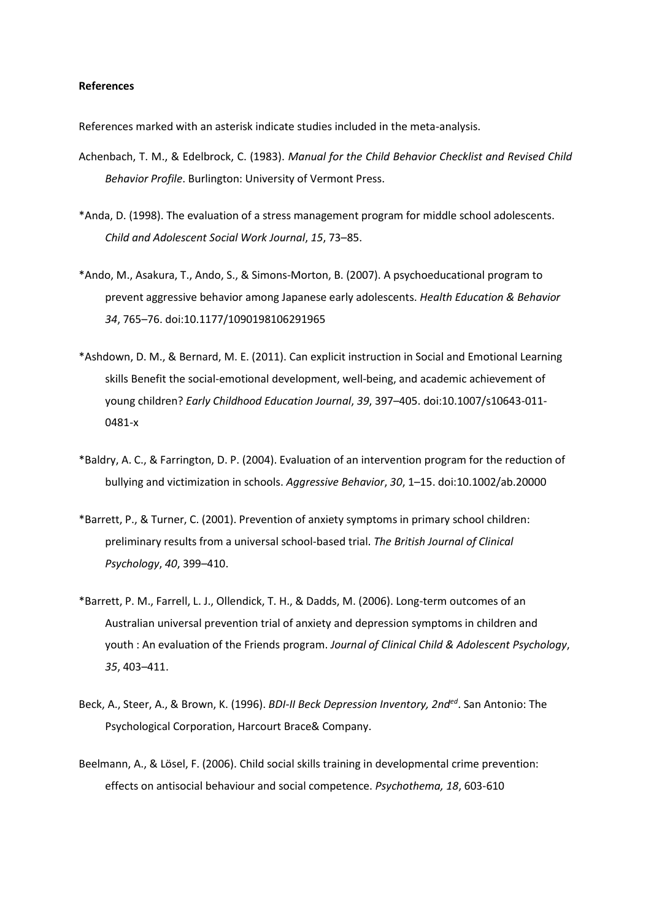**References**

References marked with an asterisk indicate studies included in the meta-analysis.

Achenbach, T. M., & Edelbrock, C. (1983). *Manual for the Child Behavior Checklist and Revised Child Behavior Profile*. Burlington: University of Vermont Press.

*Anda, D. (1998). The evaluation of a stress management program for middle school adolescents. *Child and Adolescent Social Work Journal*, *15*, 73–85.

*Ando, M., Asakura, T., Ando, S., & Simons-Morton, B. (2007). A psychoeducational program to prevent aggressive behavior among Japanese early adolescents. *Health Education & Behavior 34*, 765–76. doi:10.1177/1090198106291965

*Ashdown, D. M., & Bernard, M. E. (2011). Can explicit instruction in Social and Emotional Learning skills Benefit the social-emotional development, well-being, and academic achievement of young children? *Early Childhood Education Journal*, *39*, 397–405. doi:10.1007/s10643-011-0481-x

*Baldry, A. C., & Farrington, D. P. (2004). Evaluation of an intervention program for the reduction of bullying and victimization in schools. *Aggressive Behavior*, *30*, 1–15. doi:10.1002/ab.20000

*Barrett, P., & Turner, C. (2001). Prevention of anxiety symptoms in primary school children: preliminary results from a universal school-based trial. *The British Journal of Clinical Psychology*, *40*, 399–410.

*Barrett, P. M., Farrell, L. J., Ollendick, T. H., & Dadds, M. (2006). Long-term outcomes of an Australian universal prevention trial of anxiety and depression symptoms in children and youth : An evaluation of the Friends program. *Journal of Clinical Child & Adolescent Psychology*, *35*, 403–411.

Beck, A., Steer, A., & Brown, K. (1996). *BDI-II Beck Depression Inventory, 2nd[ed]*. San Antonio: The Psychological Corporation, Harcourt Brace& Company.

Beelmann, A., & Lösel, F. (2006). Child social skills training in developmental crime prevention: effects on antisocial behaviour and social competence. *Psychothema, 18*, 603-610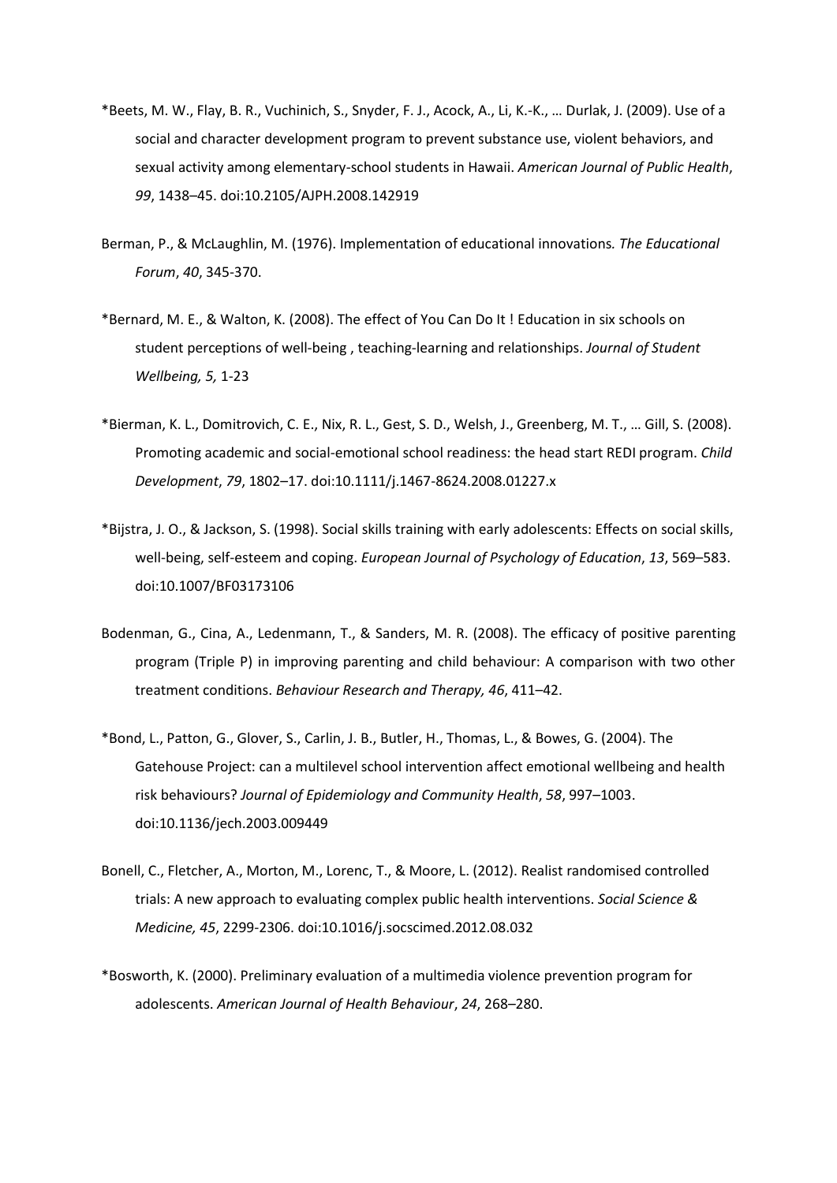*Beets, M. W., Flay, B. R., Vuchinich, S., Snyder, F. J., Acock, A., Li, K.-K., … Durlak, J. (2009). Use of a social and character development program to prevent substance use, violent behaviors, and sexual activity among elementary-school students in Hawaii. *American Journal of Public Health*, *99*, 1438–45. doi:10.2105/AJPH.2008.142919

Berman, P., & McLaughlin, M. (1976). Implementation of educational innovations. *The Educational Forum*, *40*, 345-370.

*Bernard, M. E., & Walton, K. (2008). The effect of You Can Do It ! Education in six schools on student perceptions of well-being , teaching-learning and relationships. *Journal of Student Wellbeing, 5,* 1-23

*Bierman, K. L., Domitrovich, C. E., Nix, R. L., Gest, S. D., Welsh, J., Greenberg, M. T., … Gill, S. (2008). Promoting academic and social-emotional school readiness: the head start REDI program. *Child Development*, *79*, 1802–17. doi:10.1111/j.1467-8624.2008.01227.x

*Bijstra, J. O., & Jackson, S. (1998). Social skills training with early adolescents: Effects on social skills, well-being, self-esteem and coping. *European Journal of Psychology of Education*, *13*, 569–583. doi:10.1007/BF03173106

Bodenman, G., Cina, A., Ledenmann, T., & Sanders, M. R. (2008). The efficacy of positive parenting program (Triple P) in improving parenting and child behaviour: A comparison with two other treatment conditions. *Behaviour Research and Therapy, 46*, 411–42.

*Bond, L., Patton, G., Glover, S., Carlin, J. B., Butler, H., Thomas, L., & Bowes, G. (2004). The Gatehouse Project: can a multilevel school intervention affect emotional wellbeing and health risk behaviours? *Journal of Epidemiology and Community Health*, *58*, 997–1003. doi:10.1136/jech.2003.009449

Bonell, C., Fletcher, A., Morton, M., Lorenc, T., & Moore, L. (2012). Realist randomised controlled trials: A new approach to evaluating complex public health interventions. *Social Science & Medicine, 45*, 2299-2306. doi:10.1016/j.socscimed.2012.08.032

*Bosworth, K. (2000). Preliminary evaluation of a multimedia violence prevention program for adolescents. *American Journal of Health Behaviour*, *24*, 268–280.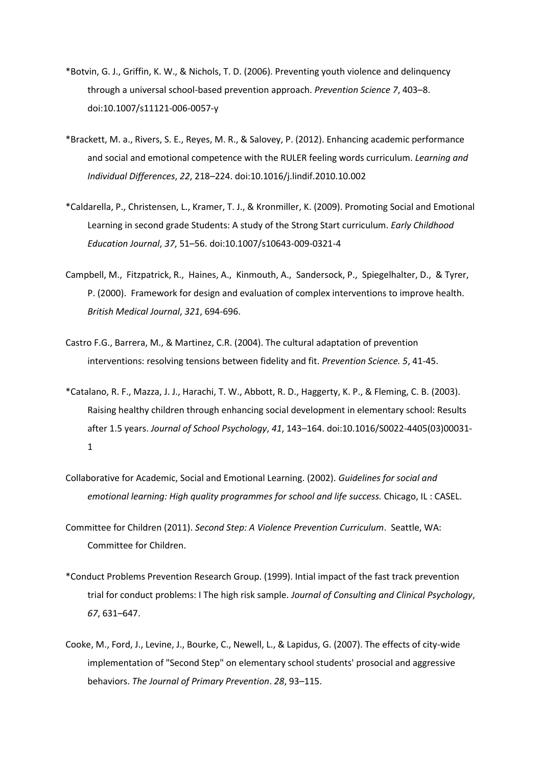*Botvin, G. J., Griffin, K. W., & Nichols, T. D. (2006). Preventing youth violence and delinquency through a universal school-based prevention approach. *Prevention Science 7*, 403–8. doi:10.1007/s11121-006-0057-y

*Brackett, M. a., Rivers, S. E., Reyes, M. R., & Salovey, P. (2012). Enhancing academic performance and social and emotional competence with the RULER feeling words curriculum. *Learning and Individual Differences*, *22*, 218–224. doi:10.1016/j.lindif.2010.10.002

*Caldarella, P., Christensen, L., Kramer, T. J., & Kronmiller, K. (2009). Promoting Social and Emotional Learning in second grade Students: A study of the Strong Start curriculum. *Early Childhood Education Journal*, *37*, 51–56. doi:10.1007/s10643-009-0321-4

Campbell, M., Fitzpatrick, R., Haines, A., Kinmouth, A., Sandersock, P., Spiegelhalter, D., & Tyrer, P. (2000). Framework for design and evaluation of complex interventions to improve health. *British Medical Journal*, *321*, 694-696.

Castro F.G., Barrera, M., & Martinez, C.R. (2004). The cultural adaptation of prevention interventions: resolving tensions between fidelity and fit. *Prevention Science. 5*, 41-45.

*Catalano, R. F., Mazza, J. J., Harachi, T. W., Abbott, R. D., Haggerty, K. P., & Fleming, C. B. (2003). Raising healthy children through enhancing social development in elementary school: Results after 1.5 years. *Journal of School Psychology*, *41*, 143–164. doi:10.1016/S0022-4405(03)00031-1

Collaborative for Academic, Social and Emotional Learning. (2002). *Guidelines for social and emotional learning: High quality programmes for school and life success.* Chicago, IL : CASEL.

Committee for Children (2011). *Second Step: A Violence Prevention Curriculum*. Seattle, WA: Committee for Children.

*Conduct Problems Prevention Research Group. (1999). Intial impact of the fast track prevention trial for conduct problems: I The high risk sample. *Journal of Consulting and Clinical Psychology*, *67*, 631–647.

Cooke, M., Ford, J., Levine, J., Bourke, C., Newell, L., & Lapidus, G. (2007). The effects of city-wide implementation of "Second Step" on elementary school students' prosocial and aggressive behaviors. *The Journal of Primary Prevention*. *28*, 93–115.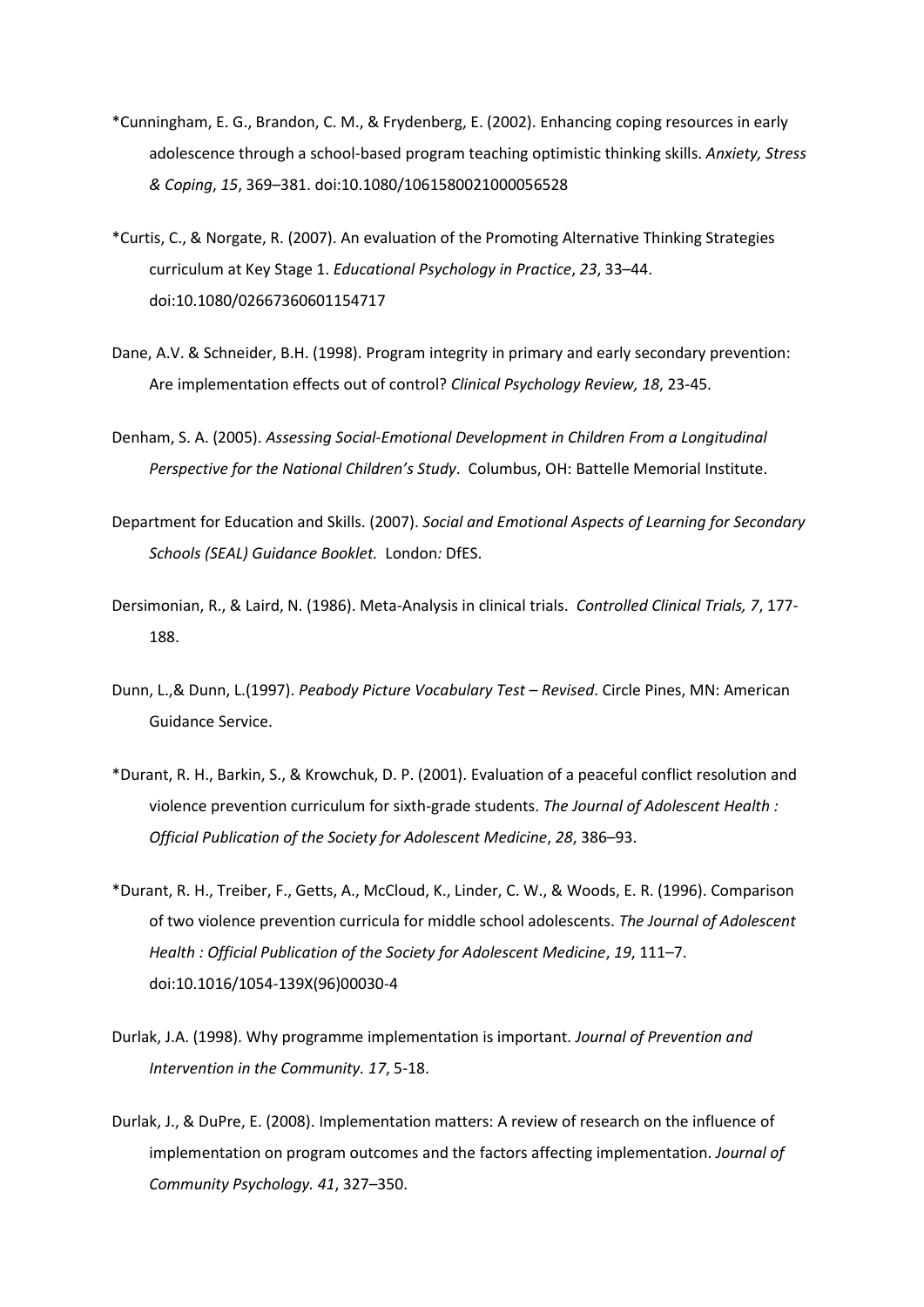*Cunningham, E. G., Brandon, C. M., & Frydenberg, E. (2002). Enhancing coping resources in early adolescence through a school-based program teaching optimistic thinking skills. *Anxiety, Stress & Coping*, *15*, 369–381. doi:10.1080/1061580021000056528

*Curtis, C., & Norgate, R. (2007). An evaluation of the Promoting Alternative Thinking Strategies curriculum at Key Stage 1. *Educational Psychology in Practice*, *23*, 33–44. doi:10.1080/02667360601154717

Dane, A.V. & Schneider, B.H. (1998). Program integrity in primary and early secondary prevention: Are implementation effects out of control? *Clinical Psychology Review, 18*, 23-45.

Denham, S. A. (2005). *Assessing Social-Emotional Development in Children From a Longitudinal Perspective for the National Children's Study*. Columbus, OH: Battelle Memorial Institute.

Department for Education and Skills. (2007). *Social and Emotional Aspects of Learning for Secondary Schools (SEAL) Guidance Booklet.* London*:* DfES.

Dersimonian, R., & Laird, N. (1986). Meta-Analysis in clinical trials. *Controlled Clinical Trials, 7*, 177-188.

Dunn, L.,& Dunn, L.(1997). *Peabody Picture Vocabulary Test – Revised*. Circle Pines, MN: American Guidance Service.

*Durant, R. H., Barkin, S., & Krowchuk, D. P. (2001). Evaluation of a peaceful conflict resolution and violence prevention curriculum for sixth-grade students. *The Journal of Adolescent Health : Official Publication of the Society for Adolescent Medicine*, *28*, 386–93.

*Durant, R. H., Treiber, F., Getts, A., McCloud, K., Linder, C. W., & Woods, E. R. (1996). Comparison of two violence prevention curricula for middle school adolescents. *The Journal of Adolescent Health : Official Publication of the Society for Adolescent Medicine*, *19*, 111–7. doi:10.1016/1054-139X(96)00030-4

Durlak, J.A. (1998). Why programme implementation is important. *Journal of Prevention and Intervention in the Community. 17*, 5-18.

Durlak, J., & DuPre, E. (2008). Implementation matters: A review of research on the influence of implementation on program outcomes and the factors affecting implementation. *Journal of Community Psychology. 41*, 327–350.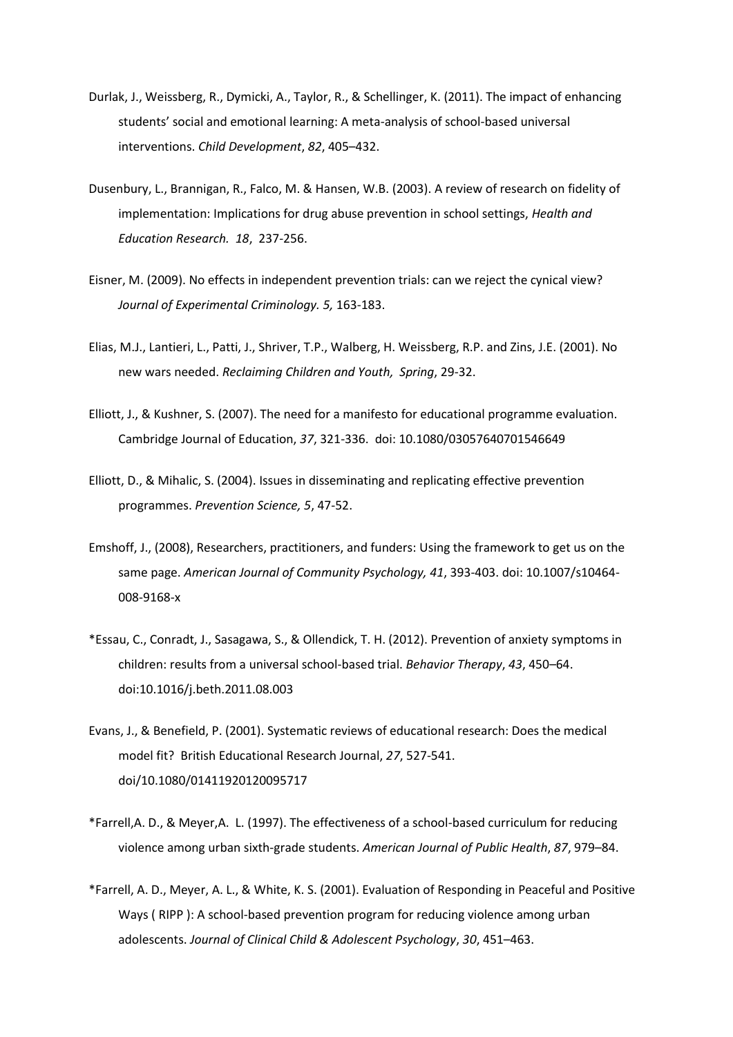Durlak, J., Weissberg, R., Dymicki, A., Taylor, R., & Schellinger, K. (2011). The impact of enhancing students' social and emotional learning: A meta-analysis of school-based universal interventions. *Child Development*, *82*, 405–432.

Dusenbury, L., Brannigan, R., Falco, M. & Hansen, W.B. (2003). A review of research on fidelity of implementation: Implications for drug abuse prevention in school settings, *Health and Education Research. 18*, 237-256.

Eisner, M. (2009). No effects in independent prevention trials: can we reject the cynical view? *Journal of Experimental Criminology. 5,* 163-183.

Elias, M.J., Lantieri, L., Patti, J., Shriver, T.P., Walberg, H. Weissberg, R.P. and Zins, J.E. (2001). No new wars needed. *Reclaiming Children and Youth, Spring*, 29-32.

Elliott, J., & Kushner, S. (2007). The need for a manifesto for educational programme evaluation. Cambridge Journal of Education, *37*, 321-336. doi: 10.1080/03057640701546649

Elliott, D., & Mihalic, S. (2004). Issues in disseminating and replicating effective prevention programmes. *Prevention Science, 5*, 47-52.

Emshoff, J., (2008), Researchers, practitioners, and funders: Using the framework to get us on the same page. *American Journal of Community Psychology, 41*, 393-403. doi: 10.1007/s10464-008-9168-x

*Essau, C., Conradt, J., Sasagawa, S., & Ollendick, T. H. (2012). Prevention of anxiety symptoms in children: results from a universal school-based trial. *Behavior Therapy*, *43*, 450–64. doi:10.1016/j.beth.2011.08.003

Evans, J., & Benefield, P. (2001). Systematic reviews of educational research: Does the medical model fit? British Educational Research Journal, *27*, 527-541. doi/10.1080/01411920120095717

*Farrell,A. D., & Meyer,A. L. (1997). The effectiveness of a school-based curriculum for reducing violence among urban sixth-grade students. *American Journal of Public Health*, *87*, 979–84.

*Farrell, A. D., Meyer, A. L., & White, K. S. (2001). Evaluation of Responding in Peaceful and Positive Ways ( RIPP ): A school-based prevention program for reducing violence among urban adolescents. *Journal of Clinical Child & Adolescent Psychology*, *30*, 451–463.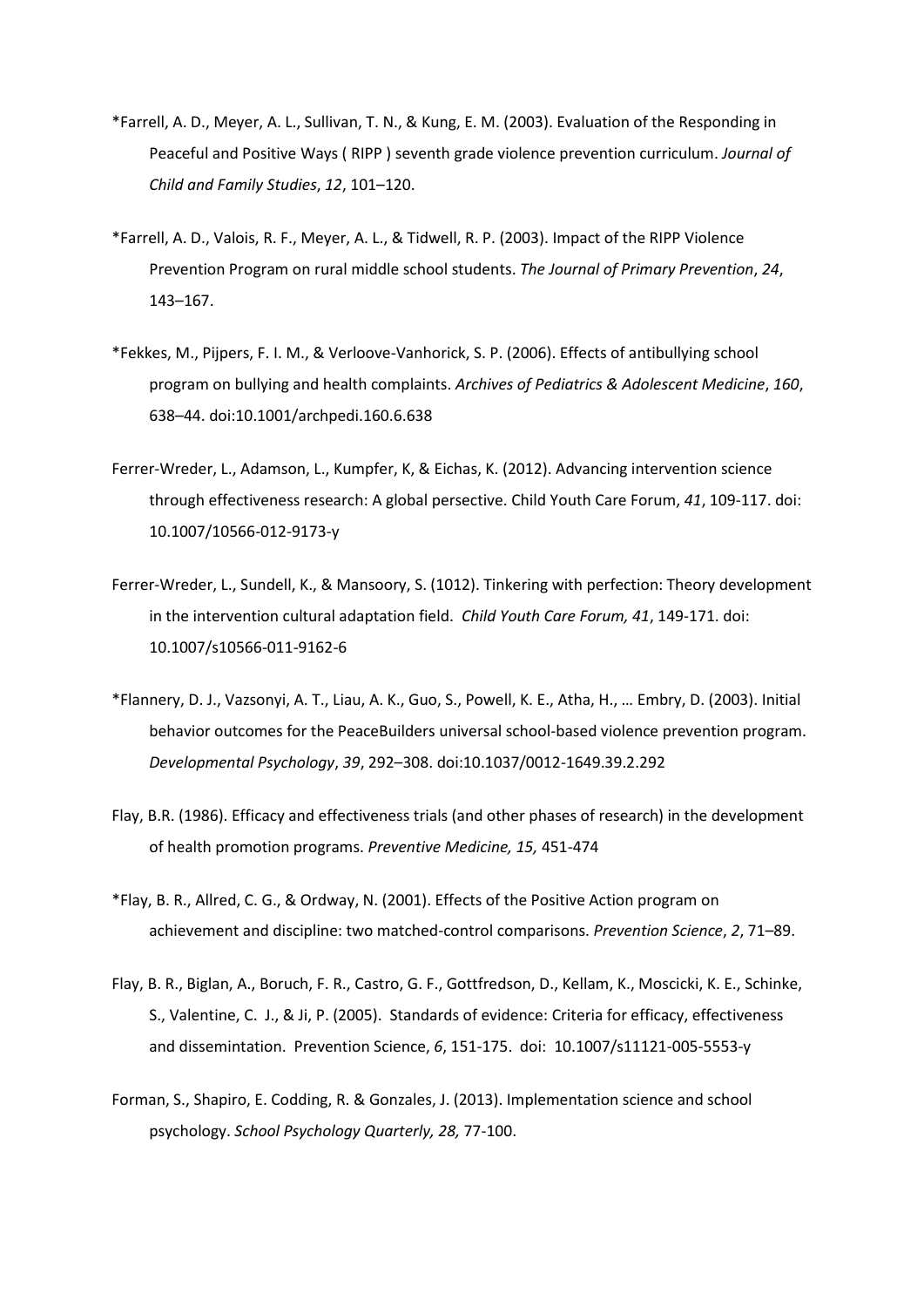*Farrell, A. D., Meyer, A. L., Sullivan, T. N., & Kung, E. M. (2003). Evaluation of the Responding in Peaceful and Positive Ways ( RIPP ) seventh grade violence prevention curriculum. *Journal of Child and Family Studies*, *12*, 101–120.

*Farrell, A. D., Valois, R. F., Meyer, A. L., & Tidwell, R. P. (2003). Impact of the RIPP Violence Prevention Program on rural middle school students. *The Journal of Primary Prevention*, *24*, 143–167.

*Fekkes, M., Pijpers, F. I. M., & Verloove-Vanhorick, S. P. (2006). Effects of antibullying school program on bullying and health complaints. *Archives of Pediatrics & Adolescent Medicine*, *160*, 638–44. doi:10.1001/archpedi.160.6.638

Ferrer-Wreder, L., Adamson, L., Kumpfer, K, & Eichas, K. (2012). Advancing intervention science through effectiveness research: A global persective. Child Youth Care Forum, *41*, 109-117. doi: 10.1007/10566-012-9173-y

Ferrer-Wreder, L., Sundell, K., & Mansoory, S. (1012). Tinkering with perfection: Theory development in the intervention cultural adaptation field. *Child Youth Care Forum, 41*, 149-171. doi: 10.1007/s10566-011-9162-6

*Flannery, D. J., Vazsonyi, A. T., Liau, A. K., Guo, S., Powell, K. E., Atha, H., … Embry, D. (2003). Initial behavior outcomes for the PeaceBuilders universal school-based violence prevention program. *Developmental Psychology*, *39*, 292–308. doi:10.1037/0012-1649.39.2.292

Flay, B.R. (1986). Efficacy and effectiveness trials (and other phases of research) in the development of health promotion programs. *Preventive Medicine, 15,* 451-474

*Flay, B. R., Allred, C. G., & Ordway, N. (2001). Effects of the Positive Action program on achievement and discipline: two matched-control comparisons. *Prevention Science*, *2*, 71–89.

Flay, B. R., Biglan, A., Boruch, F. R., Castro, G. F., Gottfredson, D., Kellam, K., Moscicki, K. E., Schinke, S., Valentine, C. J., & Ji, P. (2005). Standards of evidence: Criteria for efficacy, effectiveness and dissemintation. Prevention Science, *6*, 151-175. doi: 10.1007/s11121-005-5553-y

Forman, S., Shapiro, E. Codding, R. & Gonzales, J. (2013). Implementation science and school psychology. *School Psychology Quarterly, 28,* 77-100.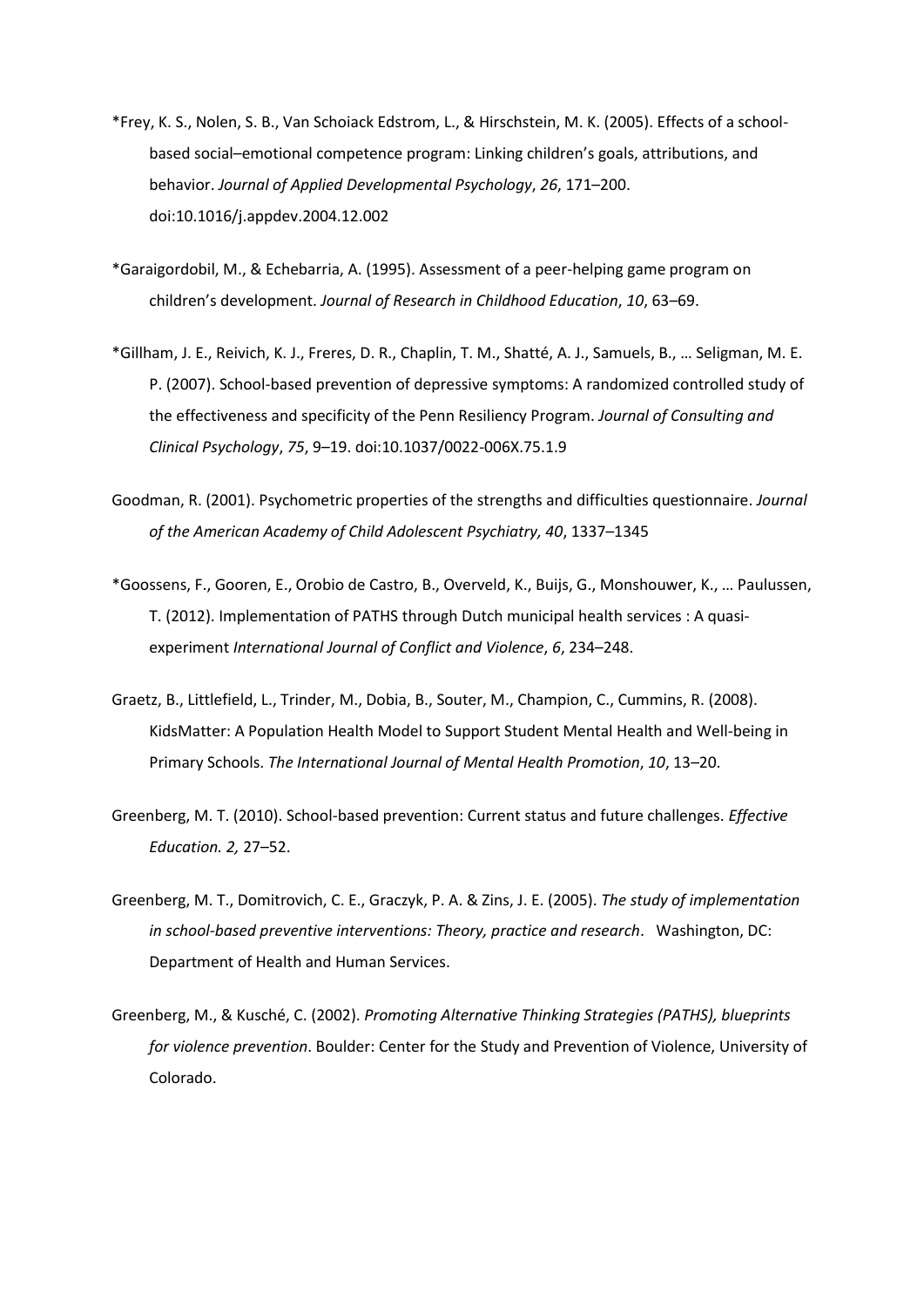*Frey, K. S., Nolen, S. B., Van Schoiack Edstrom, L., & Hirschstein, M. K. (2005). Effects of a school-based social–emotional competence program: Linking children's goals, attributions, and behavior. *Journal of Applied Developmental Psychology*, *26*, 171–200. doi:10.1016/j.appdev.2004.12.002

*Garaigordobil, M., & Echebarria, A. (1995). Assessment of a peer-helping game program on children's development. *Journal of Research in Childhood Education*, *10*, 63–69.

*Gillham, J. E., Reivich, K. J., Freres, D. R., Chaplin, T. M., Shatté, A. J., Samuels, B., … Seligman, M. E. P. (2007). School-based prevention of depressive symptoms: A randomized controlled study of the effectiveness and specificity of the Penn Resiliency Program. *Journal of Consulting and Clinical Psychology*, *75*, 9–19. doi:10.1037/0022-006X.75.1.9

Goodman, R. (2001). Psychometric properties of the strengths and difficulties questionnaire. *Journal of the American Academy of Child Adolescent Psychiatry, 40*, 1337–1345

*Goossens, F., Gooren, E., Orobio de Castro, B., Overveld, K., Buijs, G., Monshouwer, K., … Paulussen, T. (2012). Implementation of PATHS through Dutch municipal health services : A quasi-experiment *International Journal of Conflict and Violence*, *6*, 234–248.

Graetz, B., Littlefield, L., Trinder, M., Dobia, B., Souter, M., Champion, C., Cummins, R. (2008). KidsMatter: A Population Health Model to Support Student Mental Health and Well-being in Primary Schools. *The International Journal of Mental Health Promotion*, *10*, 13–20.

Greenberg, M. T. (2010). School-based prevention: Current status and future challenges. *Effective Education. 2,* 27–52.

Greenberg, M. T., Domitrovich, C. E., Graczyk, P. A. & Zins, J. E. (2005). *The study of implementation in school-based preventive interventions: Theory, practice and research*. Washington, DC: Department of Health and Human Services.

Greenberg, M., & Kusché, C. (2002). *Promoting Alternative Thinking Strategies (PATHS), blueprints for violence prevention*. Boulder: Center for the Study and Prevention of Violence, University of Colorado.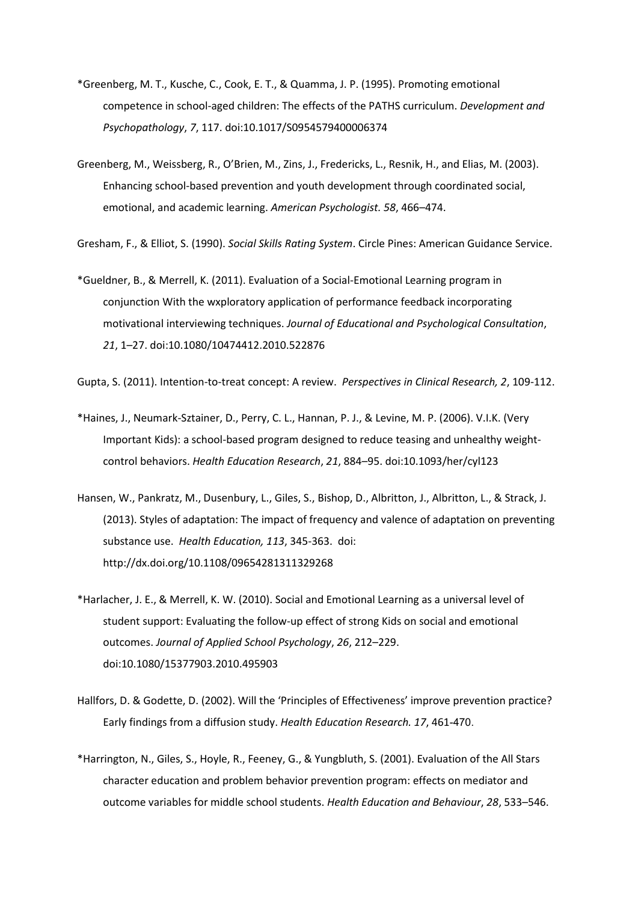*Greenberg, M. T., Kusche, C., Cook, E. T., & Quamma, J. P. (1995). Promoting emotional competence in school-aged children: The effects of the PATHS curriculum. *Development and Psychopathology*, *7*, 117. doi:10.1017/S0954579400006374

Greenberg, M., Weissberg, R., O'Brien, M., Zins, J., Fredericks, L., Resnik, H., and Elias, M. (2003). Enhancing school-based prevention and youth development through coordinated social, emotional, and academic learning. *American Psychologist. 58*, 466–474.

Gresham, F., & Elliot, S. (1990). *Social Skills Rating System*. Circle Pines: American Guidance Service.

*Gueldner, B., & Merrell, K. (2011). Evaluation of a Social-Emotional Learning program in conjunction With the wxploratory application of performance feedback incorporating motivational interviewing techniques. *Journal of Educational and Psychological Consultation*, *21*, 1–27. doi:10.1080/10474412.2010.522876

Gupta, S. (2011). Intention-to-treat concept: A review. *Perspectives in Clinical Research, 2*, 109-112.

*Haines, J., Neumark-Sztainer, D., Perry, C. L., Hannan, P. J., & Levine, M. P. (2006). V.I.K. (Very Important Kids): a school-based program designed to reduce teasing and unhealthy weight-control behaviors. *Health Education Research*, *21*, 884–95. doi:10.1093/her/cyl123

Hansen, W., Pankratz, M., Dusenbury, L., Giles, S., Bishop, D., Albritton, J., Albritton, L., & Strack, J. (2013). Styles of adaptation: The impact of frequency and valence of adaptation on preventing substance use. *Health Education, 113*, 345-363. doi: http://dx.doi.org/10.1108/09654281311329268

*Harlacher, J. E., & Merrell, K. W. (2010). Social and Emotional Learning as a universal level of student support: Evaluating the follow-up effect of strong Kids on social and emotional outcomes. *Journal of Applied School Psychology*, *26*, 212–229. doi:10.1080/15377903.2010.495903

Hallfors, D. & Godette, D. (2002). Will the 'Principles of Effectiveness' improve prevention practice? Early findings from a diffusion study. *Health Education Research. 17*, 461-470.

*Harrington, N., Giles, S., Hoyle, R., Feeney, G., & Yungbluth, S. (2001). Evaluation of the All Stars character education and problem behavior prevention program: effects on mediator and outcome variables for middle school students. *Health Education and Behaviour*, *28*, 533–546.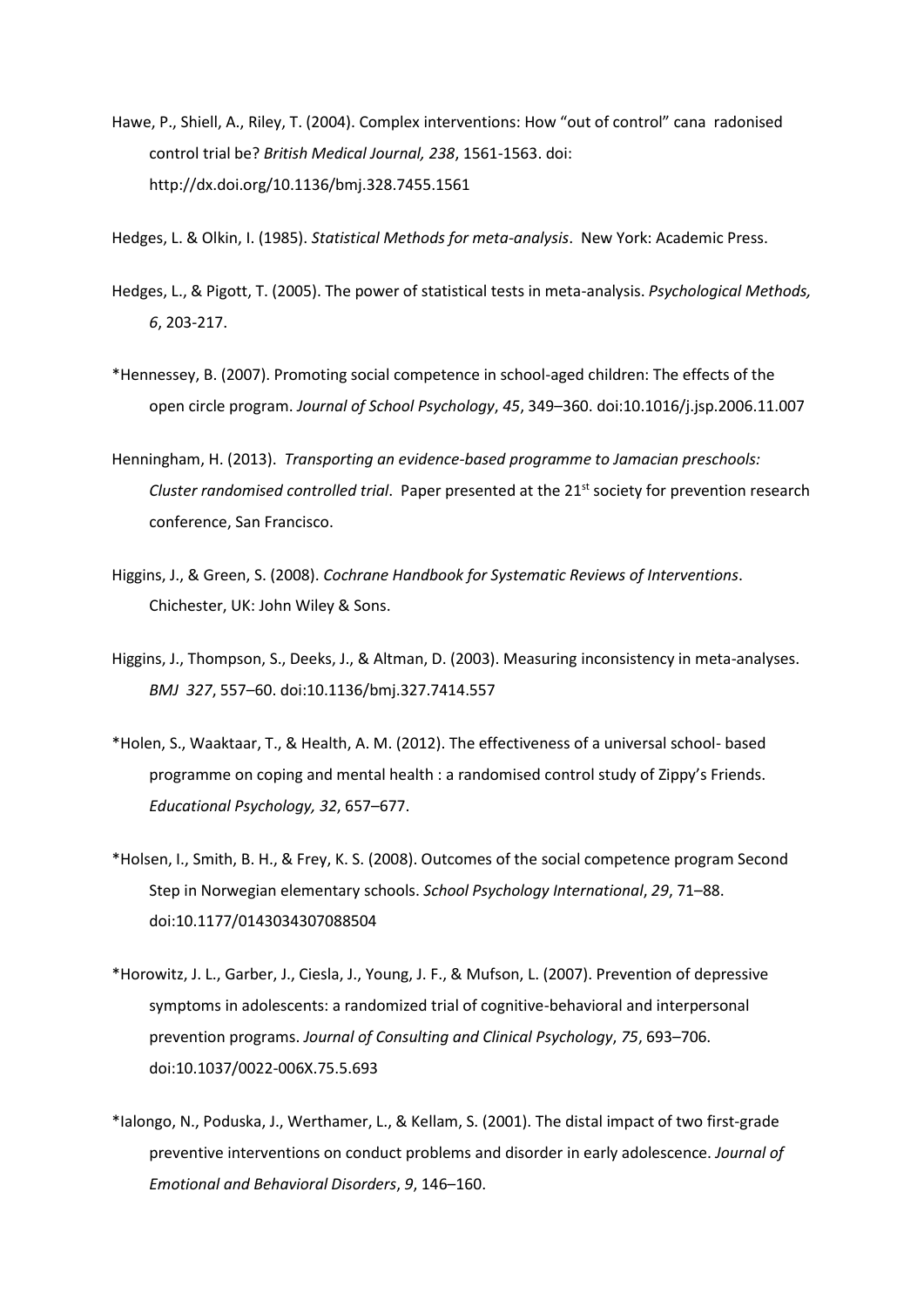Hawe, P., Shiell, A., Riley, T. (2004). Complex interventions: How "out of control" cana radonised control trial be? *British Medical Journal, 238*, 1561-1563. doi: http://dx.doi.org/10.1136/bmj.328.7455.1561

Hedges, L. & Olkin, I. (1985). *Statistical Methods for meta-analysis*. New York: Academic Press.

Hedges, L., & Pigott, T. (2005). The power of statistical tests in meta-analysis. *Psychological Methods, 6*, 203-217.

*Hennessey, B. (2007). Promoting social competence in school-aged children: The effects of the open circle program. *Journal of School Psychology*, *45*, 349–360. doi:10.1016/j.jsp.2006.11.007

Henningham, H. (2013). *Transporting an evidence-based programme to Jamacian preschools: Cluster randomised controlled trial*. Paper presented at the 21st society for prevention research conference, San Francisco.

Higgins, J., & Green, S. (2008). *Cochrane Handbook for Systematic Reviews of Interventions*. Chichester, UK: John Wiley & Sons.

Higgins, J., Thompson, S., Deeks, J., & Altman, D. (2003). Measuring inconsistency in meta-analyses. *BMJ 327*, 557–60. doi:10.1136/bmj.327.7414.557

*Holen, S., Waaktaar, T., & Health, A. M. (2012). The effectiveness of a universal school- based programme on coping and mental health : a randomised control study of Zippy's Friends. *Educational Psychology, 32*, 657–677.

*Holsen, I., Smith, B. H., & Frey, K. S. (2008). Outcomes of the social competence program Second Step in Norwegian elementary schools. *School Psychology International*, *29*, 71–88. doi:10.1177/0143034307088504

*Horowitz, J. L., Garber, J., Ciesla, J., Young, J. F., & Mufson, L. (2007). Prevention of depressive symptoms in adolescents: a randomized trial of cognitive-behavioral and interpersonal prevention programs. *Journal of Consulting and Clinical Psychology*, *75*, 693–706. doi:10.1037/0022-006X.75.5.693

*Ialongo, N., Poduska, J., Werthamer, L., & Kellam, S. (2001). The distal impact of two first-grade preventive interventions on conduct problems and disorder in early adolescence. *Journal of Emotional and Behavioral Disorders*, *9*, 146–160.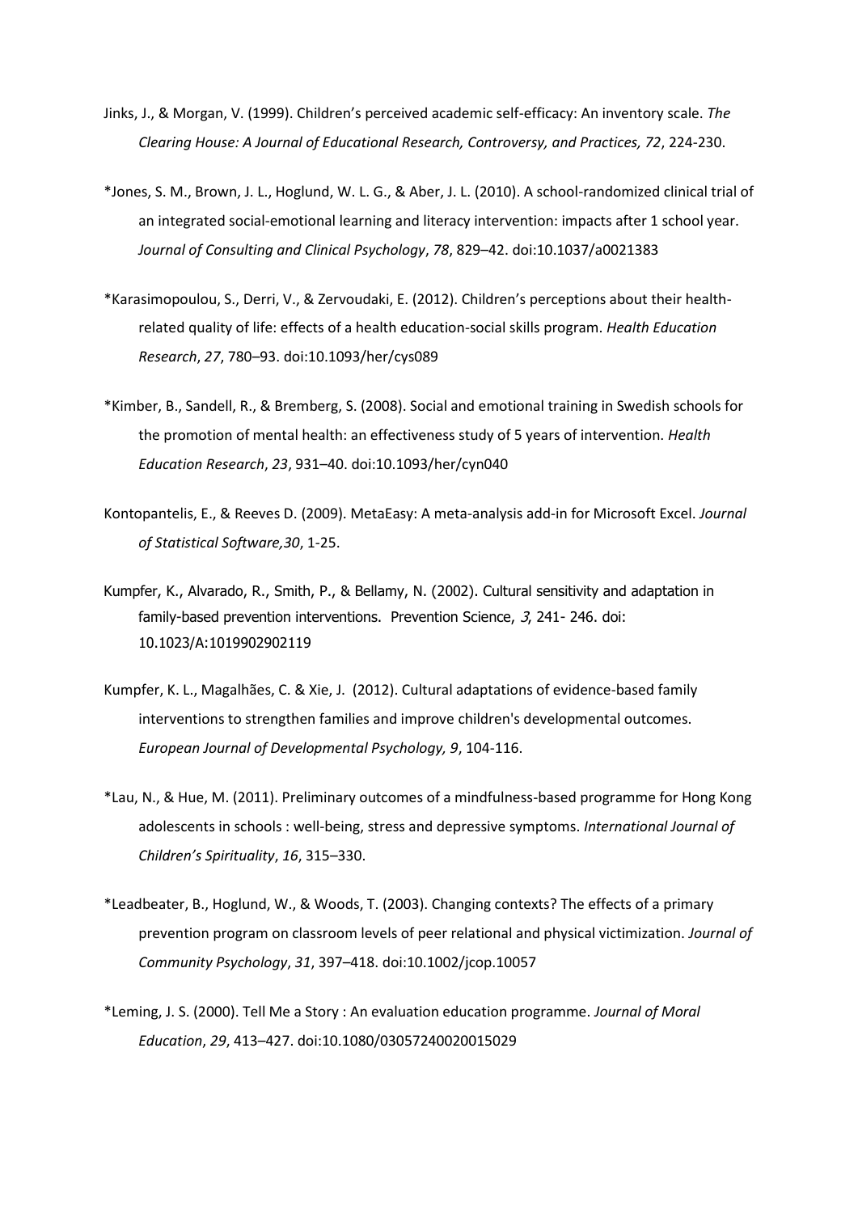Jinks, J., & Morgan, V. (1999). Children's perceived academic self-efficacy: An inventory scale. *The Clearing House: A Journal of Educational Research, Controversy, and Practices, 72*, 224-230.

*Jones, S. M., Brown, J. L., Hoglund, W. L. G., & Aber, J. L. (2010). A school-randomized clinical trial of an integrated social-emotional learning and literacy intervention: impacts after 1 school year. *Journal of Consulting and Clinical Psychology*, *78*, 829–42. doi:10.1037/a0021383

*Karasimopoulou, S., Derri, V., & Zervoudaki, E. (2012). Children's perceptions about their health-related quality of life: effects of a health education-social skills program. *Health Education Research*, *27*, 780–93. doi:10.1093/her/cys089

*Kimber, B., Sandell, R., & Bremberg, S. (2008). Social and emotional training in Swedish schools for the promotion of mental health: an effectiveness study of 5 years of intervention. *Health Education Research*, *23*, 931–40. doi:10.1093/her/cyn040

Kontopantelis, E., & Reeves D. (2009). MetaEasy: A meta-analysis add-in for Microsoft Excel. *Journal of Statistical Software,30*, 1-25.

Kumpfer, K., Alvarado, R., Smith, P., & Bellamy, N. (2002). Cultural sensitivity and adaptation in family-based prevention interventions. Prevention Science, *3*, 241- 246. doi: 10.1023/A:1019902902119

Kumpfer, K. L., Magalhães, C. & Xie, J. (2012). Cultural adaptations of evidence-based family interventions to strengthen families and improve children's developmental outcomes. *European Journal of Developmental Psychology, 9*, 104-116.

*Lau, N., & Hue, M. (2011). Preliminary outcomes of a mindfulness-based programme for Hong Kong adolescents in schools : well-being, stress and depressive symptoms. *International Journal of Children's Spirituality*, *16*, 315–330.

*Leadbeater, B., Hoglund, W., & Woods, T. (2003). Changing contexts? The effects of a primary prevention program on classroom levels of peer relational and physical victimization. *Journal of Community Psychology*, *31*, 397–418. doi:10.1002/jcop.10057

*Leming, J. S. (2000). Tell Me a Story : An evaluation education programme. *Journal of Moral Education*, *29*, 413–427. doi:10.1080/03057240020015029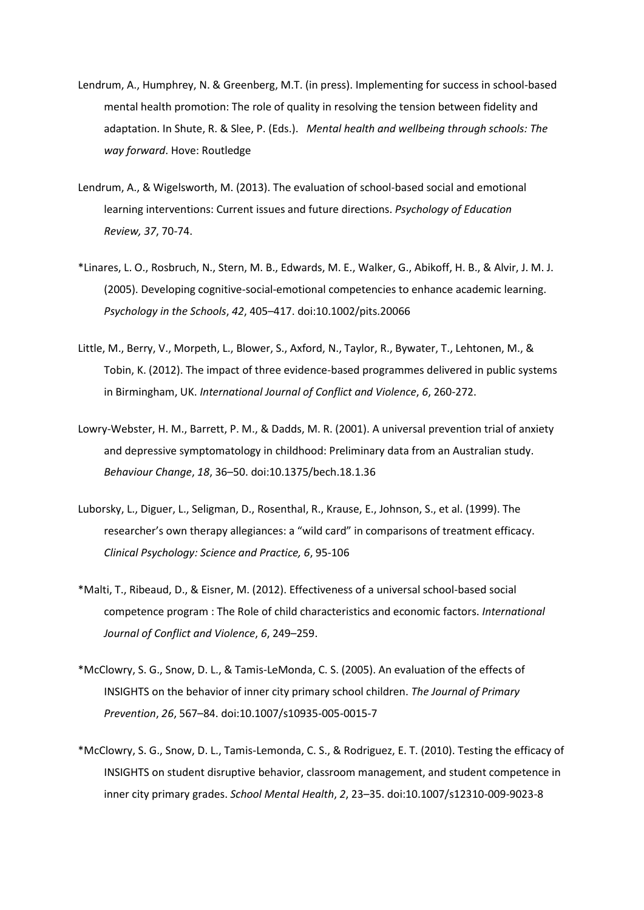Lendrum, A., Humphrey, N. & Greenberg, M.T. (in press). Implementing for success in school-based mental health promotion: The role of quality in resolving the tension between fidelity and adaptation. In Shute, R. & Slee, P. (Eds.). *Mental health and wellbeing through schools: The way forward*. Hove: Routledge

Lendrum, A., & Wigelsworth, M. (2013). The evaluation of school-based social and emotional learning interventions: Current issues and future directions. *Psychology of Education Review, 37*, 70-74.

*Linares, L. O., Rosbruch, N., Stern, M. B., Edwards, M. E., Walker, G., Abikoff, H. B., & Alvir, J. M. J. (2005). Developing cognitive-social-emotional competencies to enhance academic learning. *Psychology in the Schools*, *42*, 405–417. doi:10.1002/pits.20066

Little, M., Berry, V., Morpeth, L., Blower, S., Axford, N., Taylor, R., Bywater, T., Lehtonen, M., & Tobin, K. (2012). The impact of three evidence-based programmes delivered in public systems in Birmingham, UK. *International Journal of Conflict and Violence*, *6*, 260-272.

Lowry-Webster, H. M., Barrett, P. M., & Dadds, M. R. (2001). A universal prevention trial of anxiety and depressive symptomatology in childhood: Preliminary data from an Australian study. *Behaviour Change*, *18*, 36–50. doi:10.1375/bech.18.1.36

Luborsky, L., Diguer, L., Seligman, D., Rosenthal, R., Krause, E., Johnson, S., et al. (1999). The researcher's own therapy allegiances: a "wild card" in comparisons of treatment efficacy. *Clinical Psychology: Science and Practice, 6*, 95-106

*Malti, T., Ribeaud, D., & Eisner, M. (2012). Effectiveness of a universal school-based social competence program : The Role of child characteristics and economic factors. *International Journal of Conflict and Violence*, *6*, 249–259.

*McClowry, S. G., Snow, D. L., & Tamis-LeMonda, C. S. (2005). An evaluation of the effects of INSIGHTS on the behavior of inner city primary school children. *The Journal of Primary Prevention*, *26*, 567–84. doi:10.1007/s10935-005-0015-7

*McClowry, S. G., Snow, D. L., Tamis-Lemonda, C. S., & Rodriguez, E. T. (2010). Testing the efficacy of INSIGHTS on student disruptive behavior, classroom management, and student competence in inner city primary grades. *School Mental Health*, *2*, 23–35. doi:10.1007/s12310-009-9023-8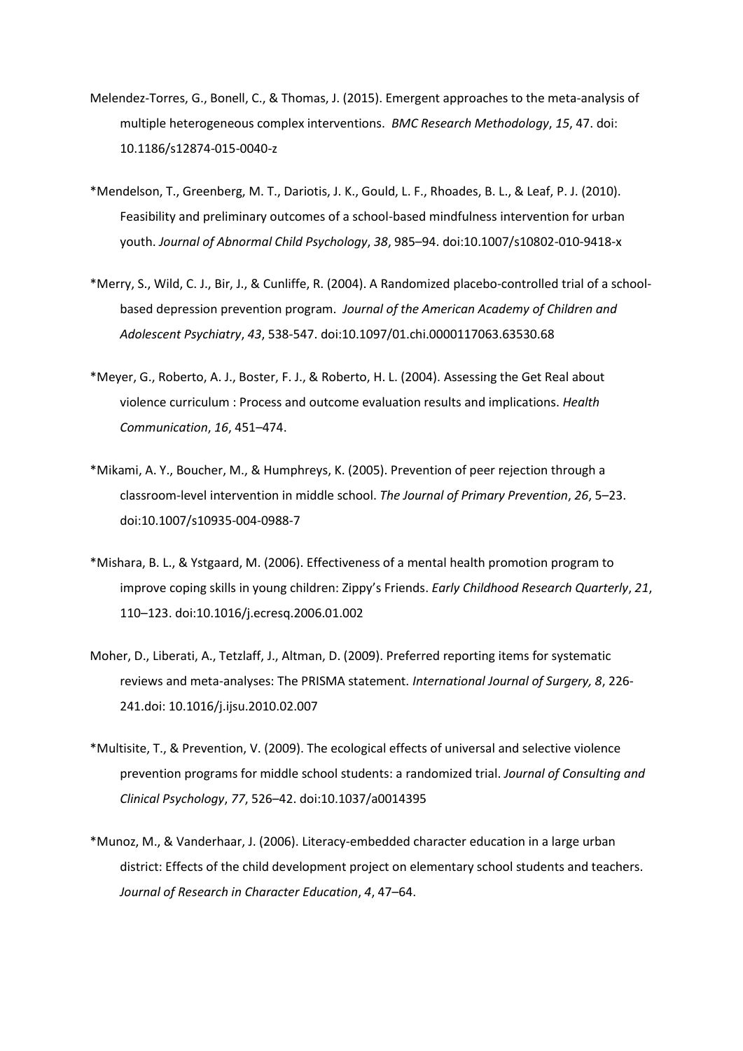Melendez-Torres, G., Bonell, C., & Thomas, J. (2015). Emergent approaches to the meta-analysis of multiple heterogeneous complex interventions. *BMC Research Methodology*, *15*, 47. doi: 10.1186/s12874-015-0040-z

*Mendelson, T., Greenberg, M. T., Dariotis, J. K., Gould, L. F., Rhoades, B. L., & Leaf, P. J. (2010). Feasibility and preliminary outcomes of a school-based mindfulness intervention for urban youth. *Journal of Abnormal Child Psychology*, *38*, 985–94. doi:10.1007/s10802-010-9418-x

*Merry, S., Wild, C. J., Bir, J., & Cunliffe, R. (2004). A Randomized placebo-controlled trial of a school-based depression prevention program. *Journal of the American Academy of Children and Adolescent Psychiatry*, *43*, 538-547. doi:10.1097/01.chi.0000117063.63530.68

*Meyer, G., Roberto, A. J., Boster, F. J., & Roberto, H. L. (2004). Assessing the Get Real about violence curriculum : Process and outcome evaluation results and implications. *Health Communication*, *16*, 451–474.

*Mikami, A. Y., Boucher, M., & Humphreys, K. (2005). Prevention of peer rejection through a classroom-level intervention in middle school. *The Journal of Primary Prevention*, *26*, 5–23. doi:10.1007/s10935-004-0988-7

*Mishara, B. L., & Ystgaard, M. (2006). Effectiveness of a mental health promotion program to improve coping skills in young children: Zippy's Friends. *Early Childhood Research Quarterly*, *21*, 110–123. doi:10.1016/j.ecresq.2006.01.002

Moher, D., Liberati, A., Tetzlaff, J., Altman, D. (2009). Preferred reporting items for systematic reviews and meta-analyses: The PRISMA statement. *International Journal of Surgery, 8*, 226-241.doi: 10.1016/j.ijsu.2010.02.007

*Multisite, T., & Prevention, V. (2009). The ecological effects of universal and selective violence prevention programs for middle school students: a randomized trial. *Journal of Consulting and Clinical Psychology*, *77*, 526–42. doi:10.1037/a0014395

*Munoz, M., & Vanderhaar, J. (2006). Literacy-embedded character education in a large urban district: Effects of the child development project on elementary school students and teachers. *Journal of Research in Character Education*, *4*, 47–64.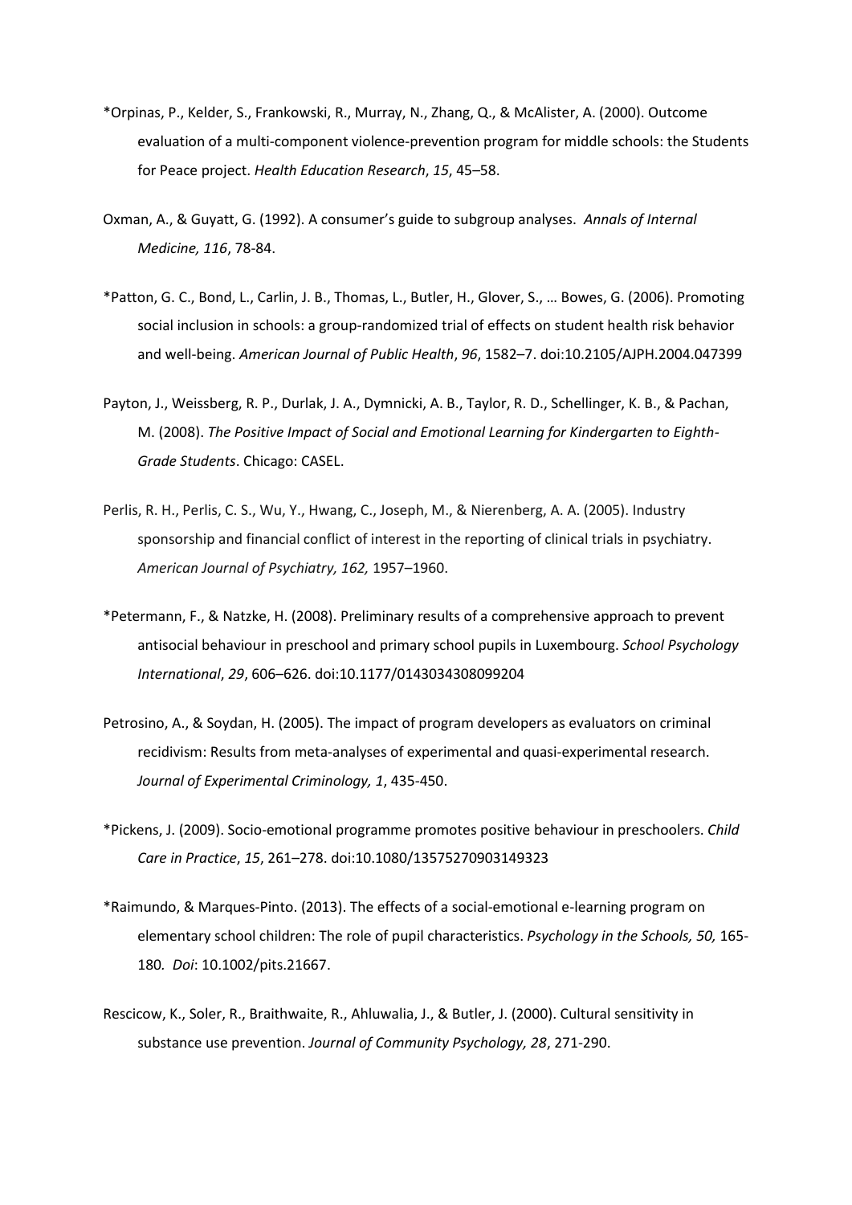*Orpinas, P., Kelder, S., Frankowski, R., Murray, N., Zhang, Q., & McAlister, A. (2000). Outcome evaluation of a multi-component violence-prevention program for middle schools: the Students for Peace project. *Health Education Research*, *15*, 45–58.

Oxman, A., & Guyatt, G. (1992). A consumer's guide to subgroup analyses. *Annals of Internal Medicine, 116*, 78-84.

*Patton, G. C., Bond, L., Carlin, J. B., Thomas, L., Butler, H., Glover, S., … Bowes, G. (2006). Promoting social inclusion in schools: a group-randomized trial of effects on student health risk behavior and well-being. *American Journal of Public Health*, *96*, 1582–7. doi:10.2105/AJPH.2004.047399

Payton, J., Weissberg, R. P., Durlak, J. A., Dymnicki, A. B., Taylor, R. D., Schellinger, K. B., & Pachan, M. (2008). *The Positive Impact of Social and Emotional Learning for Kindergarten to Eighth-Grade Students*. Chicago: CASEL.

Perlis, R. H., Perlis, C. S., Wu, Y., Hwang, C., Joseph, M., & Nierenberg, A. A. (2005). Industry sponsorship and financial conflict of interest in the reporting of clinical trials in psychiatry. *American Journal of Psychiatry, 162,* 1957–1960.

*Petermann, F., & Natzke, H. (2008). Preliminary results of a comprehensive approach to prevent antisocial behaviour in preschool and primary school pupils in Luxembourg. *School Psychology International*, *29*, 606–626. doi:10.1177/0143034308099204

Petrosino, A., & Soydan, H. (2005). The impact of program developers as evaluators on criminal recidivism: Results from meta-analyses of experimental and quasi-experimental research. *Journal of Experimental Criminology, 1*, 435-450.

*Pickens, J. (2009). Socio-emotional programme promotes positive behaviour in preschoolers. *Child Care in Practice*, *15*, 261–278. doi:10.1080/13575270903149323

*Raimundo, & Marques-Pinto. (2013). The effects of a social-emotional e-learning program on elementary school children: The role of pupil characteristics. *Psychology in the Schools, 50,* 165-180*. Doi*: 10.1002/pits.21667.

Rescicow, K., Soler, R., Braithwaite, R., Ahluwalia, J., & Butler, J. (2000). Cultural sensitivity in substance use prevention. *Journal of Community Psychology, 28*, 271-290.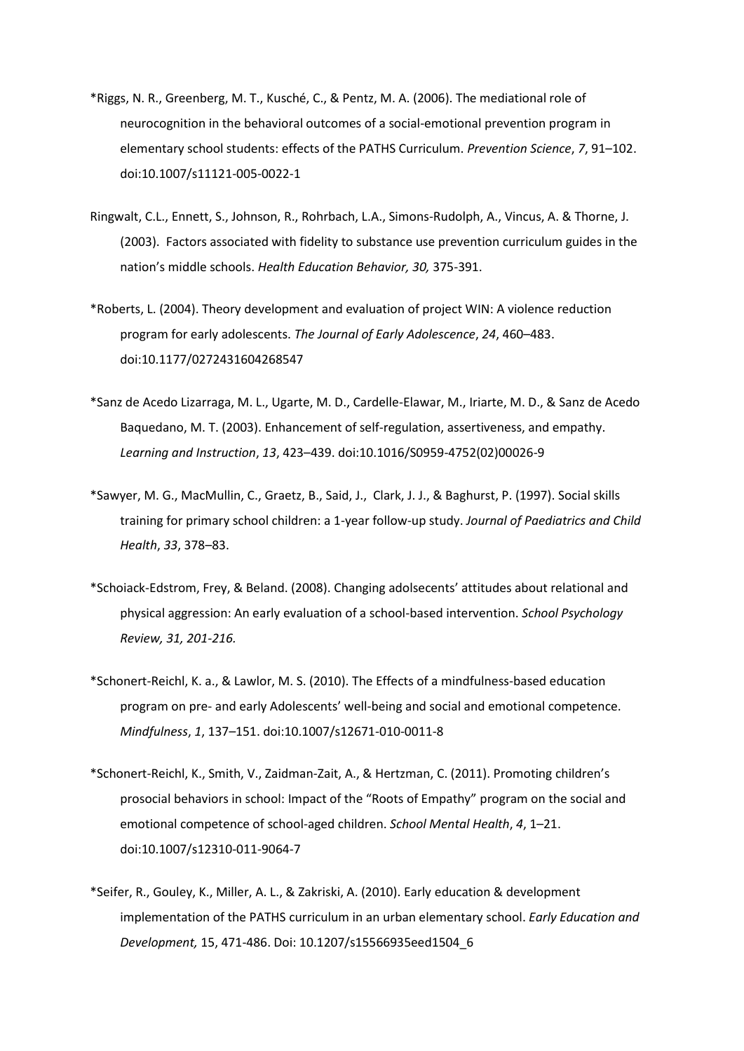*Riggs, N. R., Greenberg, M. T., Kusché, C., & Pentz, M. A. (2006). The mediational role of neurocognition in the behavioral outcomes of a social-emotional prevention program in elementary school students: effects of the PATHS Curriculum. *Prevention Science*, *7*, 91–102. doi:10.1007/s11121-005-0022-1

Ringwalt, C.L., Ennett, S., Johnson, R., Rohrbach, L.A., Simons-Rudolph, A., Vincus, A. & Thorne, J. (2003). Factors associated with fidelity to substance use prevention curriculum guides in the nation's middle schools. *Health Education Behavior, 30,* 375-391.

*Roberts, L. (2004). Theory development and evaluation of project WIN: A violence reduction program for early adolescents. *The Journal of Early Adolescence*, *24*, 460–483. doi:10.1177/0272431604268547

*Sanz de Acedo Lizarraga, M. L., Ugarte, M. D., Cardelle-Elawar, M., Iriarte, M. D., & Sanz de Acedo Baquedano, M. T. (2003). Enhancement of self-regulation, assertiveness, and empathy. *Learning and Instruction*, *13*, 423–439. doi:10.1016/S0959-4752(02)00026-9

*Sawyer, M. G., MacMullin, C., Graetz, B., Said, J., Clark, J. J., & Baghurst, P. (1997). Social skills training for primary school children: a 1-year follow-up study. *Journal of Paediatrics and Child Health*, *33*, 378–83.

*Schoiack-Edstrom, Frey, & Beland. (2008). Changing adolsecents' attitudes about relational and physical aggression: An early evaluation of a school-based intervention. *School Psychology Review, 31, 201-216.*

*Schonert-Reichl, K. a., & Lawlor, M. S. (2010). The Effects of a mindfulness-based education program on pre- and early Adolescents' well-being and social and emotional competence. *Mindfulness*, *1*, 137–151. doi:10.1007/s12671-010-0011-8

*Schonert-Reichl, K., Smith, V., Zaidman-Zait, A., & Hertzman, C. (2011). Promoting children's prosocial behaviors in school: Impact of the "Roots of Empathy" program on the social and emotional competence of school-aged children. *School Mental Health*, *4*, 1–21. doi:10.1007/s12310-011-9064-7

*Seifer, R., Gouley, K., Miller, A. L., & Zakriski, A. (2010). Early education & development implementation of the PATHS curriculum in an urban elementary school. *Early Education and Development,* 15, 471-486. Doi: 10.1207/s15566935eed1504_6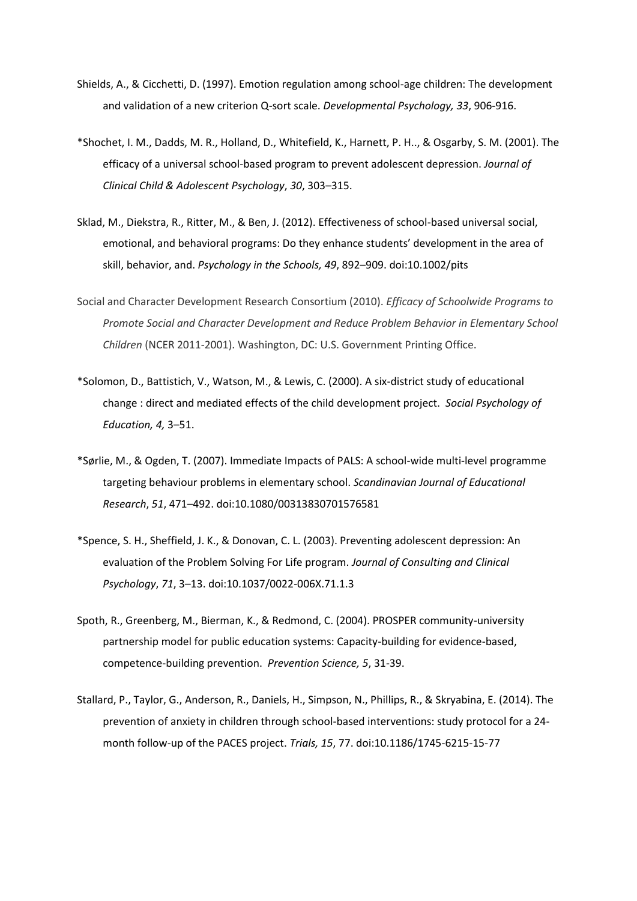Shields, A., & Cicchetti, D. (1997). Emotion regulation among school-age children: The development and validation of a new criterion Q-sort scale. *Developmental Psychology, 33*, 906-916.

*Shochet, I. M., Dadds, M. R., Holland, D., Whitefield, K., Harnett, P. H.., & Osgarby, S. M. (2001). The efficacy of a universal school-based program to prevent adolescent depression. *Journal of Clinical Child & Adolescent Psychology*, *30*, 303–315.

Sklad, M., Diekstra, R., Ritter, M., & Ben, J. (2012). Effectiveness of school-based universal social, emotional, and behavioral programs: Do they enhance students' development in the area of skill, behavior, and. *Psychology in the Schools, 49*, 892–909. doi:10.1002/pits

Social and Character Development Research Consortium (2010). *Efficacy of Schoolwide Programs to Promote Social and Character Development and Reduce Problem Behavior in Elementary School Children* (NCER 2011-2001). Washington, DC: U.S. Government Printing Office.

*Solomon, D., Battistich, V., Watson, M., & Lewis, C. (2000). A six-district study of educational change : direct and mediated effects of the child development project. *Social Psychology of Education, 4,* 3–51.

*Sørlie, M., & Ogden, T. (2007). Immediate Impacts of PALS: A school-wide multi-level programme targeting behaviour problems in elementary school. *Scandinavian Journal of Educational Research*, *51*, 471–492. doi:10.1080/00313830701576581

*Spence, S. H., Sheffield, J. K., & Donovan, C. L. (2003). Preventing adolescent depression: An evaluation of the Problem Solving For Life program. *Journal of Consulting and Clinical Psychology*, *71*, 3–13. doi:10.1037/0022-006X.71.1.3

Spoth, R., Greenberg, M., Bierman, K., & Redmond, C. (2004). PROSPER community-university partnership model for public education systems: Capacity-building for evidence-based, competence-building prevention. *Prevention Science, 5*, 31-39.

Stallard, P., Taylor, G., Anderson, R., Daniels, H., Simpson, N., Phillips, R., & Skryabina, E. (2014). The prevention of anxiety in children through school-based interventions: study protocol for a 24-month follow-up of the PACES project. *Trials, 15*, 77. doi:10.1186/1745-6215-15-77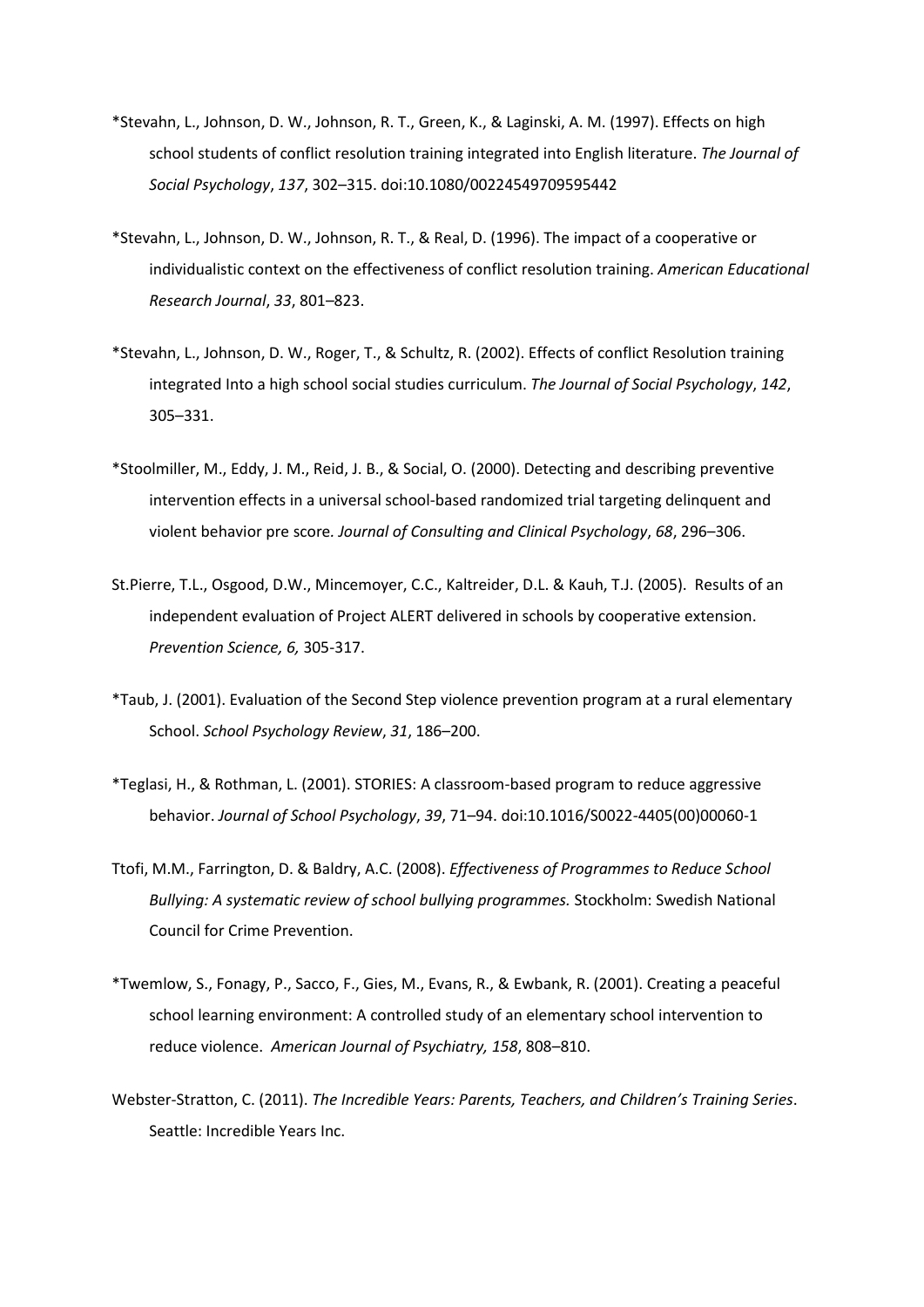*Stevahn, L., Johnson, D. W., Johnson, R. T., Green, K., & Laginski, A. M. (1997). Effects on high school students of conflict resolution training integrated into English literature. *The Journal of Social Psychology*, *137*, 302–315. doi:10.1080/00224549709595442

*Stevahn, L., Johnson, D. W., Johnson, R. T., & Real, D. (1996). The impact of a cooperative or individualistic context on the effectiveness of conflict resolution training. *American Educational Research Journal*, *33*, 801–823.

*Stevahn, L., Johnson, D. W., Roger, T., & Schultz, R. (2002). Effects of conflict Resolution training integrated Into a high school social studies curriculum. *The Journal of Social Psychology*, *142*, 305–331.

*Stoolmiller, M., Eddy, J. M., Reid, J. B., & Social, O. (2000). Detecting and describing preventive intervention effects in a universal school-based randomized trial targeting delinquent and violent behavior pre score. *Journal of Consulting and Clinical Psychology*, *68*, 296–306.

St.Pierre, T.L., Osgood, D.W., Mincemoyer, C.C., Kaltreider, D.L. & Kauh, T.J. (2005). Results of an independent evaluation of Project ALERT delivered in schools by cooperative extension. *Prevention Science, 6,* 305-317.

*Taub, J. (2001). Evaluation of the Second Step violence prevention program at a rural elementary School. *School Psychology Review*, *31*, 186–200.

*Teglasi, H., & Rothman, L. (2001). STORIES: A classroom-based program to reduce aggressive behavior. *Journal of School Psychology*, *39*, 71–94. doi:10.1016/S0022-4405(00)00060-1

Ttofi, M.M., Farrington, D. & Baldry, A.C. (2008). *Effectiveness of Programmes to Reduce School Bullying: A systematic review of school bullying programmes.* Stockholm: Swedish National Council for Crime Prevention.

*Twemlow, S., Fonagy, P., Sacco, F., Gies, M., Evans, R., & Ewbank, R. (2001). Creating a peaceful school learning environment: A controlled study of an elementary school intervention to reduce violence. *American Journal of Psychiatry, 158*, 808–810.

Webster-Stratton, C. (2011). *The Incredible Years: Parents, Teachers, and Children's Training Series*. Seattle: Incredible Years Inc.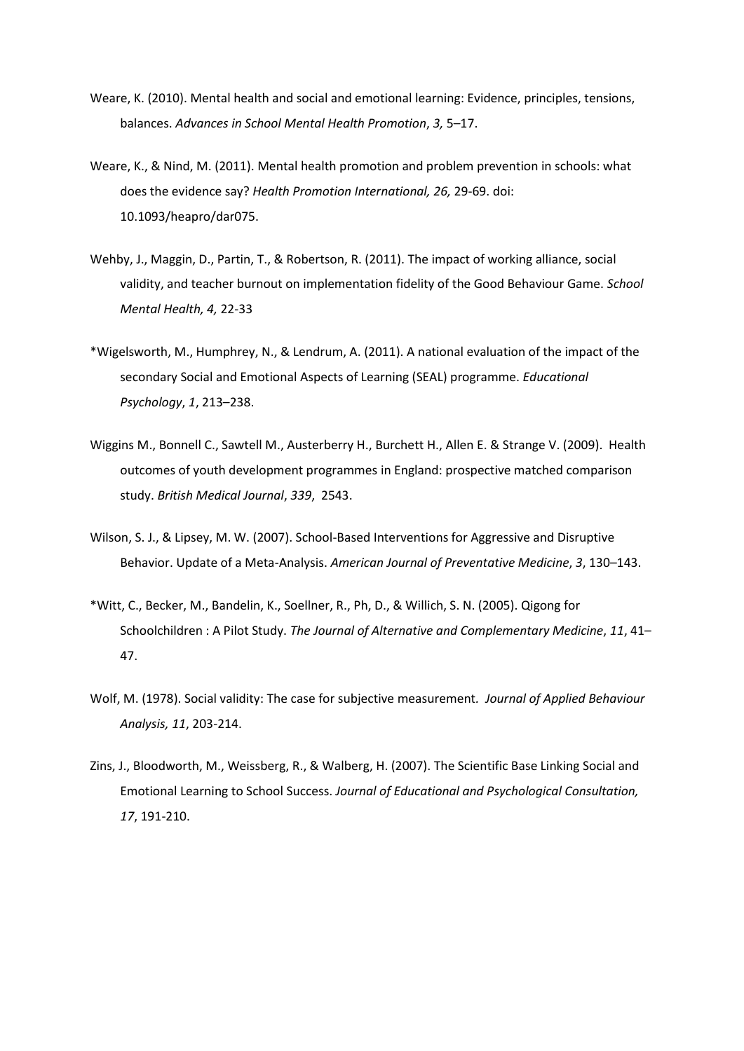Weare, K. (2010). Mental health and social and emotional learning: Evidence, principles, tensions, balances. *Advances in School Mental Health Promotion*, *3,* 5–17.

Weare, K., & Nind, M. (2011). Mental health promotion and problem prevention in schools: what does the evidence say? *Health Promotion International, 26,* 29-69. doi: 10.1093/heapro/dar075.

Wehby, J., Maggin, D., Partin, T., & Robertson, R. (2011). The impact of working alliance, social validity, and teacher burnout on implementation fidelity of the Good Behaviour Game. *School Mental Health, 4,* 22-33

*Wigelsworth, M., Humphrey, N., & Lendrum, A. (2011). A national evaluation of the impact of the secondary Social and Emotional Aspects of Learning (SEAL) programme. *Educational Psychology*, *1*, 213–238.

Wiggins M., Bonnell C., Sawtell M., Austerberry H., Burchett H., Allen E. & Strange V. (2009). Health outcomes of youth development programmes in England: prospective matched comparison study. *British Medical Journal*, *339*, 2543.

Wilson, S. J., & Lipsey, M. W. (2007). School-Based Interventions for Aggressive and Disruptive Behavior. Update of a Meta-Analysis. *American Journal of Preventative Medicine*, *3*, 130–143.

*Witt, C., Becker, M., Bandelin, K., Soellner, R., Ph, D., & Willich, S. N. (2005). Qigong for Schoolchildren : A Pilot Study. *The Journal of Alternative and Complementary Medicine*, *11*, 41–47.

Wolf, M. (1978). Social validity: The case for subjective measurement. *Journal of Applied Behaviour Analysis, 11*, 203-214.

Zins, J., Bloodworth, M., Weissberg, R., & Walberg, H. (2007). The Scientific Base Linking Social and Emotional Learning to School Success. *Journal of Educational and Psychological Consultation, 17*, 191-210.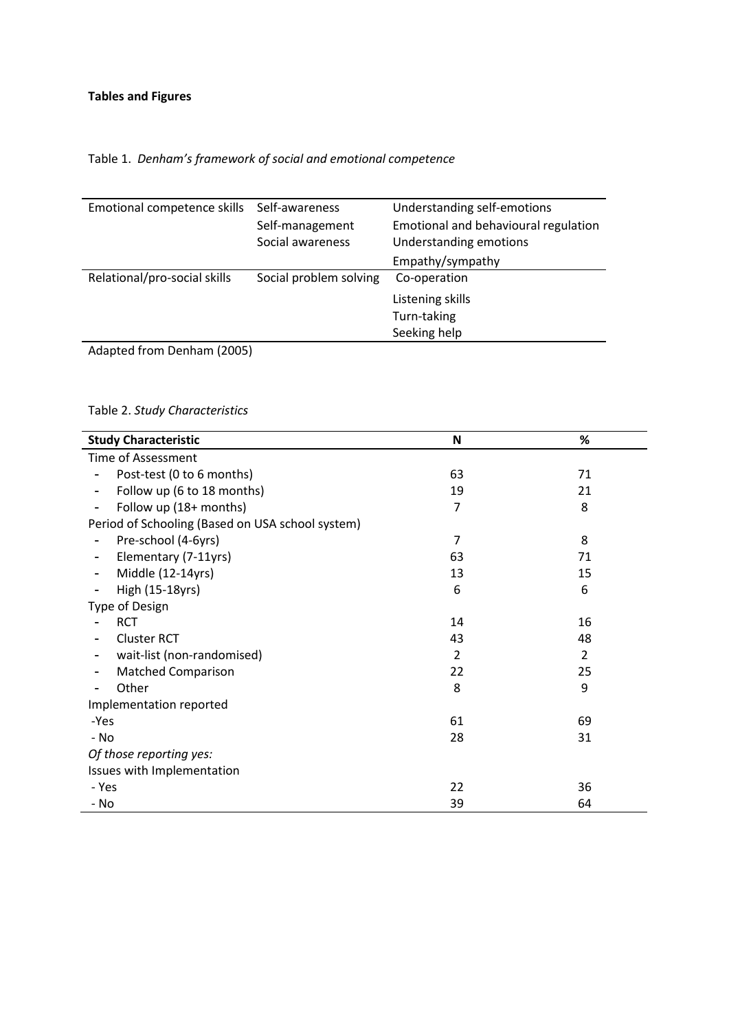**Tables and Figures**

Table 1. *Denham's framework of social and emotional competence*

| | | |
|---|---|---|
| Emotional competence skills | Self-awareness | Understanding self-emotions |
| | Self-management | Emotional and behavioural regulation |
| | Social awareness | Understanding emotions |
| | | Empathy/sympathy |
| Relational/pro-social skills | Social problem solving | Co-operation |
| | | Listening skills |
| | | Turn-taking |
| | | Seeking help |

Adapted from Denham (2005)

Table 2. *Study Characteristics*

| **Study Characteristic** | **N** | **%** |
|---|---|---|
| Time of Assessment | | |
| - Post-test (0 to 6 months) | 63 | 71 |
| - Follow up (6 to 18 months) | 19 | 21 |
| - Follow up (18+ months) | 7 | 8 |
| Period of Schooling (Based on USA school system) | | |
| - Pre-school (4-6yrs) | 7 | 8 |
| - Elementary (7-11yrs) | 63 | 71 |
| - Middle (12-14yrs) | 13 | 15 |
| - High (15-18yrs) | 6 | 6 |
| Type of Design | | |
| - RCT | 14 | 16 |
| - Cluster RCT | 43 | 48 |
| - wait-list (non-randomised) | 2 | 2 |
| - Matched Comparison | 22 | 25 |
| - Other | 8 | 9 |
| Implementation reported | | |
| -Yes | 61 | 69 |
| - No | 28 | 31 |
| *Of those reporting yes:* | | |
| Issues with Implementation | | |
| - Yes | 22 | 36 |
| - No | 39 | 64 |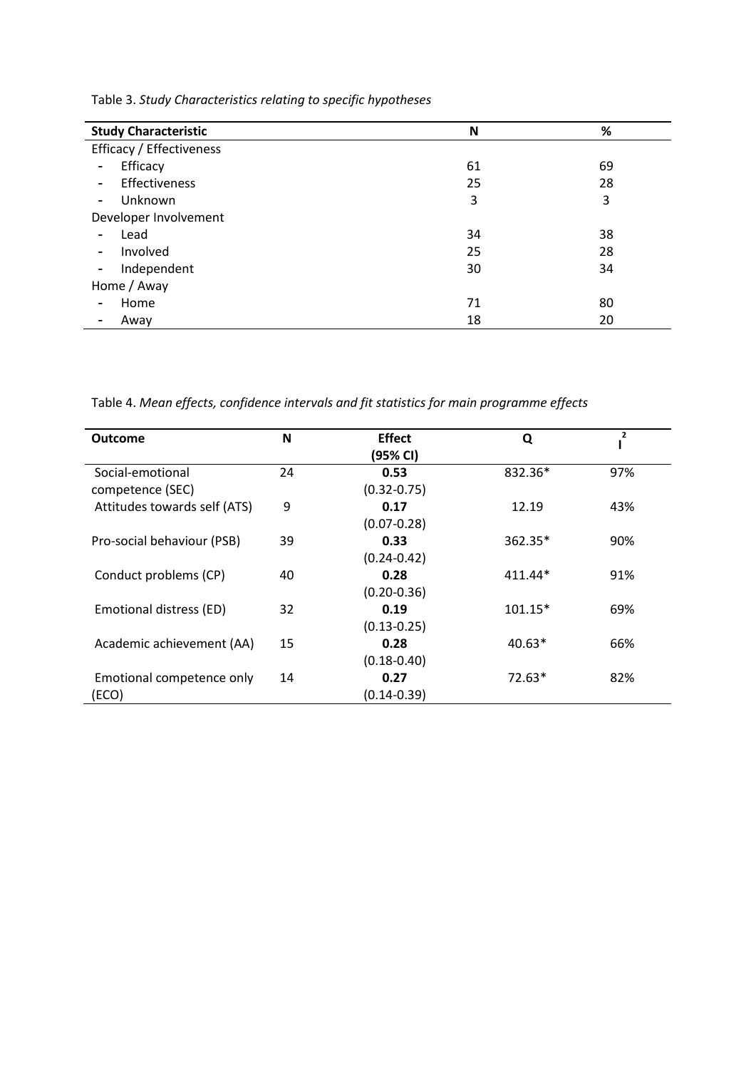Table 3. *Study Characteristics relating to specific hypotheses*

| **Study Characteristic** | **N** | **%** |
|---|---|---|
| Efficacy / Effectiveness | | |
| - Efficacy | 61 | 69 |
| - Effectiveness | 25 | 28 |
| - Unknown | 3 | 3 |
| Developer Involvement | | |
| - Lead | 34 | 38 |
| - Involved | 25 | 28 |
| - Independent | 30 | 34 |
| Home / Away | | |
| - Home | 71 | 80 |
| - Away | 18 | 20 |

Table 4. *Mean effects, confidence intervals and fit statistics for main programme effects*

| **Outcome** | **N** | **Effect (95% CI)** | **Q** | $I^2$ |
|---|---|---|---|---|
| Social-emotional competence (SEC) | 24 | **0.53** (0.32-0.75) | 832.36* | 97% |
| Attitudes towards self (ATS) | 9 | **0.17** (0.07-0.28) | 12.19 | 43% |
| Pro-social behaviour (PSB) | 39 | **0.33** (0.24-0.42) | 362.35* | 90% |
| Conduct problems (CP) | 40 | **0.28** (0.20-0.36) | 411.44* | 91% |
| Emotional distress (ED) | 32 | **0.19** (0.13-0.25) | 101.15* | 69% |
| Academic achievement (AA) | 15 | **0.28** (0.18-0.40) | 40.63* | 66% |
| Emotional competence only (ECO) | 14 | **0.27** (0.14-0.39) | 72.63* | 82% |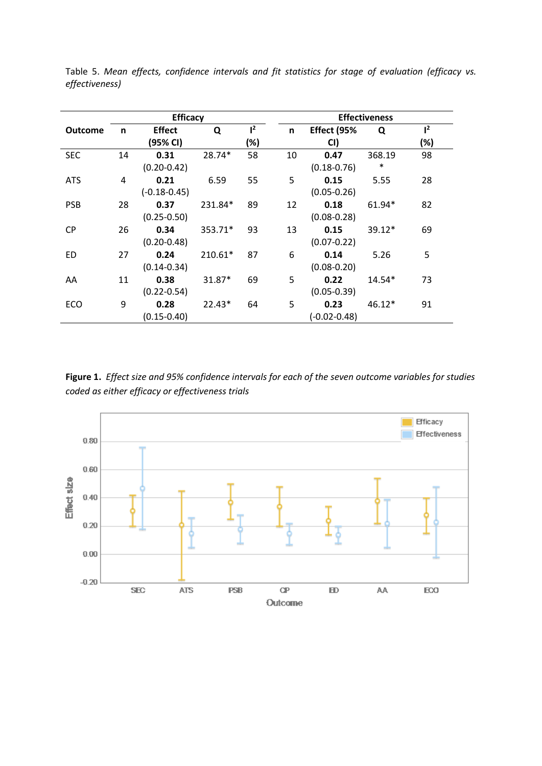Table 5. *Mean effects, confidence intervals and fit statistics for stage of evaluation (efficacy vs. effectiveness)*

| | Efficacy | | | | Effectiveness | | | |
|---|---|---|---|---|---|---|---|---|
| **Outcome** | **n** | **Effect (95% CI)** | **Q** | **$I^2$ (%)** | **n** | **Effect (95% CI)** | **Q** | **$I^2$ (%)** |
| SEC | 14 | **0.31** (0.20-0.42) | 28.74* | 58 | 10 | **0.47** (0.18-0.76) | 368.19* | 98 |
| ATS | 4 | **0.21** (-0.18-0.45) | 6.59 | 55 | 5 | **0.15** (0.05-0.26) | 5.55 | 28 |
| PSB | 28 | **0.37** (0.25-0.50) | 231.84* | 89 | 12 | **0.18** (0.08-0.28) | 61.94* | 82 |
| CP | 26 | **0.34** (0.20-0.48) | 353.71* | 93 | 13 | **0.15** (0.07-0.22) | 39.12* | 69 |
| ED | 27 | **0.24** (0.14-0.34) | 210.61* | 87 | 6 | **0.14** (0.08-0.20) | 5.26 | 5 |
| AA | 11 | **0.38** (0.22-0.54) | 31.87* | 69 | 5 | **0.22** (0.05-0.39) | 14.54* | 73 |
| ECO | 9 | **0.28** (0.15-0.40) | 22.43* | 64 | 5 | **0.23** (-0.02-0.48) | 46.12* | 91 |

**Figure 1.** *Effect size and 95% confidence intervals for each of the seven outcome variables for studies coded as either efficacy or effectiveness trials*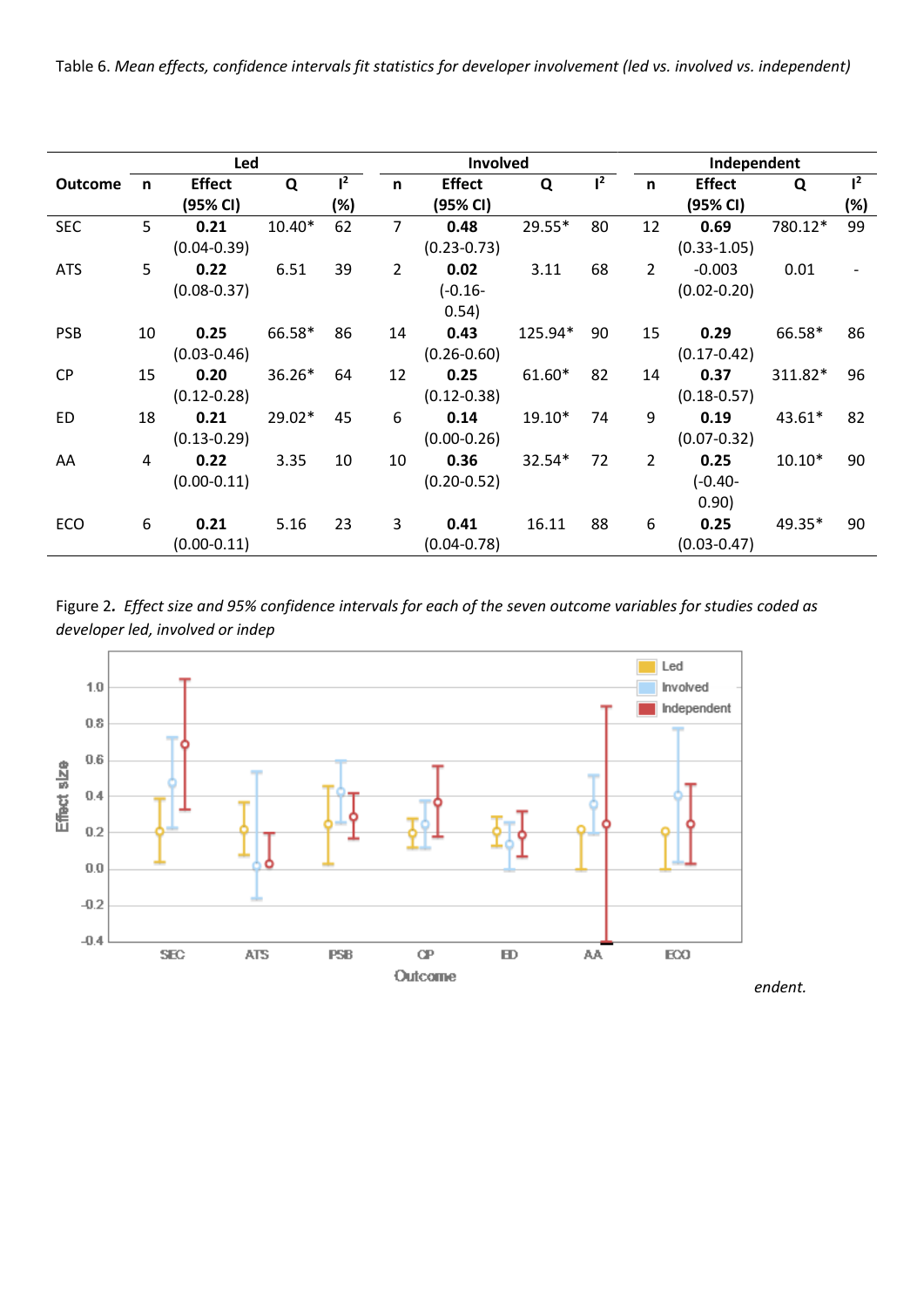Table 6. *Mean effects, confidence intervals fit statistics for developer involvement (led vs. involved vs. independent)*

| Outcome | Led | | | | Involved | | | | Independent | | | |
|---|---|---|---|---|---|---|---|---|---|---|---|---|
| | n | Effect (95% CI) | Q | $I^2$ (%) | n | Effect (95% CI) | Q | $I^2$ | n | Effect (95% CI) | Q | $I^2$ (%) |
| SEC | 5 | **0.21** (0.04-0.39) | 10.40* | 62 | 7 | **0.48** (0.23-0.73) | 29.55* | 80 | 12 | **0.69** (0.33-1.05) | 780.12* | 99 |
| ATS | 5 | **0.22** (0.08-0.37) | 6.51 | 39 | 2 | **0.02** (-0.16-0.54) | 3.11 | 68 | 2 | -0.003 (0.02-0.20) | 0.01 | - |
| PSB | 10 | **0.25** (0.03-0.46) | 66.58* | 86 | 14 | **0.43** (0.26-0.60) | 125.94* | 90 | 15 | **0.29** (0.17-0.42) | 66.58* | 86 |
| CP | 15 | **0.20** (0.12-0.28) | 36.26* | 64 | 12 | **0.25** (0.12-0.38) | 61.60* | 82 | 14 | **0.37** (0.18-0.57) | 311.82* | 96 |
| ED | 18 | **0.21** (0.13-0.29) | 29.02* | 45 | 6 | **0.14** (0.00-0.26) | 19.10* | 74 | 9 | **0.19** (0.07-0.32) | 43.61* | 82 |
| AA | 4 | **0.22** (0.00-0.11) | 3.35 | 10 | 10 | **0.36** (0.20-0.52) | 32.54* | 72 | 2 | **0.25** (-0.40-0.90) | 10.10* | 90 |
| ECO | 6 | **0.21** (0.00-0.11) | 5.16 | 23 | 3 | **0.41** (0.04-0.78) | 16.11 | 88 | 6 | **0.25** (0.03-0.47) | 49.35* | 90 |

Figure 2**.** *Effect size and 95% confidence intervals for each of the seven outcome variables for studies coded as developer led, involved or independent.*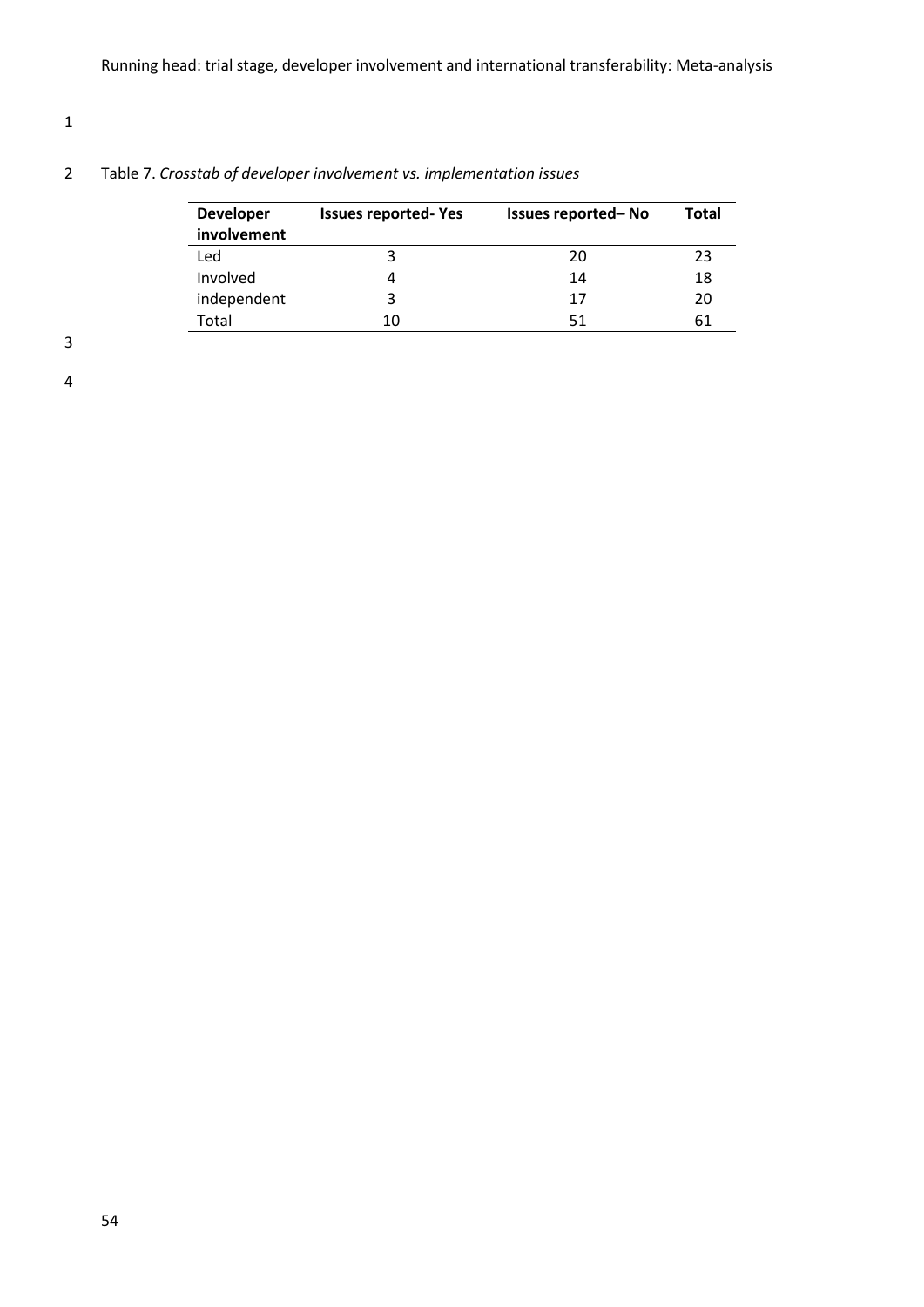Table 7. *Crosstab of developer involvement vs. implementation issues*

| Developer involvement | Issues reported- Yes | Issues reported– No | Total |
|---|---|---|---|
| Led | 3 | 20 | 23 |
| Involved | 4 | 14 | 18 |
| independent | 3 | 17 | 20 |
| Total | 10 | 51 | 61 |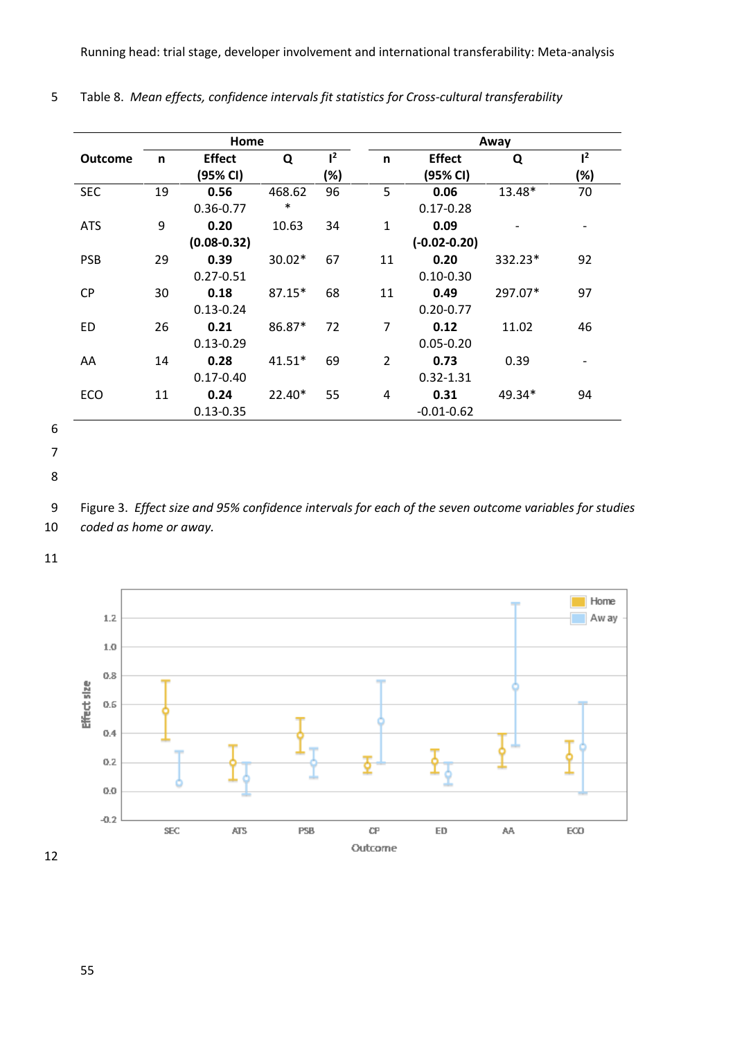Table 8. *Mean effects, confidence intervals fit statistics for Cross-cultural transferability*

| Outcome | Home | | | | Away | | | |
|---|---|---|---|---|---|---|---|---|
| | n | Effect (95% CI) | Q | $I^2$ (%) | n | Effect (95% CI) | Q | $I^2$ (%) |
| SEC | 19 | **0.56** 0.36-0.77 | 468.62* | 96 | 5 | **0.06** 0.17-0.28 | 13.48* | 70 |
| ATS | 9 | **0.20** **(0.08-0.32)** | 10.63 | 34 | 1 | **0.09** **(-0.02-0.20)** | - | - |
| PSB | 29 | **0.39** 0.27-0.51 | 30.02* | 67 | 11 | **0.20** 0.10-0.30 | 332.23* | 92 |
| CP | 30 | **0.18** 0.13-0.24 | 87.15* | 68 | 11 | **0.49** 0.20-0.77 | 297.07* | 97 |
| ED | 26 | **0.21** 0.13-0.29 | 86.87* | 72 | 7 | **0.12** 0.05-0.20 | 11.02 | 46 |
| AA | 14 | **0.28** 0.17-0.40 | 41.51* | 69 | 2 | **0.73** 0.32-1.31 | 0.39 | - |
| ECO | 11 | **0.24** 0.13-0.35 | 22.40* | 55 | 4 | **0.31** -0.01-0.62 | 49.34* | 94 |

Figure 3. *Effect size and 95% confidence intervals for each of the seven outcome variables for studies coded as home or away.*

Home
Away
Effect size
1.2
1.0
0.8
0.6
0.4
0.2
0.0
-0.2
SEC
ATS
PSB
CP
ED
AA
ECO
Outcome